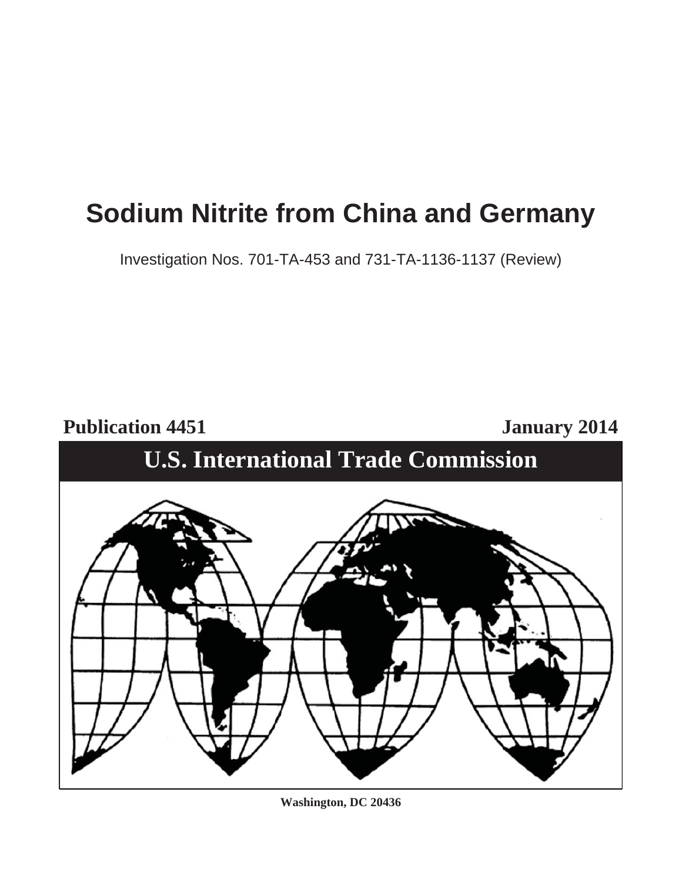# Sodium Nitrite from China and Germany

Investigation Nos. 701-TA-453 and 731-TA-1136-1137 (Review)

**Publication 4451** **January 2014**

## U.S. International Trade Commission

**Washington, DC 20436**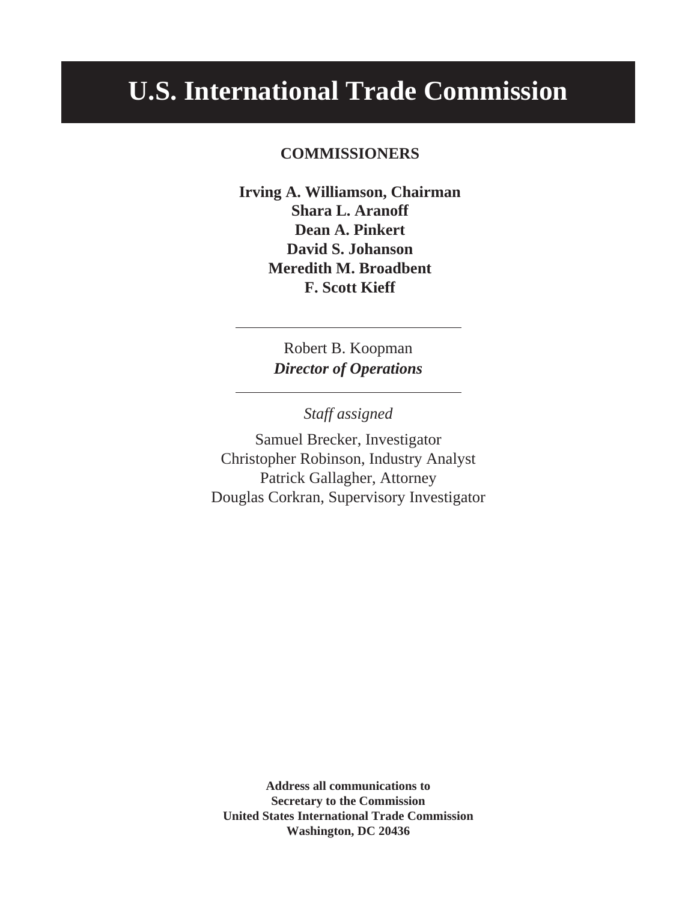# U.S. International Trade Commission

**COMMISSIONERS**

**Irving A. Williamson, Chairman**
**Shara L. Aranoff**
**Dean A. Pinkert**
**David S. Johanson**
**Meredith M. Broadbent**
**F. Scott Kieff**

---

Robert B. Koopman
***Director of Operations***

---

*Staff assigned*

Samuel Brecker, Investigator
Christopher Robinson, Industry Analyst
Patrick Gallagher, Attorney
Douglas Corkran, Supervisory Investigator

**Address all communications to**
**Secretary to the Commission**
**United States International Trade Commission**
**Washington, DC 20436**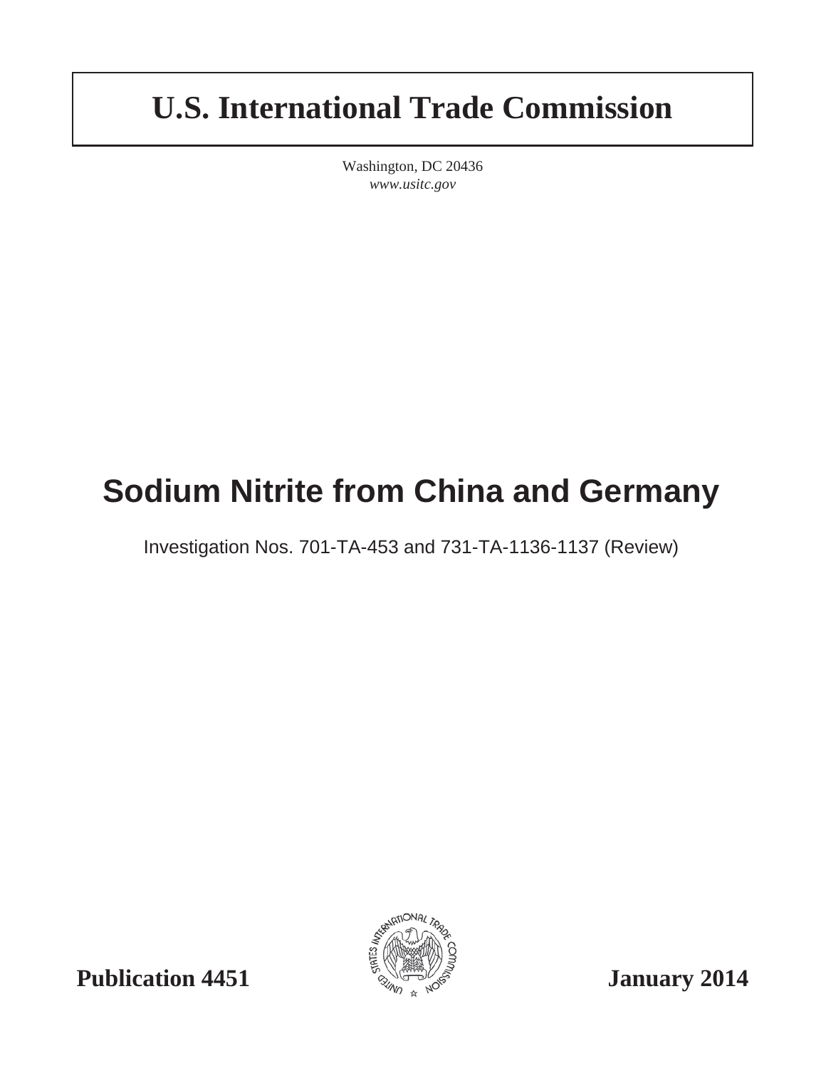# U.S. International Trade Commission

Washington, DC 20436
*www.usitc.gov*

# Sodium Nitrite from China and Germany

Investigation Nos. 701-TA-453 and 731-TA-1136-1137 (Review)

**Publication 4451** **January 2014**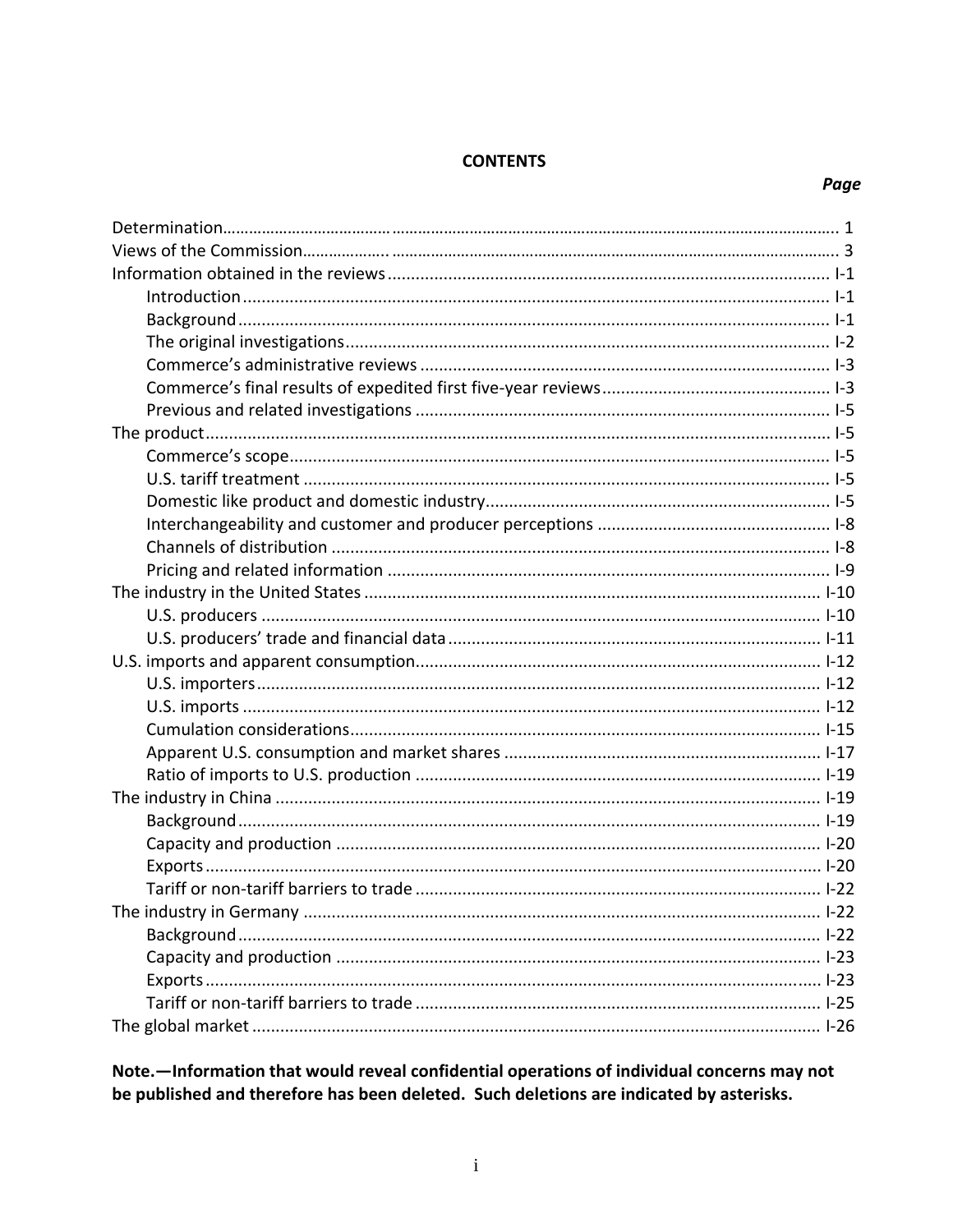# CONTENTS

| | Page |
|---|---|
| Determination | 1 |
| Views of the Commission | 3 |
| Information obtained in the reviews | I-1 |
| Introduction | I-1 |
| Background | I-1 |
| The original investigations | I-2 |
| Commerce's administrative reviews | I-3 |
| Commerce's final results of expedited first five-year reviews | I-3 |
| Previous and related investigations | I-5 |
| The product | I-5 |
| Commerce's scope | I-5 |
| U.S. tariff treatment | I-5 |
| Domestic like product and domestic industry | I-5 |
| Interchangeability and customer and producer perceptions | I-8 |
| Channels of distribution | I-8 |
| Pricing and related information | I-9 |
| The industry in the United States | I-10 |
| U.S. producers | I-10 |
| U.S. producers' trade and financial data | I-11 |
| U.S. imports and apparent consumption | I-12 |
| U.S. importers | I-12 |
| U.S. imports | I-12 |
| Cumulation considerations | I-15 |
| Apparent U.S. consumption and market shares | I-17 |
| Ratio of imports to U.S. production | I-19 |
| The industry in China | I-19 |
| Background | I-19 |
| Capacity and production | I-20 |
| Exports | I-20 |
| Tariff or non-tariff barriers to trade | I-22 |
| The industry in Germany | I-22 |
| Background | I-22 |
| Capacity and production | I-23 |
| Exports | I-23 |
| Tariff or non-tariff barriers to trade | I-25 |
| The global market | I-26 |

**Note.—Information that would reveal confidential operations of individual concerns may not be published and therefore has been deleted. Such deletions are indicated by asterisks.**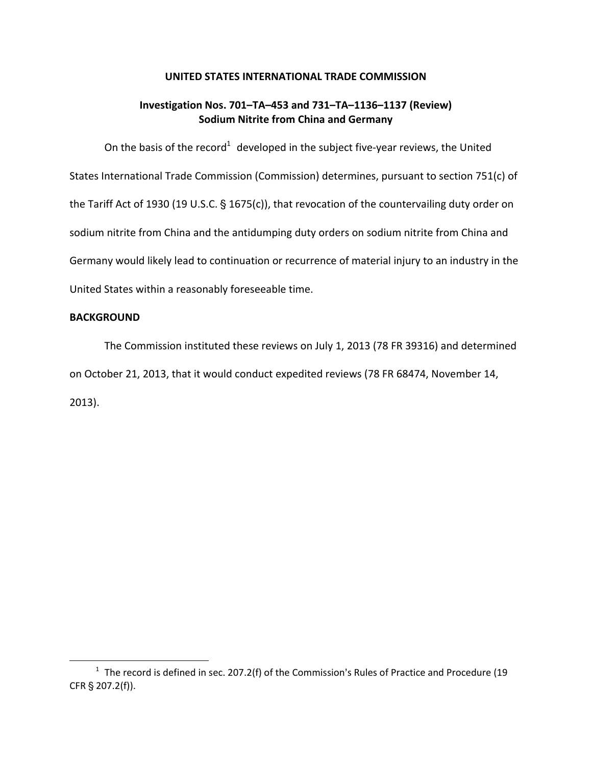**UNITED STATES INTERNATIONAL TRADE COMMISSION**

**Investigation Nos. 701–TA–453 and 731–TA–1136–1137 (Review)**
**Sodium Nitrite from China and Germany**

On the basis of the record[1] developed in the subject five-year reviews, the United States International Trade Commission (Commission) determines, pursuant to section 751(c) of the Tariff Act of 1930 (19 U.S.C. § 1675(c)), that revocation of the countervailing duty order on sodium nitrite from China and the antidumping duty orders on sodium nitrite from China and Germany would likely lead to continuation or recurrence of material injury to an industry in the United States within a reasonably foreseeable time.

**BACKGROUND**

The Commission instituted these reviews on July 1, 2013 (78 FR 39316) and determined on October 21, 2013, that it would conduct expedited reviews (78 FR 68474, November 14, 2013).

---

[1] The record is defined in sec. 207.2(f) of the Commission's Rules of Practice and Procedure (19 CFR § 207.2(f)).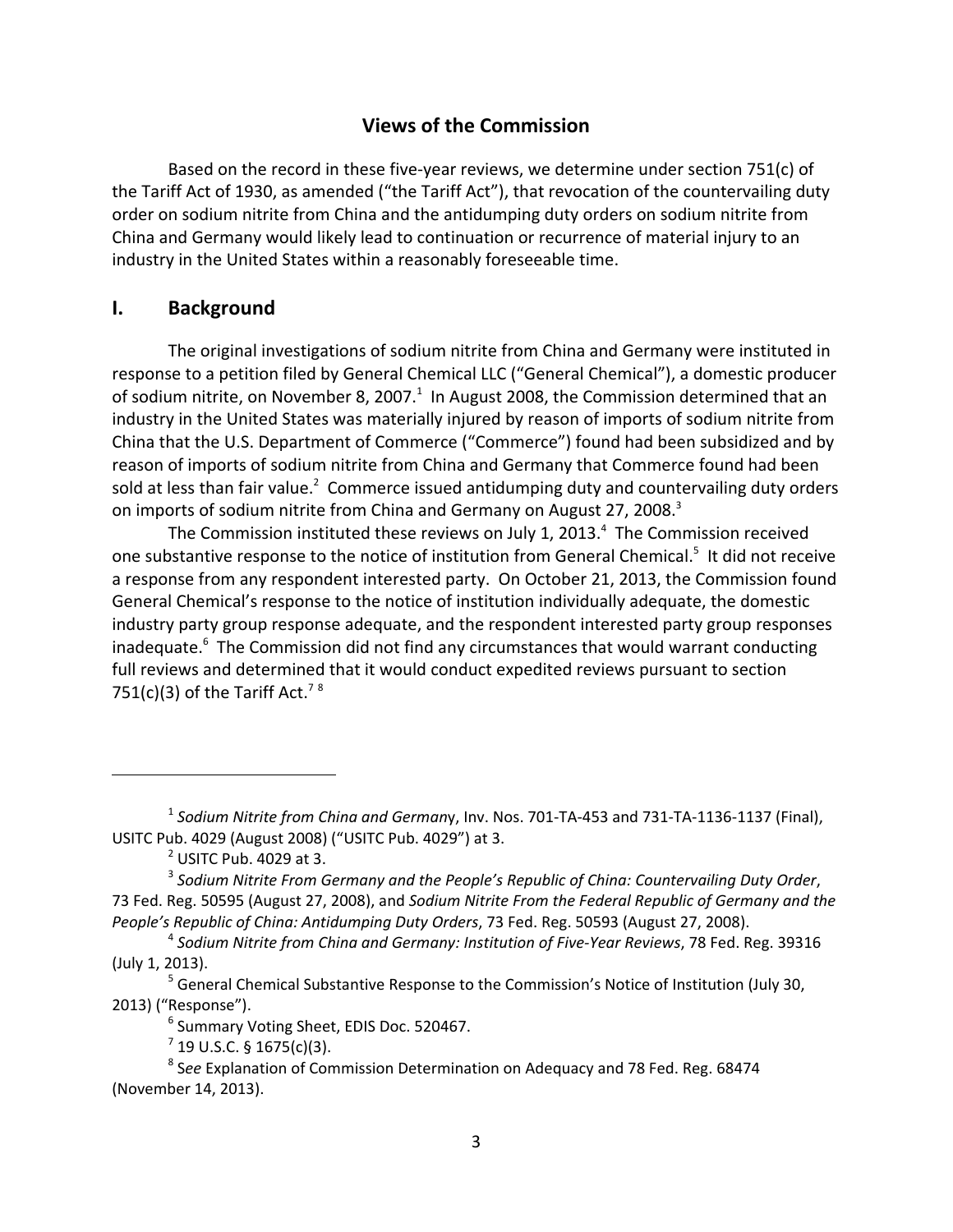## Views of the Commission

Based on the record in these five-year reviews, we determine under section 751(c) of the Tariff Act of 1930, as amended ("the Tariff Act"), that revocation of the countervailing duty order on sodium nitrite from China and the antidumping duty orders on sodium nitrite from China and Germany would likely lead to continuation or recurrence of material injury to an industry in the United States within a reasonably foreseeable time.

## I. Background

The original investigations of sodium nitrite from China and Germany were instituted in response to a petition filed by General Chemical LLC ("General Chemical"), a domestic producer of sodium nitrite, on November 8, 2007.[1] In August 2008, the Commission determined that an industry in the United States was materially injured by reason of imports of sodium nitrite from China that the U.S. Department of Commerce ("Commerce") found had been subsidized and by reason of imports of sodium nitrite from China and Germany that Commerce found had been sold at less than fair value.[2] Commerce issued antidumping duty and countervailing duty orders on imports of sodium nitrite from China and Germany on August 27, 2008.[3]

The Commission instituted these reviews on July 1, 2013.[4] The Commission received one substantive response to the notice of institution from General Chemical.[5] It did not receive a response from any respondent interested party. On October 21, 2013, the Commission found General Chemical's response to the notice of institution individually adequate, the domestic industry party group response adequate, and the respondent interested party group responses inadequate.[6] The Commission did not find any circumstances that would warrant conducting full reviews and determined that it would conduct expedited reviews pursuant to section 751(c)(3) of the Tariff Act.[7] [8]

---

[1] *Sodium Nitrite from China and Germany*, Inv. Nos. 701-TA-453 and 731-TA-1136-1137 (Final), USITC Pub. 4029 (August 2008) ("USITC Pub. 4029") at 3.

[2] USITC Pub. 4029 at 3.

[3] *Sodium Nitrite From Germany and the People's Republic of China: Countervailing Duty Order*, 73 Fed. Reg. 50595 (August 27, 2008), and *Sodium Nitrite From the Federal Republic of Germany and the People's Republic of China: Antidumping Duty Orders*, 73 Fed. Reg. 50593 (August 27, 2008).

[4] *Sodium Nitrite from China and Germany: Institution of Five-Year Reviews*, 78 Fed. Reg. 39316 (July 1, 2013).

[5] General Chemical Substantive Response to the Commission's Notice of Institution (July 30, 2013) ("Response").

[6] Summary Voting Sheet, EDIS Doc. 520467.

[7] 19 U.S.C. § 1675(c)(3).

[8] *See* Explanation of Commission Determination on Adequacy and 78 Fed. Reg. 68474 (November 14, 2013).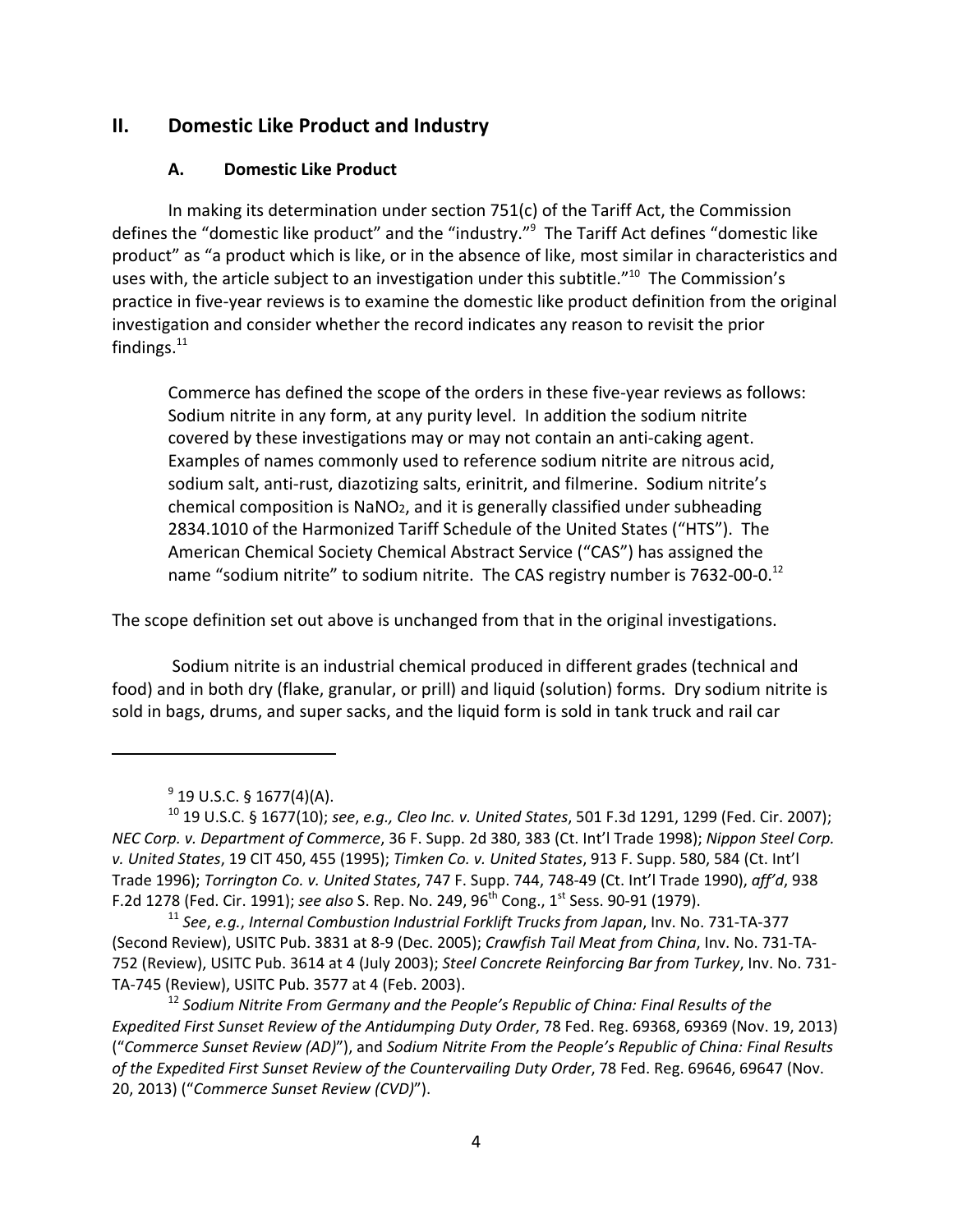## II. Domestic Like Product and Industry

### A. Domestic Like Product

In making its determination under section 751(c) of the Tariff Act, the Commission defines the "domestic like product" and the "industry."[9] The Tariff Act defines "domestic like product" as "a product which is like, or in the absence of like, most similar in characteristics and uses with, the article subject to an investigation under this subtitle."[10] The Commission's practice in five-year reviews is to examine the domestic like product definition from the original investigation and consider whether the record indicates any reason to revisit the prior findings.[11]

> Commerce has defined the scope of the orders in these five-year reviews as follows: Sodium nitrite in any form, at any purity level. In addition the sodium nitrite covered by these investigations may or may not contain an anti-caking agent. Examples of names commonly used to reference sodium nitrite are nitrous acid, sodium salt, anti-rust, diazotizing salts, erinitrit, and filmerine. Sodium nitrite's chemical composition is $NaNO_2$, and it is generally classified under subheading 2834.1010 of the Harmonized Tariff Schedule of the United States ("HTS"). The American Chemical Society Chemical Abstract Service ("CAS") has assigned the name "sodium nitrite" to sodium nitrite. The CAS registry number is 7632-00-0.[12]

The scope definition set out above is unchanged from that in the original investigations.

Sodium nitrite is an industrial chemical produced in different grades (technical and food) and in both dry (flake, granular, or prill) and liquid (solution) forms. Dry sodium nitrite is sold in bags, drums, and super sacks, and the liquid form is sold in tank truck and rail car

---

[9] 19 U.S.C. § 1677(4)(A).

[10] 19 U.S.C. § 1677(10); *see*, *e.g., Cleo Inc. v. United States*, 501 F.3d 1291, 1299 (Fed. Cir. 2007); *NEC Corp. v. Department of Commerce*, 36 F. Supp. 2d 380, 383 (Ct. Int'l Trade 1998); *Nippon Steel Corp. v. United States*, 19 CIT 450, 455 (1995); *Timken Co. v. United States*, 913 F. Supp. 580, 584 (Ct. Int'l Trade 1996); *Torrington Co. v. United States*, 747 F. Supp. 744, 748-49 (Ct. Int'l Trade 1990), *aff'd*, 938 F.2d 1278 (Fed. Cir. 1991); *see also* S. Rep. No. 249, 96th Cong., 1st Sess. 90-91 (1979).

[11] *See*, *e.g.*, *Internal Combustion Industrial Forklift Trucks from Japan*, Inv. No. 731-TA-377 (Second Review), USITC Pub. 3831 at 8-9 (Dec. 2005); *Crawfish Tail Meat from China*, Inv. No. 731-TA-752 (Review), USITC Pub. 3614 at 4 (July 2003); *Steel Concrete Reinforcing Bar from Turkey*, Inv. No. 731-TA-745 (Review), USITC Pub. 3577 at 4 (Feb. 2003).

[12] *Sodium Nitrite From Germany and the People's Republic of China: Final Results of the Expedited First Sunset Review of the Antidumping Duty Order*, 78 Fed. Reg. 69368, 69369 (Nov. 19, 2013) ("*Commerce Sunset Review (AD)*"), and *Sodium Nitrite From the People's Republic of China: Final Results of the Expedited First Sunset Review of the Countervailing Duty Order*, 78 Fed. Reg. 69646, 69647 (Nov. 20, 2013) ("*Commerce Sunset Review (CVD)*").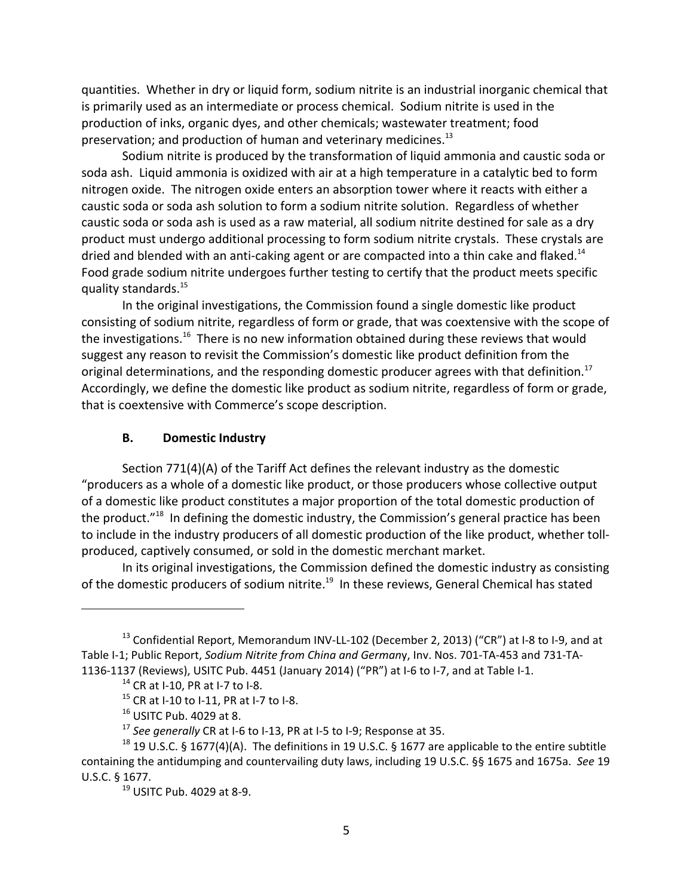quantities. Whether in dry or liquid form, sodium nitrite is an industrial inorganic chemical that is primarily used as an intermediate or process chemical. Sodium nitrite is used in the production of inks, organic dyes, and other chemicals; wastewater treatment; food preservation; and production of human and veterinary medicines.[13]

Sodium nitrite is produced by the transformation of liquid ammonia and caustic soda or soda ash. Liquid ammonia is oxidized with air at a high temperature in a catalytic bed to form nitrogen oxide. The nitrogen oxide enters an absorption tower where it reacts with either a caustic soda or soda ash solution to form a sodium nitrite solution. Regardless of whether caustic soda or soda ash is used as a raw material, all sodium nitrite destined for sale as a dry product must undergo additional processing to form sodium nitrite crystals. These crystals are dried and blended with an anti-caking agent or are compacted into a thin cake and flaked.[14] Food grade sodium nitrite undergoes further testing to certify that the product meets specific quality standards.[15]

In the original investigations, the Commission found a single domestic like product consisting of sodium nitrite, regardless of form or grade, that was coextensive with the scope of the investigations.[16] There is no new information obtained during these reviews that would suggest any reason to revisit the Commission's domestic like product definition from the original determinations, and the responding domestic producer agrees with that definition.[17] Accordingly, we define the domestic like product as sodium nitrite, regardless of form or grade, that is coextensive with Commerce's scope description.

### B. Domestic Industry

Section 771(4)(A) of the Tariff Act defines the relevant industry as the domestic "producers as a whole of a domestic like product, or those producers whose collective output of a domestic like product constitutes a major proportion of the total domestic production of the product."[18] In defining the domestic industry, the Commission's general practice has been to include in the industry producers of all domestic production of the like product, whether toll-produced, captively consumed, or sold in the domestic merchant market.

In its original investigations, the Commission defined the domestic industry as consisting of the domestic producers of sodium nitrite.[19] In these reviews, General Chemical has stated

---

[13] Confidential Report, Memorandum INV-LL-102 (December 2, 2013) ("CR") at I-8 to I-9, and at Table I-1; Public Report, *Sodium Nitrite from China and Germany*, Inv. Nos. 701-TA-453 and 731-TA-1136-1137 (Reviews), USITC Pub. 4451 (January 2014) ("PR") at I-6 to I-7, and at Table I-1.

[14] CR at I-10, PR at I-7 to I-8.

[15] CR at I-10 to I-11, PR at I-7 to I-8.

[16] USITC Pub. 4029 at 8.

[17] *See generally* CR at I-6 to I-13, PR at I-5 to I-9; Response at 35.

[18] 19 U.S.C. § 1677(4)(A). The definitions in 19 U.S.C. § 1677 are applicable to the entire subtitle containing the antidumping and countervailing duty laws, including 19 U.S.C. §§ 1675 and 1675a. *See* 19 U.S.C. § 1677.

[19] USITC Pub. 4029 at 8-9.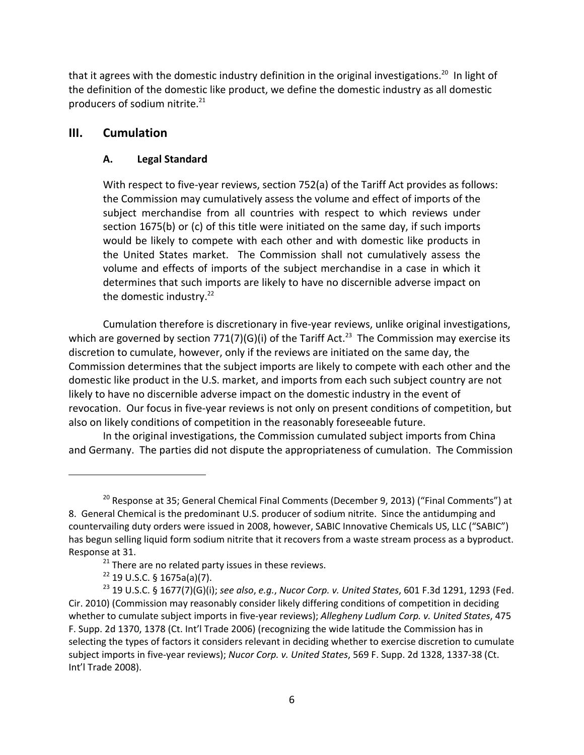that it agrees with the domestic industry definition in the original investigations.[20] In light of the definition of the domestic like product, we define the domestic industry as all domestic producers of sodium nitrite.[21]

## III. Cumulation

### A. Legal Standard

> With respect to five-year reviews, section 752(a) of the Tariff Act provides as follows: the Commission may cumulatively assess the volume and effect of imports of the subject merchandise from all countries with respect to which reviews under section 1675(b) or (c) of this title were initiated on the same day, if such imports would be likely to compete with each other and with domestic like products in the United States market. The Commission shall not cumulatively assess the volume and effects of imports of the subject merchandise in a case in which it determines that such imports are likely to have no discernible adverse impact on the domestic industry.[22]

Cumulation therefore is discretionary in five-year reviews, unlike original investigations, which are governed by section 771(7)(G)(i) of the Tariff Act.[23] The Commission may exercise its discretion to cumulate, however, only if the reviews are initiated on the same day, the Commission determines that the subject imports are likely to compete with each other and the domestic like product in the U.S. market, and imports from each such subject country are not likely to have no discernible adverse impact on the domestic industry in the event of revocation. Our focus in five-year reviews is not only on present conditions of competition, but also on likely conditions of competition in the reasonably foreseeable future.

In the original investigations, the Commission cumulated subject imports from China and Germany. The parties did not dispute the appropriateness of cumulation. The Commission

---

[20] Response at 35; General Chemical Final Comments (December 9, 2013) ("Final Comments") at 8. General Chemical is the predominant U.S. producer of sodium nitrite. Since the antidumping and countervailing duty orders were issued in 2008, however, SABIC Innovative Chemicals US, LLC ("SABIC") has begun selling liquid form sodium nitrite that it recovers from a waste stream process as a byproduct. Response at 31.

[21] There are no related party issues in these reviews.

[22] 19 U.S.C. § 1675a(a)(7).

[23] 19 U.S.C. § 1677(7)(G)(i); *see also*, *e.g.*, *Nucor Corp. v. United States*, 601 F.3d 1291, 1293 (Fed. Cir. 2010) (Commission may reasonably consider likely differing conditions of competition in deciding whether to cumulate subject imports in five-year reviews); *Allegheny Ludlum Corp. v. United States*, 475 F. Supp. 2d 1370, 1378 (Ct. Int'l Trade 2006) (recognizing the wide latitude the Commission has in selecting the types of factors it considers relevant in deciding whether to exercise discretion to cumulate subject imports in five-year reviews); *Nucor Corp. v. United States*, 569 F. Supp. 2d 1328, 1337-38 (Ct. Int'l Trade 2008).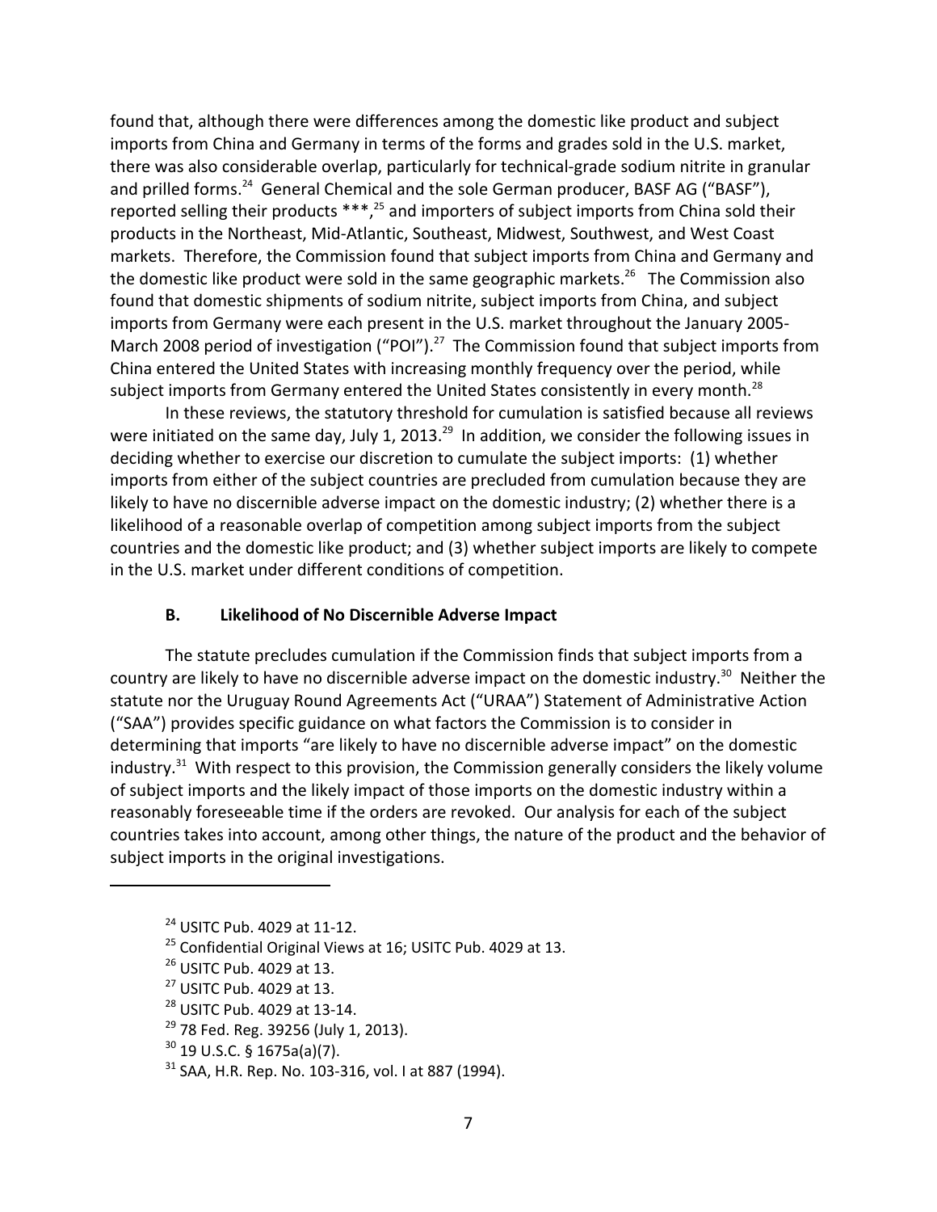found that, although there were differences among the domestic like product and subject imports from China and Germany in terms of the forms and grades sold in the U.S. market, there was also considerable overlap, particularly for technical-grade sodium nitrite in granular and prilled forms.[24] General Chemical and the sole German producer, BASF AG ("BASF"), reported selling their products ***,[25] and importers of subject imports from China sold their products in the Northeast, Mid-Atlantic, Southeast, Midwest, Southwest, and West Coast markets. Therefore, the Commission found that subject imports from China and Germany and the domestic like product were sold in the same geographic markets.[26] The Commission also found that domestic shipments of sodium nitrite, subject imports from China, and subject imports from Germany were each present in the U.S. market throughout the January 2005-March 2008 period of investigation ("POI").[27] The Commission found that subject imports from China entered the United States with increasing monthly frequency over the period, while subject imports from Germany entered the United States consistently in every month.[28]

In these reviews, the statutory threshold for cumulation is satisfied because all reviews were initiated on the same day, July 1, 2013.[29] In addition, we consider the following issues in deciding whether to exercise our discretion to cumulate the subject imports: (1) whether imports from either of the subject countries are precluded from cumulation because they are likely to have no discernible adverse impact on the domestic industry; (2) whether there is a likelihood of a reasonable overlap of competition among subject imports from the subject countries and the domestic like product; and (3) whether subject imports are likely to compete in the U.S. market under different conditions of competition.

### B. Likelihood of No Discernible Adverse Impact

The statute precludes cumulation if the Commission finds that subject imports from a country are likely to have no discernible adverse impact on the domestic industry.[30] Neither the statute nor the Uruguay Round Agreements Act ("URAA") Statement of Administrative Action ("SAA") provides specific guidance on what factors the Commission is to consider in determining that imports "are likely to have no discernible adverse impact" on the domestic industry.[31] With respect to this provision, the Commission generally considers the likely volume of subject imports and the likely impact of those imports on the domestic industry within a reasonably foreseeable time if the orders are revoked. Our analysis for each of the subject countries takes into account, among other things, the nature of the product and the behavior of subject imports in the original investigations.

---

[24] USITC Pub. 4029 at 11-12.

[25] Confidential Original Views at 16; USITC Pub. 4029 at 13.

[26] USITC Pub. 4029 at 13.

[27] USITC Pub. 4029 at 13.

[28] USITC Pub. 4029 at 13-14.

[29] 78 Fed. Reg. 39256 (July 1, 2013).

[30] 19 U.S.C. § 1675a(a)(7).

[31] SAA, H.R. Rep. No. 103-316, vol. I at 887 (1994).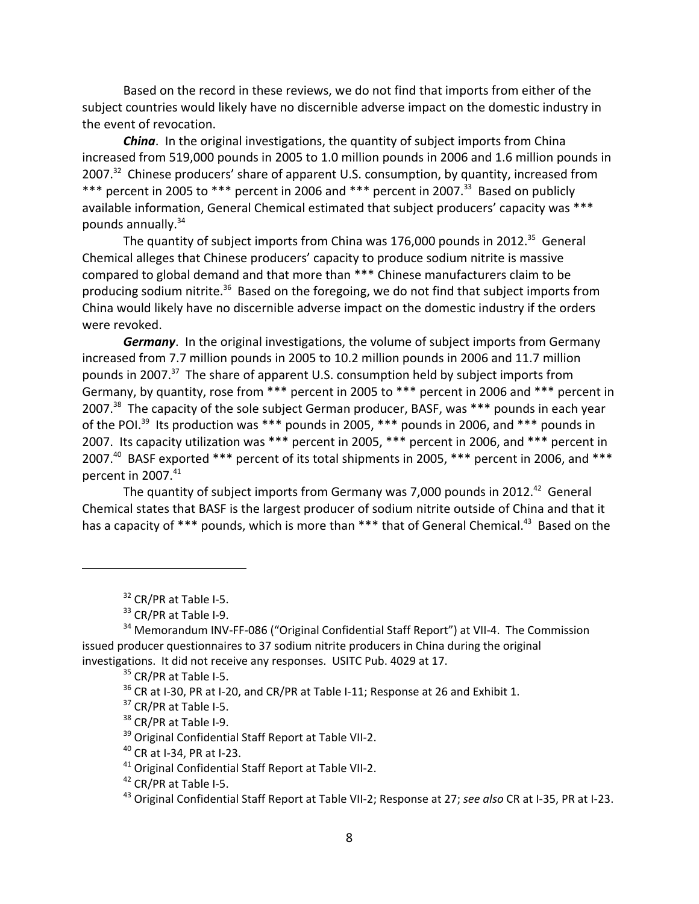Based on the record in these reviews, we do not find that imports from either of the subject countries would likely have no discernible adverse impact on the domestic industry in the event of revocation.

***China***. In the original investigations, the quantity of subject imports from China increased from 519,000 pounds in 2005 to 1.0 million pounds in 2006 and 1.6 million pounds in 2007.[32] Chinese producers' share of apparent U.S. consumption, by quantity, increased from *** percent in 2005 to *** percent in 2006 and *** percent in 2007.[33] Based on publicly available information, General Chemical estimated that subject producers' capacity was *** pounds annually.[34]

The quantity of subject imports from China was 176,000 pounds in 2012.[35] General Chemical alleges that Chinese producers' capacity to produce sodium nitrite is massive compared to global demand and that more than *** Chinese manufacturers claim to be producing sodium nitrite.[36] Based on the foregoing, we do not find that subject imports from China would likely have no discernible adverse impact on the domestic industry if the orders were revoked.

***Germany***. In the original investigations, the volume of subject imports from Germany increased from 7.7 million pounds in 2005 to 10.2 million pounds in 2006 and 11.7 million pounds in 2007.[37] The share of apparent U.S. consumption held by subject imports from Germany, by quantity, rose from *** percent in 2005 to *** percent in 2006 and *** percent in 2007.[38] The capacity of the sole subject German producer, BASF, was *** pounds in each year of the POI.[39] Its production was *** pounds in 2005, *** pounds in 2006, and *** pounds in 2007. Its capacity utilization was *** percent in 2005, *** percent in 2006, and *** percent in 2007.[40] BASF exported *** percent of its total shipments in 2005, *** percent in 2006, and *** percent in 2007.[41]

The quantity of subject imports from Germany was 7,000 pounds in 2012.[42] General Chemical states that BASF is the largest producer of sodium nitrite outside of China and that it has a capacity of *** pounds, which is more than *** that of General Chemical.[43] Based on the

---

[32] CR/PR at Table I-5.

[33] CR/PR at Table I-9.

[34] Memorandum INV-FF-086 ("Original Confidential Staff Report") at VII-4. The Commission issued producer questionnaires to 37 sodium nitrite producers in China during the original investigations. It did not receive any responses. USITC Pub. 4029 at 17.

[35] CR/PR at Table I-5.

[36] CR at I-30, PR at I-20, and CR/PR at Table I-11; Response at 26 and Exhibit 1.

[37] CR/PR at Table I-5.

[38] CR/PR at Table I-9.

[39] Original Confidential Staff Report at Table VII-2.

[40] CR at I-34, PR at I-23.

[41] Original Confidential Staff Report at Table VII-2.

[42] CR/PR at Table I-5.

[43] Original Confidential Staff Report at Table VII-2; Response at 27; *see also* CR at I-35, PR at I-23.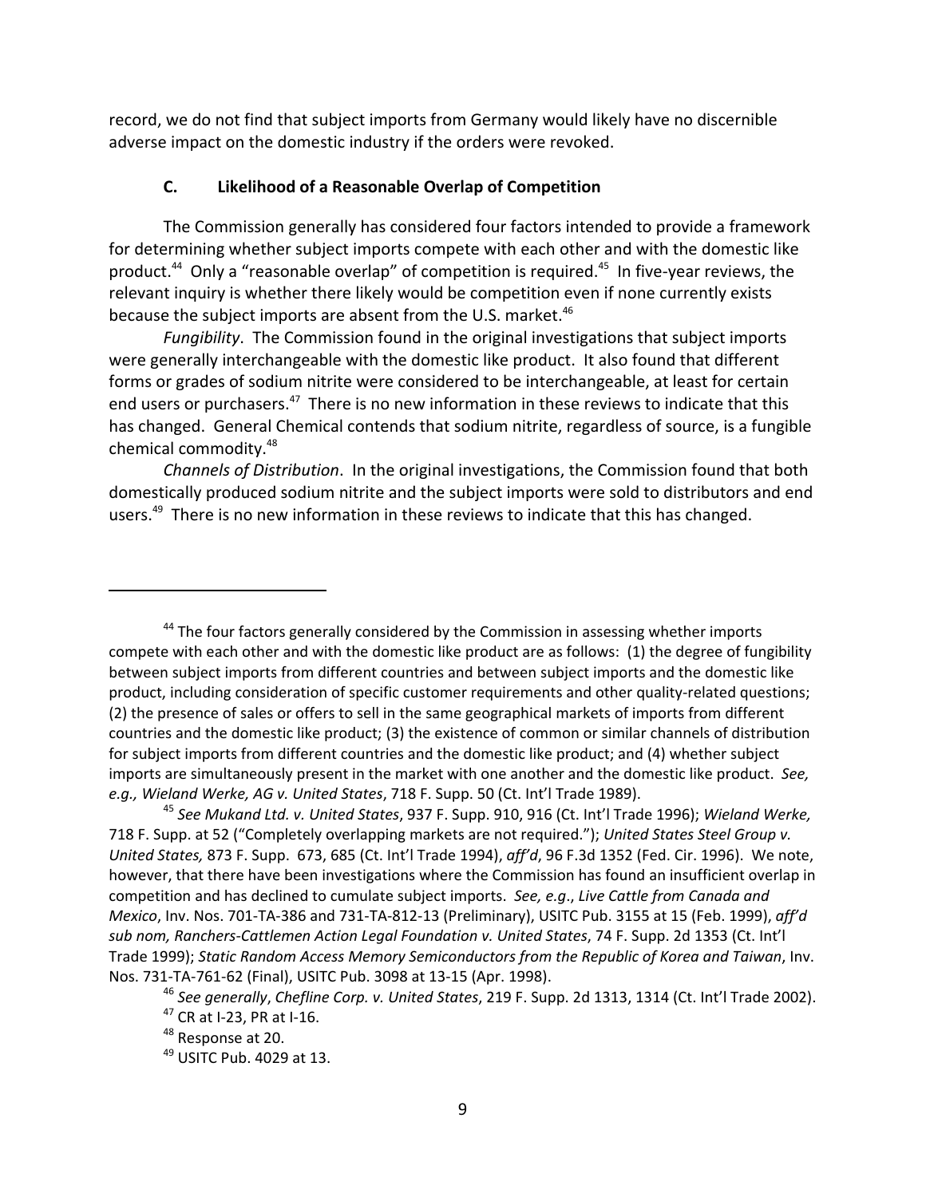record, we do not find that subject imports from Germany would likely have no discernible adverse impact on the domestic industry if the orders were revoked.

### C. Likelihood of a Reasonable Overlap of Competition

The Commission generally has considered four factors intended to provide a framework for determining whether subject imports compete with each other and with the domestic like product.[44] Only a "reasonable overlap" of competition is required.[45] In five-year reviews, the relevant inquiry is whether there likely would be competition even if none currently exists because the subject imports are absent from the U.S. market.[46]

*Fungibility*. The Commission found in the original investigations that subject imports were generally interchangeable with the domestic like product. It also found that different forms or grades of sodium nitrite were considered to be interchangeable, at least for certain end users or purchasers.[47] There is no new information in these reviews to indicate that this has changed. General Chemical contends that sodium nitrite, regardless of source, is a fungible chemical commodity.[48]

*Channels of Distribution*. In the original investigations, the Commission found that both domestically produced sodium nitrite and the subject imports were sold to distributors and end users.[49] There is no new information in these reviews to indicate that this has changed.

---

[44] The four factors generally considered by the Commission in assessing whether imports compete with each other and with the domestic like product are as follows: (1) the degree of fungibility between subject imports from different countries and between subject imports and the domestic like product, including consideration of specific customer requirements and other quality-related questions; (2) the presence of sales or offers to sell in the same geographical markets of imports from different countries and the domestic like product; (3) the existence of common or similar channels of distribution for subject imports from different countries and the domestic like product; and (4) whether subject imports are simultaneously present in the market with one another and the domestic like product. *See, e.g., Wieland Werke, AG v. United States*, 718 F. Supp. 50 (Ct. Int'l Trade 1989).

[45] *See Mukand Ltd. v. United States*, 937 F. Supp. 910, 916 (Ct. Int'l Trade 1996); *Wieland Werke,* 718 F. Supp. at 52 ("Completely overlapping markets are not required."); *United States Steel Group v. United States,* 873 F. Supp. 673, 685 (Ct. Int'l Trade 1994), *aff'd*, 96 F.3d 1352 (Fed. Cir. 1996). We note, however, that there have been investigations where the Commission has found an insufficient overlap in competition and has declined to cumulate subject imports. *See, e.g*., *Live Cattle from Canada and Mexico*, Inv. Nos. 701-TA-386 and 731-TA-812-13 (Preliminary), USITC Pub. 3155 at 15 (Feb. 1999), *aff'd sub nom, Ranchers-Cattlemen Action Legal Foundation v. United States*, 74 F. Supp. 2d 1353 (Ct. Int'l Trade 1999); *Static Random Access Memory Semiconductors from the Republic of Korea and Taiwan*, Inv. Nos. 731-TA-761-62 (Final), USITC Pub. 3098 at 13-15 (Apr. 1998).

[46] *See generally*, *Chefline Corp. v. United States*, 219 F. Supp. 2d 1313, 1314 (Ct. Int'l Trade 2002).

[47] CR at I-23, PR at I-16.

[48] Response at 20.

[49] USITC Pub. 4029 at 13.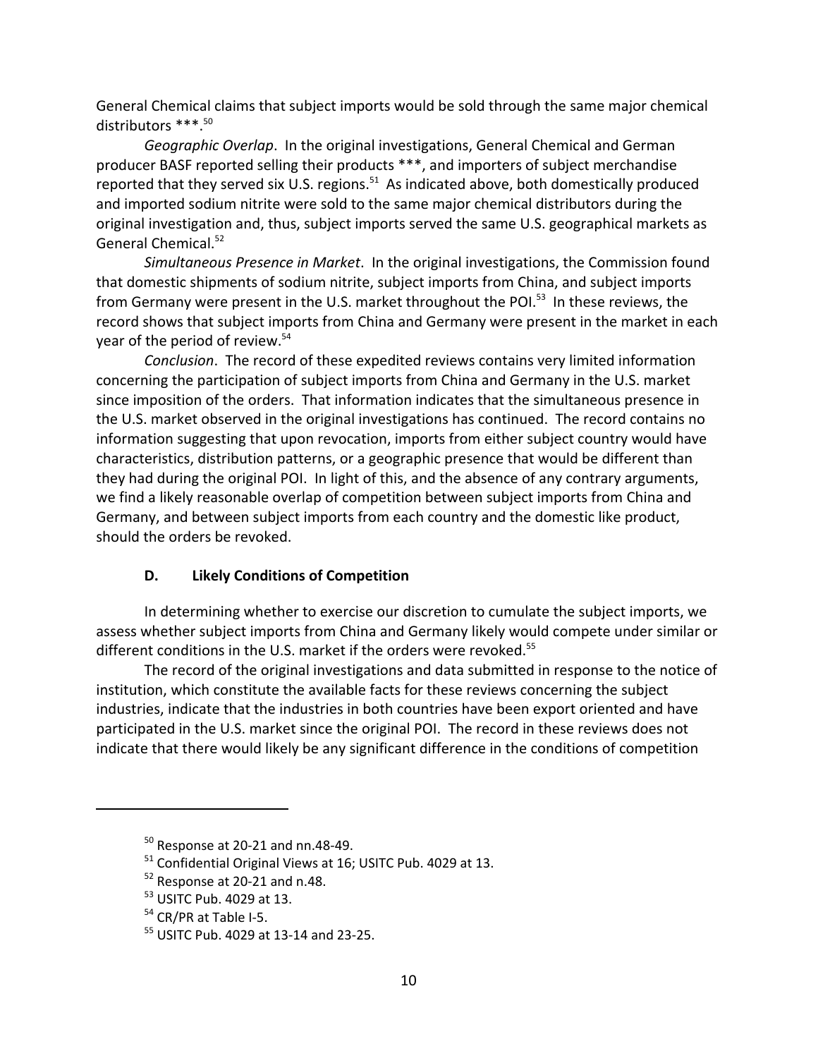General Chemical claims that subject imports would be sold through the same major chemical distributors ***.[50]

*Geographic Overlap*. In the original investigations, General Chemical and German producer BASF reported selling their products ***, and importers of subject merchandise reported that they served six U.S. regions.[51] As indicated above, both domestically produced and imported sodium nitrite were sold to the same major chemical distributors during the original investigation and, thus, subject imports served the same U.S. geographical markets as General Chemical.[52]

*Simultaneous Presence in Market*. In the original investigations, the Commission found that domestic shipments of sodium nitrite, subject imports from China, and subject imports from Germany were present in the U.S. market throughout the POI.[53] In these reviews, the record shows that subject imports from China and Germany were present in the market in each year of the period of review.[54]

*Conclusion*. The record of these expedited reviews contains very limited information concerning the participation of subject imports from China and Germany in the U.S. market since imposition of the orders. That information indicates that the simultaneous presence in the U.S. market observed in the original investigations has continued. The record contains no information suggesting that upon revocation, imports from either subject country would have characteristics, distribution patterns, or a geographic presence that would be different than they had during the original POI. In light of this, and the absence of any contrary arguments, we find a likely reasonable overlap of competition between subject imports from China and Germany, and between subject imports from each country and the domestic like product, should the orders be revoked.

### D. Likely Conditions of Competition

In determining whether to exercise our discretion to cumulate the subject imports, we assess whether subject imports from China and Germany likely would compete under similar or different conditions in the U.S. market if the orders were revoked.[55]

The record of the original investigations and data submitted in response to the notice of institution, which constitute the available facts for these reviews concerning the subject industries, indicate that the industries in both countries have been export oriented and have participated in the U.S. market since the original POI. The record in these reviews does not indicate that there would likely be any significant difference in the conditions of competition

---

[50] Response at 20-21 and nn.48-49.

[51] Confidential Original Views at 16; USITC Pub. 4029 at 13.

[52] Response at 20-21 and n.48.

[53] USITC Pub. 4029 at 13.

[54] CR/PR at Table I-5.

[55] USITC Pub. 4029 at 13-14 and 23-25.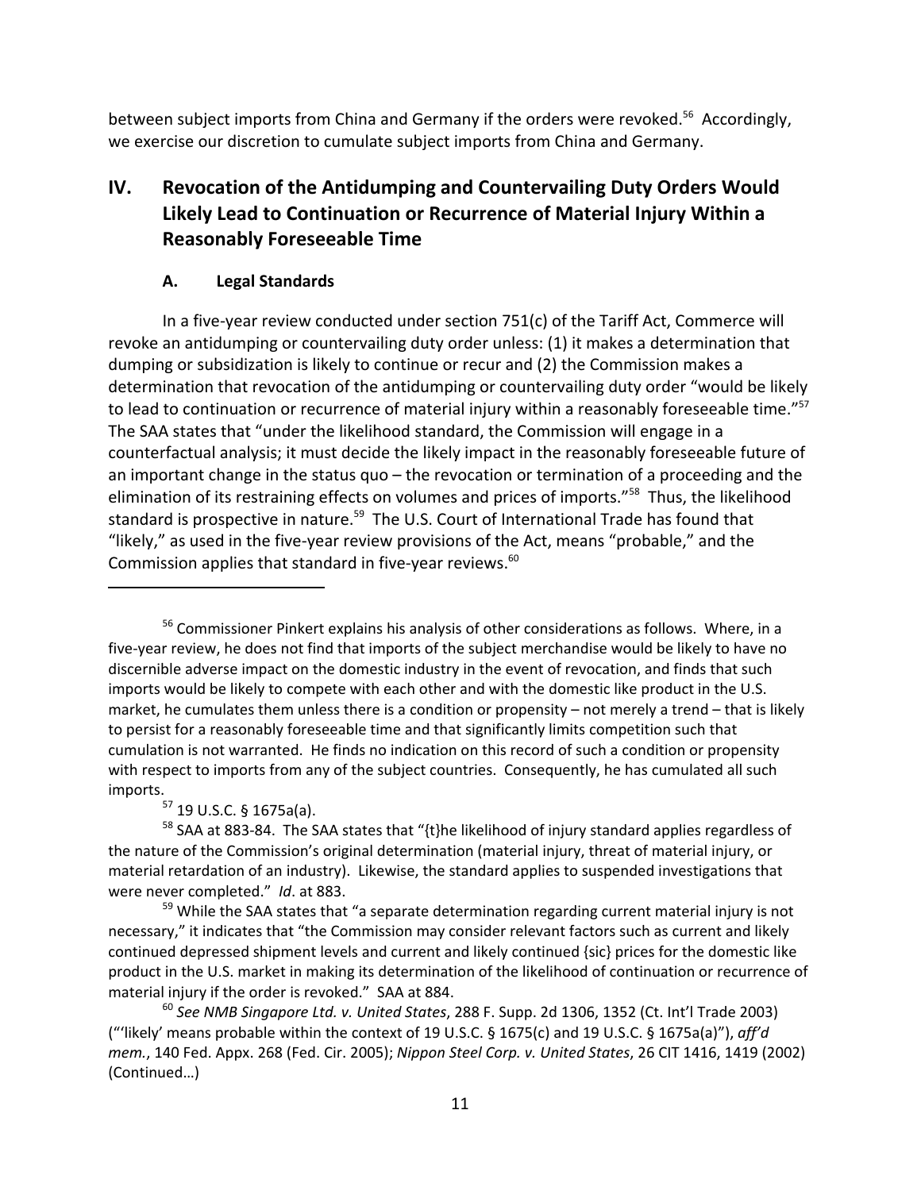between subject imports from China and Germany if the orders were revoked.[56] Accordingly, we exercise our discretion to cumulate subject imports from China and Germany.

## IV. Revocation of the Antidumping and Countervailing Duty Orders Would Likely Lead to Continuation or Recurrence of Material Injury Within a Reasonably Foreseeable Time

### A. Legal Standards

In a five-year review conducted under section 751(c) of the Tariff Act, Commerce will revoke an antidumping or countervailing duty order unless: (1) it makes a determination that dumping or subsidization is likely to continue or recur and (2) the Commission makes a determination that revocation of the antidumping or countervailing duty order "would be likely to lead to continuation or recurrence of material injury within a reasonably foreseeable time."[57] The SAA states that "under the likelihood standard, the Commission will engage in a counterfactual analysis; it must decide the likely impact in the reasonably foreseeable future of an important change in the status quo – the revocation or termination of a proceeding and the elimination of its restraining effects on volumes and prices of imports."[58] Thus, the likelihood standard is prospective in nature.[59] The U.S. Court of International Trade has found that "likely," as used in the five-year review provisions of the Act, means "probable," and the Commission applies that standard in five-year reviews.[60]

---

[56] Commissioner Pinkert explains his analysis of other considerations as follows. Where, in a five-year review, he does not find that imports of the subject merchandise would be likely to have no discernible adverse impact on the domestic industry in the event of revocation, and finds that such imports would be likely to compete with each other and with the domestic like product in the U.S. market, he cumulates them unless there is a condition or propensity – not merely a trend – that is likely to persist for a reasonably foreseeable time and that significantly limits competition such that cumulation is not warranted. He finds no indication on this record of such a condition or propensity with respect to imports from any of the subject countries. Consequently, he has cumulated all such imports.

[57] 19 U.S.C. § 1675a(a).

[58] SAA at 883-84. The SAA states that "{t}he likelihood of injury standard applies regardless of the nature of the Commission's original determination (material injury, threat of material injury, or material retardation of an industry). Likewise, the standard applies to suspended investigations that were never completed." *Id*. at 883.

[59] While the SAA states that "a separate determination regarding current material injury is not necessary," it indicates that "the Commission may consider relevant factors such as current and likely continued depressed shipment levels and current and likely continued {sic} prices for the domestic like product in the U.S. market in making its determination of the likelihood of continuation or recurrence of material injury if the order is revoked." SAA at 884.

[60] *See NMB Singapore Ltd. v. United States*, 288 F. Supp. 2d 1306, 1352 (Ct. Int'l Trade 2003) ("'likely' means probable within the context of 19 U.S.C. § 1675(c) and 19 U.S.C. § 1675a(a)"), *aff'd mem.*, 140 Fed. Appx. 268 (Fed. Cir. 2005); *Nippon Steel Corp. v. United States*, 26 CIT 1416, 1419 (2002) (Continued…)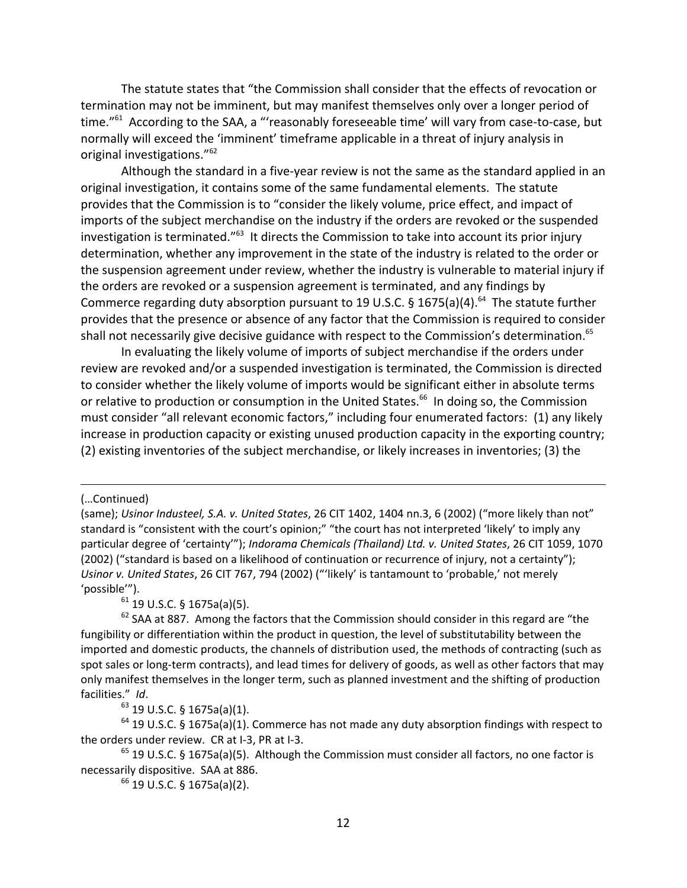The statute states that "the Commission shall consider that the effects of revocation or termination may not be imminent, but may manifest themselves only over a longer period of time."[61] According to the SAA, a "'reasonably foreseeable time' will vary from case-to-case, but normally will exceed the 'imminent' timeframe applicable in a threat of injury analysis in original investigations."[62]

Although the standard in a five-year review is not the same as the standard applied in an original investigation, it contains some of the same fundamental elements. The statute provides that the Commission is to "consider the likely volume, price effect, and impact of imports of the subject merchandise on the industry if the orders are revoked or the suspended investigation is terminated."[63] It directs the Commission to take into account its prior injury determination, whether any improvement in the state of the industry is related to the order or the suspension agreement under review, whether the industry is vulnerable to material injury if the orders are revoked or a suspension agreement is terminated, and any findings by Commerce regarding duty absorption pursuant to 19 U.S.C. § 1675(a)(4).[64] The statute further provides that the presence or absence of any factor that the Commission is required to consider shall not necessarily give decisive guidance with respect to the Commission's determination.[65]

In evaluating the likely volume of imports of subject merchandise if the orders under review are revoked and/or a suspended investigation is terminated, the Commission is directed to consider whether the likely volume of imports would be significant either in absolute terms or relative to production or consumption in the United States.[66] In doing so, the Commission must consider "all relevant economic factors," including four enumerated factors: (1) any likely increase in production capacity or existing unused production capacity in the exporting country; (2) existing inventories of the subject merchandise, or likely increases in inventories; (3) the

---

(…Continued)

(same); *Usinor Industeel, S.A. v. United States*, 26 CIT 1402, 1404 nn.3, 6 (2002) ("more likely than not" standard is "consistent with the court's opinion;" "the court has not interpreted 'likely' to imply any particular degree of 'certainty'"); *Indorama Chemicals (Thailand) Ltd. v. United States*, 26 CIT 1059, 1070 (2002) ("standard is based on a likelihood of continuation or recurrence of injury, not a certainty"); *Usinor v. United States*, 26 CIT 767, 794 (2002) ("'likely' is tantamount to 'probable,' not merely 'possible'").

[61] 19 U.S.C. § 1675a(a)(5).

[62] SAA at 887. Among the factors that the Commission should consider in this regard are "the fungibility or differentiation within the product in question, the level of substitutability between the imported and domestic products, the channels of distribution used, the methods of contracting (such as spot sales or long-term contracts), and lead times for delivery of goods, as well as other factors that may only manifest themselves in the longer term, such as planned investment and the shifting of production facilities." *Id*.

[63] 19 U.S.C. § 1675a(a)(1).

[64] 19 U.S.C. § 1675a(a)(1). Commerce has not made any duty absorption findings with respect to the orders under review. CR at I-3, PR at I-3.

[65] 19 U.S.C. § 1675a(a)(5). Although the Commission must consider all factors, no one factor is necessarily dispositive. SAA at 886.

[66] 19 U.S.C. § 1675a(a)(2).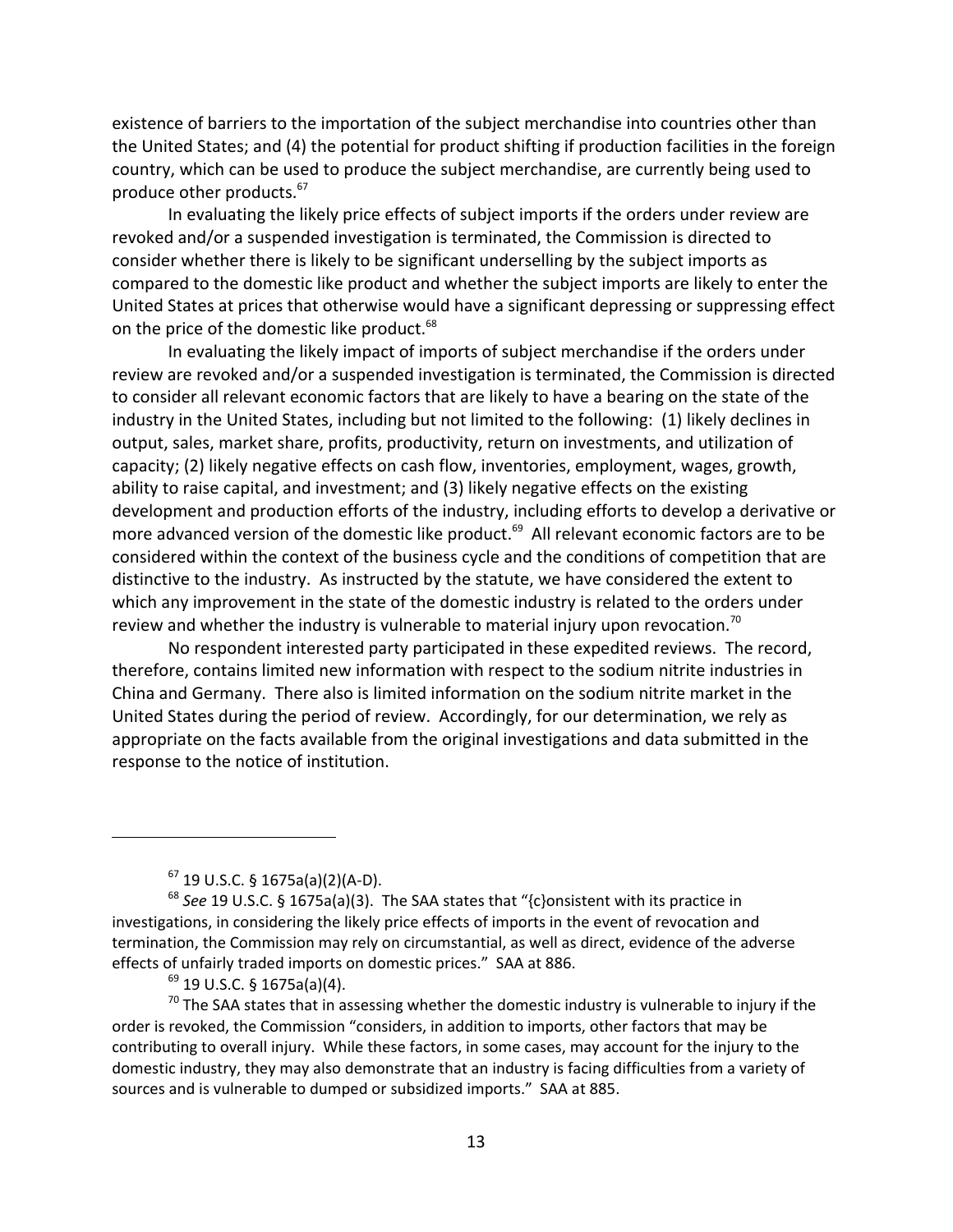existence of barriers to the importation of the subject merchandise into countries other than the United States; and (4) the potential for product shifting if production facilities in the foreign country, which can be used to produce the subject merchandise, are currently being used to produce other products.[67]

In evaluating the likely price effects of subject imports if the orders under review are revoked and/or a suspended investigation is terminated, the Commission is directed to consider whether there is likely to be significant underselling by the subject imports as compared to the domestic like product and whether the subject imports are likely to enter the United States at prices that otherwise would have a significant depressing or suppressing effect on the price of the domestic like product.[68]

In evaluating the likely impact of imports of subject merchandise if the orders under review are revoked and/or a suspended investigation is terminated, the Commission is directed to consider all relevant economic factors that are likely to have a bearing on the state of the industry in the United States, including but not limited to the following: (1) likely declines in output, sales, market share, profits, productivity, return on investments, and utilization of capacity; (2) likely negative effects on cash flow, inventories, employment, wages, growth, ability to raise capital, and investment; and (3) likely negative effects on the existing development and production efforts of the industry, including efforts to develop a derivative or more advanced version of the domestic like product.[69] All relevant economic factors are to be considered within the context of the business cycle and the conditions of competition that are distinctive to the industry. As instructed by the statute, we have considered the extent to which any improvement in the state of the domestic industry is related to the orders under review and whether the industry is vulnerable to material injury upon revocation.[70]

No respondent interested party participated in these expedited reviews. The record, therefore, contains limited new information with respect to the sodium nitrite industries in China and Germany. There also is limited information on the sodium nitrite market in the United States during the period of review. Accordingly, for our determination, we rely as appropriate on the facts available from the original investigations and data submitted in the response to the notice of institution.

---

[67] 19 U.S.C. § 1675a(a)(2)(A-D).

[68] *See* 19 U.S.C. § 1675a(a)(3). The SAA states that "{c}onsistent with its practice in investigations, in considering the likely price effects of imports in the event of revocation and termination, the Commission may rely on circumstantial, as well as direct, evidence of the adverse effects of unfairly traded imports on domestic prices." SAA at 886.

[69] 19 U.S.C. § 1675a(a)(4).

[70] The SAA states that in assessing whether the domestic industry is vulnerable to injury if the order is revoked, the Commission "considers, in addition to imports, other factors that may be contributing to overall injury. While these factors, in some cases, may account for the injury to the domestic industry, they may also demonstrate that an industry is facing difficulties from a variety of sources and is vulnerable to dumped or subsidized imports." SAA at 885.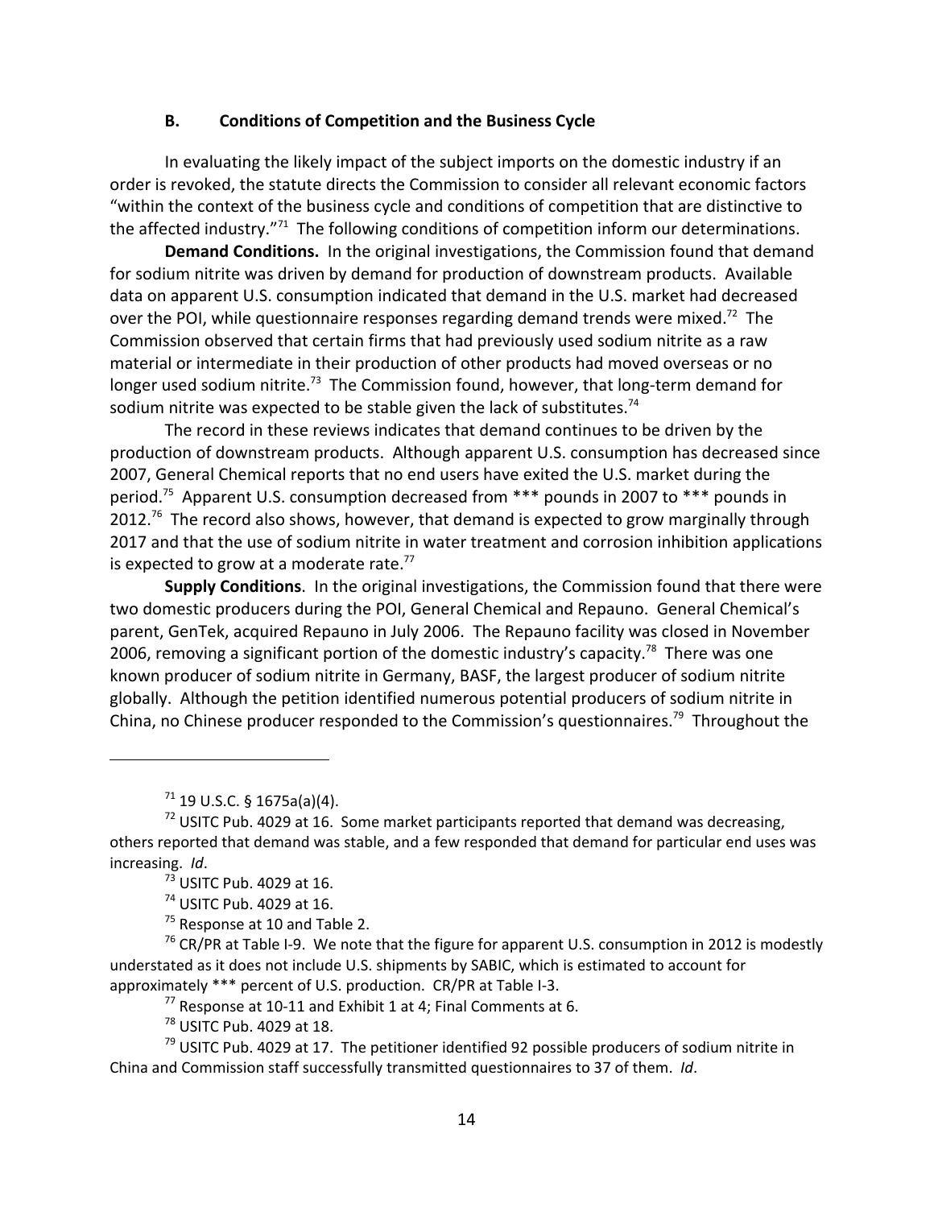### B. Conditions of Competition and the Business Cycle

In evaluating the likely impact of the subject imports on the domestic industry if an order is revoked, the statute directs the Commission to consider all relevant economic factors "within the context of the business cycle and conditions of competition that are distinctive to the affected industry."[71] The following conditions of competition inform our determinations.

**Demand Conditions.** In the original investigations, the Commission found that demand for sodium nitrite was driven by demand for production of downstream products. Available data on apparent U.S. consumption indicated that demand in the U.S. market had decreased over the POI, while questionnaire responses regarding demand trends were mixed.[72] The Commission observed that certain firms that had previously used sodium nitrite as a raw material or intermediate in their production of other products had moved overseas or no longer used sodium nitrite.[73] The Commission found, however, that long-term demand for sodium nitrite was expected to be stable given the lack of substitutes.[74]

The record in these reviews indicates that demand continues to be driven by the production of downstream products. Although apparent U.S. consumption has decreased since 2007, General Chemical reports that no end users have exited the U.S. market during the period.[75] Apparent U.S. consumption decreased from *** pounds in 2007 to *** pounds in 2012.[76] The record also shows, however, that demand is expected to grow marginally through 2017 and that the use of sodium nitrite in water treatment and corrosion inhibition applications is expected to grow at a moderate rate.[77]

**Supply Conditions**. In the original investigations, the Commission found that there were two domestic producers during the POI, General Chemical and Repauno. General Chemical's parent, GenTek, acquired Repauno in July 2006. The Repauno facility was closed in November 2006, removing a significant portion of the domestic industry's capacity.[78] There was one known producer of sodium nitrite in Germany, BASF, the largest producer of sodium nitrite globally. Although the petition identified numerous potential producers of sodium nitrite in China, no Chinese producer responded to the Commission's questionnaires.[79] Throughout the

---

[71] 19 U.S.C. § 1675a(a)(4).

[72] USITC Pub. 4029 at 16. Some market participants reported that demand was decreasing, others reported that demand was stable, and a few responded that demand for particular end uses was increasing. *Id*.

[73] USITC Pub. 4029 at 16.

[74] USITC Pub. 4029 at 16.

[75] Response at 10 and Table 2.

[76] CR/PR at Table I-9. We note that the figure for apparent U.S. consumption in 2012 is modestly understated as it does not include U.S. shipments by SABIC, which is estimated to account for approximately *** percent of U.S. production. CR/PR at Table I-3.

[77] Response at 10-11 and Exhibit 1 at 4; Final Comments at 6.

[78] USITC Pub. 4029 at 18.

[79] USITC Pub. 4029 at 17. The petitioner identified 92 possible producers of sodium nitrite in China and Commission staff successfully transmitted questionnaires to 37 of them. *Id*.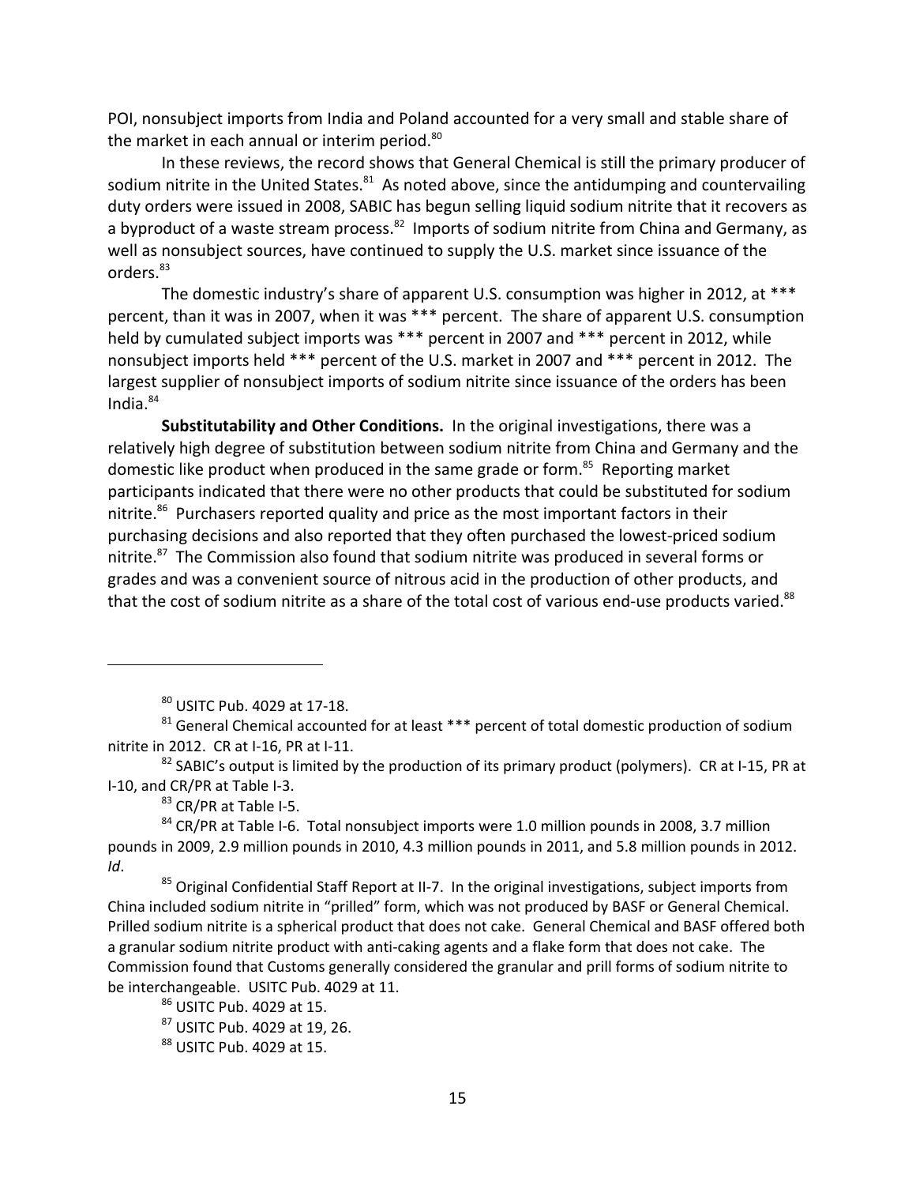POI, nonsubject imports from India and Poland accounted for a very small and stable share of the market in each annual or interim period.[80]

In these reviews, the record shows that General Chemical is still the primary producer of sodium nitrite in the United States.[81] As noted above, since the antidumping and countervailing duty orders were issued in 2008, SABIC has begun selling liquid sodium nitrite that it recovers as a byproduct of a waste stream process.[82] Imports of sodium nitrite from China and Germany, as well as nonsubject sources, have continued to supply the U.S. market since issuance of the orders.[83]

The domestic industry's share of apparent U.S. consumption was higher in 2012, at *** percent, than it was in 2007, when it was *** percent. The share of apparent U.S. consumption held by cumulated subject imports was *** percent in 2007 and *** percent in 2012, while nonsubject imports held *** percent of the U.S. market in 2007 and *** percent in 2012. The largest supplier of nonsubject imports of sodium nitrite since issuance of the orders has been India.[84]

**Substitutability and Other Conditions.** In the original investigations, there was a relatively high degree of substitution between sodium nitrite from China and Germany and the domestic like product when produced in the same grade or form.[85] Reporting market participants indicated that there were no other products that could be substituted for sodium nitrite.[86] Purchasers reported quality and price as the most important factors in their purchasing decisions and also reported that they often purchased the lowest-priced sodium nitrite.[87] The Commission also found that sodium nitrite was produced in several forms or grades and was a convenient source of nitrous acid in the production of other products, and that the cost of sodium nitrite as a share of the total cost of various end-use products varied.[88]

---

[80] USITC Pub. 4029 at 17-18.

[81] General Chemical accounted for at least *** percent of total domestic production of sodium nitrite in 2012. CR at I-16, PR at I-11.

[82] SABIC's output is limited by the production of its primary product (polymers). CR at I-15, PR at I-10, and CR/PR at Table I-3.

[83] CR/PR at Table I-5.

[84] CR/PR at Table I-6. Total nonsubject imports were 1.0 million pounds in 2008, 3.7 million pounds in 2009, 2.9 million pounds in 2010, 4.3 million pounds in 2011, and 5.8 million pounds in 2012. *Id*.

[85] Original Confidential Staff Report at II-7. In the original investigations, subject imports from China included sodium nitrite in "prilled" form, which was not produced by BASF or General Chemical. Prilled sodium nitrite is a spherical product that does not cake. General Chemical and BASF offered both a granular sodium nitrite product with anti-caking agents and a flake form that does not cake. The Commission found that Customs generally considered the granular and prill forms of sodium nitrite to be interchangeable. USITC Pub. 4029 at 11.

[86] USITC Pub. 4029 at 15.

[87] USITC Pub. 4029 at 19, 26.

[88] USITC Pub. 4029 at 15.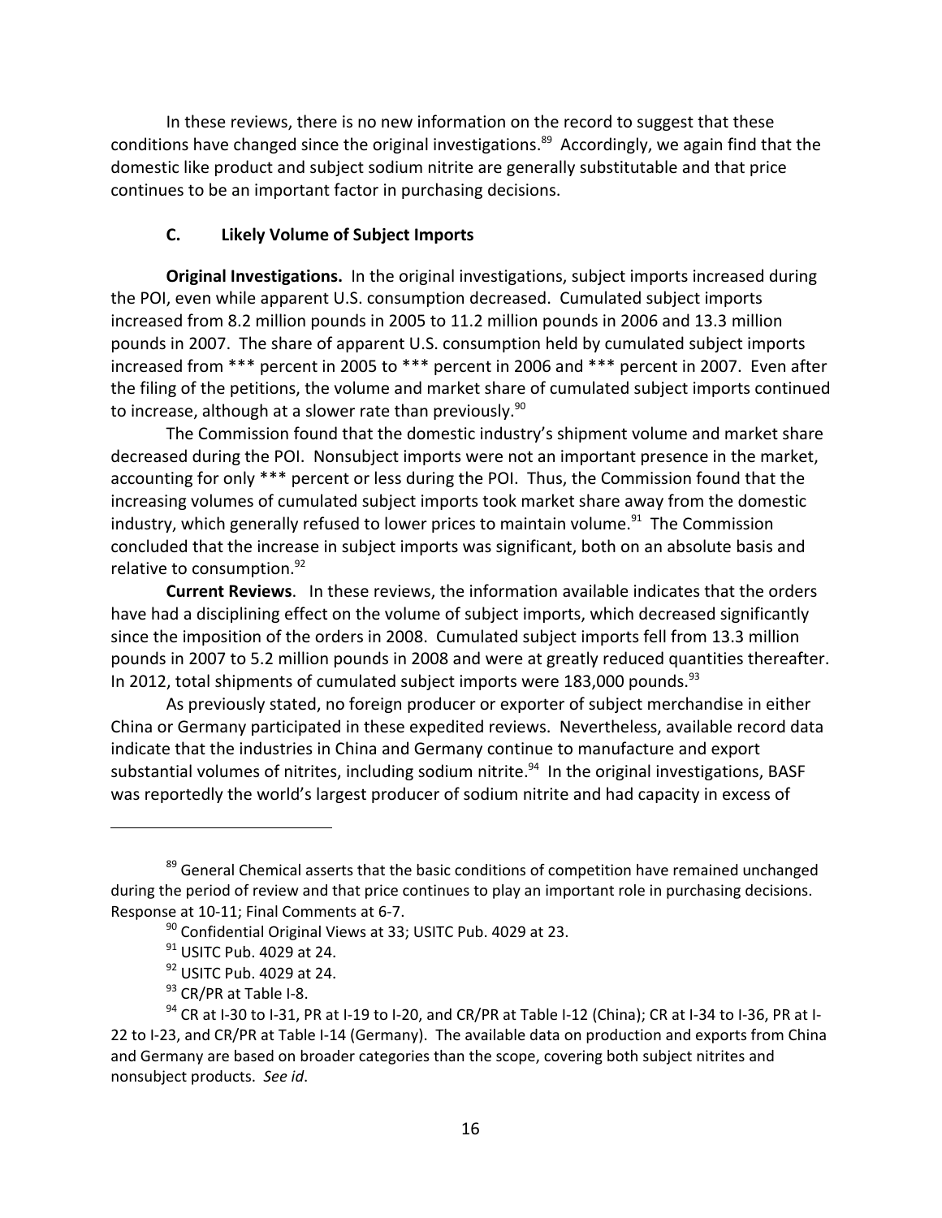In these reviews, there is no new information on the record to suggest that these conditions have changed since the original investigations.[89] Accordingly, we again find that the domestic like product and subject sodium nitrite are generally substitutable and that price continues to be an important factor in purchasing decisions.

### C. Likely Volume of Subject Imports

**Original Investigations.** In the original investigations, subject imports increased during the POI, even while apparent U.S. consumption decreased. Cumulated subject imports increased from 8.2 million pounds in 2005 to 11.2 million pounds in 2006 and 13.3 million pounds in 2007. The share of apparent U.S. consumption held by cumulated subject imports increased from *** percent in 2005 to *** percent in 2006 and *** percent in 2007. Even after the filing of the petitions, the volume and market share of cumulated subject imports continued to increase, although at a slower rate than previously.[90]

The Commission found that the domestic industry's shipment volume and market share decreased during the POI. Nonsubject imports were not an important presence in the market, accounting for only *** percent or less during the POI. Thus, the Commission found that the increasing volumes of cumulated subject imports took market share away from the domestic industry, which generally refused to lower prices to maintain volume.[91] The Commission concluded that the increase in subject imports was significant, both on an absolute basis and relative to consumption.[92]

**Current Reviews**. In these reviews, the information available indicates that the orders have had a disciplining effect on the volume of subject imports, which decreased significantly since the imposition of the orders in 2008. Cumulated subject imports fell from 13.3 million pounds in 2007 to 5.2 million pounds in 2008 and were at greatly reduced quantities thereafter. In 2012, total shipments of cumulated subject imports were 183,000 pounds.[93]

As previously stated, no foreign producer or exporter of subject merchandise in either China or Germany participated in these expedited reviews. Nevertheless, available record data indicate that the industries in China and Germany continue to manufacture and export substantial volumes of nitrites, including sodium nitrite.[94] In the original investigations, BASF was reportedly the world's largest producer of sodium nitrite and had capacity in excess of

---

[89] General Chemical asserts that the basic conditions of competition have remained unchanged during the period of review and that price continues to play an important role in purchasing decisions. Response at 10-11; Final Comments at 6-7.

[90] Confidential Original Views at 33; USITC Pub. 4029 at 23.

[91] USITC Pub. 4029 at 24.

[92] USITC Pub. 4029 at 24.

[93] CR/PR at Table I-8.

[94] CR at I-30 to I-31, PR at I-19 to I-20, and CR/PR at Table I-12 (China); CR at I-34 to I-36, PR at I-22 to I-23, and CR/PR at Table I-14 (Germany). The available data on production and exports from China and Germany are based on broader categories than the scope, covering both subject nitrites and nonsubject products. *See id.*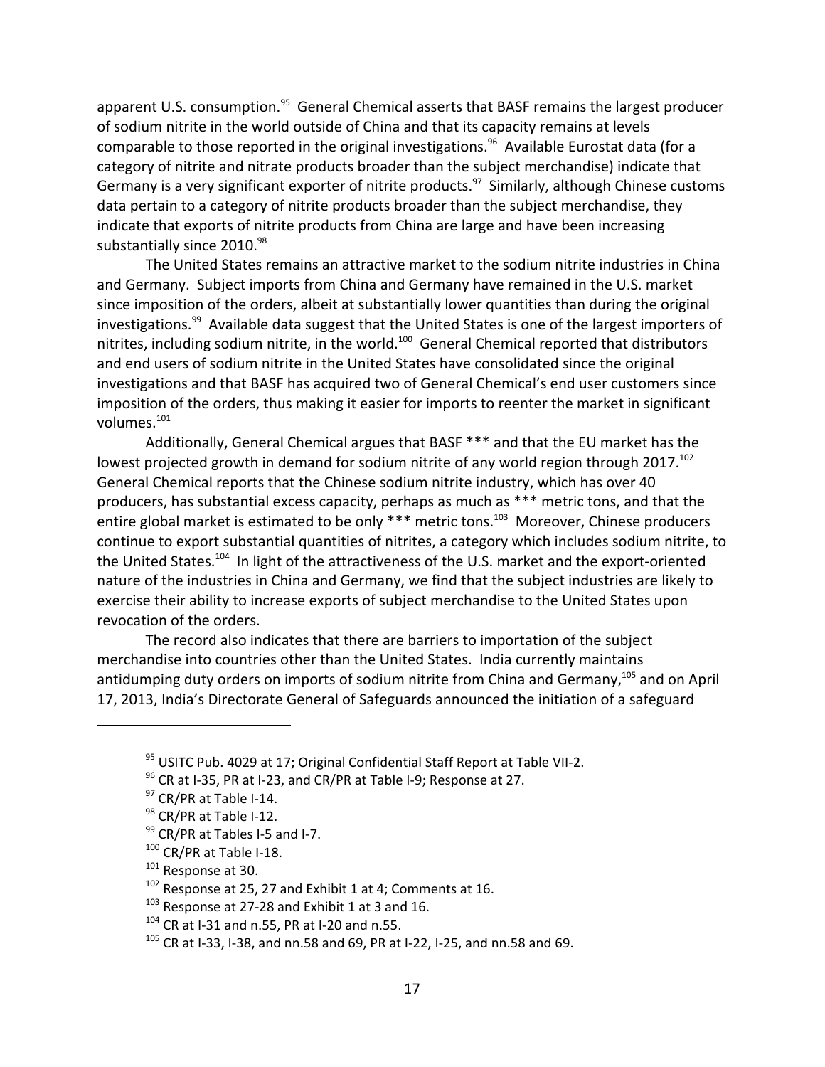apparent U.S. consumption.[95] General Chemical asserts that BASF remains the largest producer of sodium nitrite in the world outside of China and that its capacity remains at levels comparable to those reported in the original investigations.[96] Available Eurostat data (for a category of nitrite and nitrate products broader than the subject merchandise) indicate that Germany is a very significant exporter of nitrite products.[97] Similarly, although Chinese customs data pertain to a category of nitrite products broader than the subject merchandise, they indicate that exports of nitrite products from China are large and have been increasing substantially since 2010.[98]

The United States remains an attractive market to the sodium nitrite industries in China and Germany. Subject imports from China and Germany have remained in the U.S. market since imposition of the orders, albeit at substantially lower quantities than during the original investigations.[99] Available data suggest that the United States is one of the largest importers of nitrites, including sodium nitrite, in the world.[100] General Chemical reported that distributors and end users of sodium nitrite in the United States have consolidated since the original investigations and that BASF has acquired two of General Chemical's end user customers since imposition of the orders, thus making it easier for imports to reenter the market in significant volumes.[101]

Additionally, General Chemical argues that BASF *** and that the EU market has the lowest projected growth in demand for sodium nitrite of any world region through 2017.[102] General Chemical reports that the Chinese sodium nitrite industry, which has over 40 producers, has substantial excess capacity, perhaps as much as *** metric tons, and that the entire global market is estimated to be only *** metric tons.[103] Moreover, Chinese producers continue to export substantial quantities of nitrites, a category which includes sodium nitrite, to the United States.[104] In light of the attractiveness of the U.S. market and the export-oriented nature of the industries in China and Germany, we find that the subject industries are likely to exercise their ability to increase exports of subject merchandise to the United States upon revocation of the orders.

The record also indicates that there are barriers to importation of the subject merchandise into countries other than the United States. India currently maintains antidumping duty orders on imports of sodium nitrite from China and Germany,[105] and on April 17, 2013, India's Directorate General of Safeguards announced the initiation of a safeguard

---

[95] USITC Pub. 4029 at 17; Original Confidential Staff Report at Table VII-2.

[96] CR at I-35, PR at I-23, and CR/PR at Table I-9; Response at 27.

[97] CR/PR at Table I-14.

[98] CR/PR at Table I-12.

[99] CR/PR at Tables I-5 and I-7.

[100] CR/PR at Table I-18.

[101] Response at 30.

[102] Response at 25, 27 and Exhibit 1 at 4; Comments at 16.

[103] Response at 27-28 and Exhibit 1 at 3 and 16.

[104] CR at I-31 and n.55, PR at I-20 and n.55.

[105] CR at I-33, I-38, and nn.58 and 69, PR at I-22, I-25, and nn.58 and 69.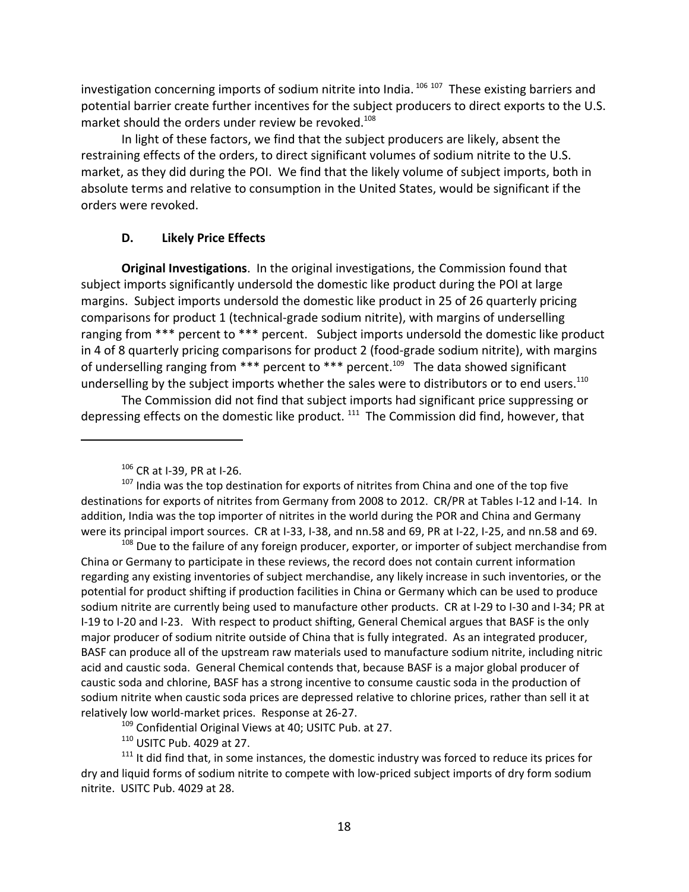investigation concerning imports of sodium nitrite into India.[106] [107] These existing barriers and potential barrier create further incentives for the subject producers to direct exports to the U.S. market should the orders under review be revoked.[108]

In light of these factors, we find that the subject producers are likely, absent the restraining effects of the orders, to direct significant volumes of sodium nitrite to the U.S. market, as they did during the POI. We find that the likely volume of subject imports, both in absolute terms and relative to consumption in the United States, would be significant if the orders were revoked.

### D. Likely Price Effects

**Original Investigations**. In the original investigations, the Commission found that subject imports significantly undersold the domestic like product during the POI at large margins. Subject imports undersold the domestic like product in 25 of 26 quarterly pricing comparisons for product 1 (technical-grade sodium nitrite), with margins of underselling ranging from *** percent to *** percent. Subject imports undersold the domestic like product in 4 of 8 quarterly pricing comparisons for product 2 (food-grade sodium nitrite), with margins of underselling ranging from *** percent to *** percent.[109] The data showed significant underselling by the subject imports whether the sales were to distributors or to end users.[110]

The Commission did not find that subject imports had significant price suppressing or depressing effects on the domestic like product.[111] The Commission did find, however, that

---

[106] CR at I-39, PR at I-26.

[107] India was the top destination for exports of nitrites from China and one of the top five destinations for exports of nitrites from Germany from 2008 to 2012. CR/PR at Tables I-12 and I-14. In addition, India was the top importer of nitrites in the world during the POR and China and Germany were its principal import sources. CR at I-33, I-38, and nn.58 and 69, PR at I-22, I-25, and nn.58 and 69.

[108] Due to the failure of any foreign producer, exporter, or importer of subject merchandise from China or Germany to participate in these reviews, the record does not contain current information regarding any existing inventories of subject merchandise, any likely increase in such inventories, or the potential for product shifting if production facilities in China or Germany which can be used to produce sodium nitrite are currently being used to manufacture other products. CR at I-29 to I-30 and I-34; PR at I-19 to I-20 and I-23. With respect to product shifting, General Chemical argues that BASF is the only major producer of sodium nitrite outside of China that is fully integrated. As an integrated producer, BASF can produce all of the upstream raw materials used to manufacture sodium nitrite, including nitric acid and caustic soda. General Chemical contends that, because BASF is a major global producer of caustic soda and chlorine, BASF has a strong incentive to consume caustic soda in the production of sodium nitrite when caustic soda prices are depressed relative to chlorine prices, rather than sell it at relatively low world-market prices. Response at 26-27.

[109] Confidential Original Views at 40; USITC Pub. at 27.

[110] USITC Pub. 4029 at 27.

[111] It did find that, in some instances, the domestic industry was forced to reduce its prices for dry and liquid forms of sodium nitrite to compete with low-priced subject imports of dry form sodium nitrite. USITC Pub. 4029 at 28.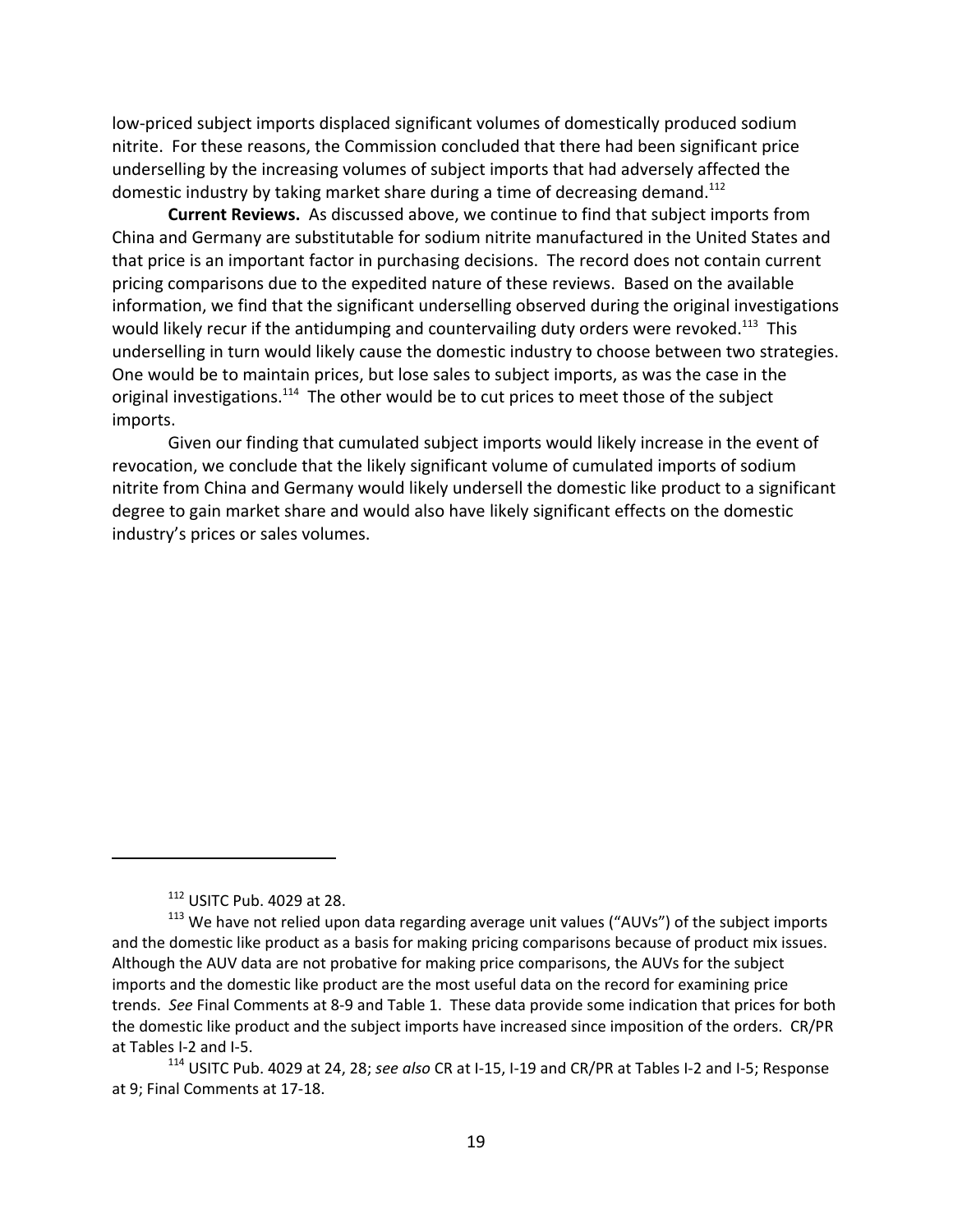low-priced subject imports displaced significant volumes of domestically produced sodium nitrite. For these reasons, the Commission concluded that there had been significant price underselling by the increasing volumes of subject imports that had adversely affected the domestic industry by taking market share during a time of decreasing demand.[112]

**Current Reviews.** As discussed above, we continue to find that subject imports from China and Germany are substitutable for sodium nitrite manufactured in the United States and that price is an important factor in purchasing decisions. The record does not contain current pricing comparisons due to the expedited nature of these reviews. Based on the available information, we find that the significant underselling observed during the original investigations would likely recur if the antidumping and countervailing duty orders were revoked.[113] This underselling in turn would likely cause the domestic industry to choose between two strategies. One would be to maintain prices, but lose sales to subject imports, as was the case in the original investigations.[114] The other would be to cut prices to meet those of the subject imports.

Given our finding that cumulated subject imports would likely increase in the event of revocation, we conclude that the likely significant volume of cumulated imports of sodium nitrite from China and Germany would likely undersell the domestic like product to a significant degree to gain market share and would also have likely significant effects on the domestic industry's prices or sales volumes.

---

[112] USITC Pub. 4029 at 28.

[113] We have not relied upon data regarding average unit values ("AUVs") of the subject imports and the domestic like product as a basis for making pricing comparisons because of product mix issues. Although the AUV data are not probative for making price comparisons, the AUVs for the subject imports and the domestic like product are the most useful data on the record for examining price trends. *See* Final Comments at 8-9 and Table 1. These data provide some indication that prices for both the domestic like product and the subject imports have increased since imposition of the orders. CR/PR at Tables I-2 and I-5.

[114] USITC Pub. 4029 at 24, 28; *see also* CR at I-15, I-19 and CR/PR at Tables I-2 and I-5; Response at 9; Final Comments at 17-18.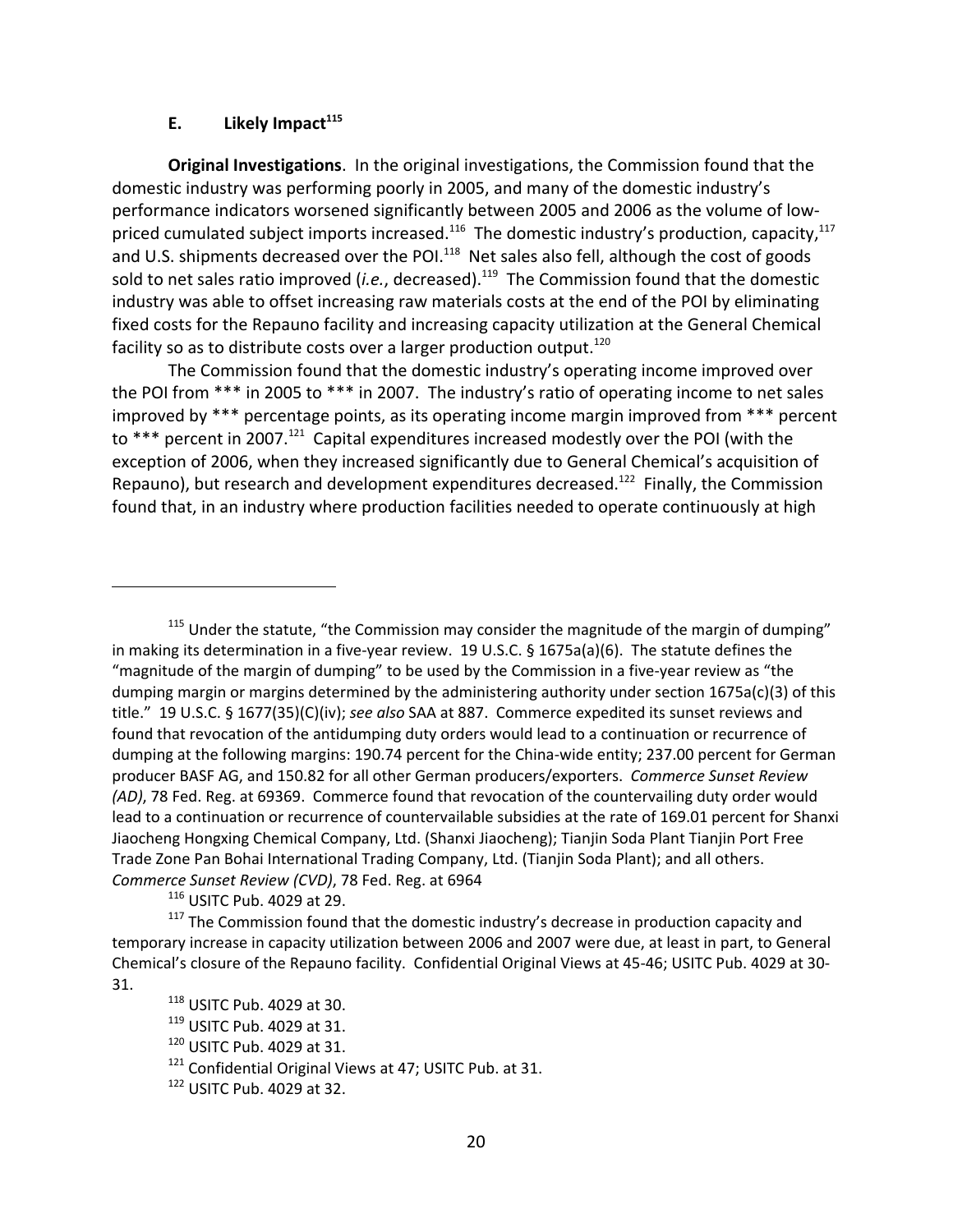### E. Likely Impact[115]

**Original Investigations**. In the original investigations, the Commission found that the domestic industry was performing poorly in 2005, and many of the domestic industry's performance indicators worsened significantly between 2005 and 2006 as the volume of low-priced cumulated subject imports increased.[116] The domestic industry's production, capacity,[117] and U.S. shipments decreased over the POI.[118] Net sales also fell, although the cost of goods sold to net sales ratio improved (*i.e.*, decreased).[119] The Commission found that the domestic industry was able to offset increasing raw materials costs at the end of the POI by eliminating fixed costs for the Repauno facility and increasing capacity utilization at the General Chemical facility so as to distribute costs over a larger production output.[120]

The Commission found that the domestic industry's operating income improved over the POI from *** in 2005 to *** in 2007. The industry's ratio of operating income to net sales improved by *** percentage points, as its operating income margin improved from *** percent to *** percent in 2007.[121] Capital expenditures increased modestly over the POI (with the exception of 2006, when they increased significantly due to General Chemical's acquisition of Repauno), but research and development expenditures decreased.[122] Finally, the Commission found that, in an industry where production facilities needed to operate continuously at high

---

[115] Under the statute, "the Commission may consider the magnitude of the margin of dumping" in making its determination in a five-year review. 19 U.S.C. § 1675a(a)(6). The statute defines the "magnitude of the margin of dumping" to be used by the Commission in a five-year review as "the dumping margin or margins determined by the administering authority under section 1675a(c)(3) of this title." 19 U.S.C. § 1677(35)(C)(iv); *see also* SAA at 887. Commerce expedited its sunset reviews and found that revocation of the antidumping duty orders would lead to a continuation or recurrence of dumping at the following margins: 190.74 percent for the China-wide entity; 237.00 percent for German producer BASF AG, and 150.82 for all other German producers/exporters. *Commerce Sunset Review (AD)*, 78 Fed. Reg. at 69369. Commerce found that revocation of the countervailing duty order would lead to a continuation or recurrence of countervailable subsidies at the rate of 169.01 percent for Shanxi Jiaocheng Hongxing Chemical Company, Ltd. (Shanxi Jiaocheng); Tianjin Soda Plant Tianjin Port Free Trade Zone Pan Bohai International Trading Company, Ltd. (Tianjin Soda Plant); and all others. *Commerce Sunset Review (CVD)*, 78 Fed. Reg. at 6964

[116] USITC Pub. 4029 at 29.

[117] The Commission found that the domestic industry's decrease in production capacity and temporary increase in capacity utilization between 2006 and 2007 were due, at least in part, to General Chemical's closure of the Repauno facility. Confidential Original Views at 45-46; USITC Pub. 4029 at 30-31.

[118] USITC Pub. 4029 at 30.

[119] USITC Pub. 4029 at 31.

[120] USITC Pub. 4029 at 31.

[121] Confidential Original Views at 47; USITC Pub. at 31.

[122] USITC Pub. 4029 at 32.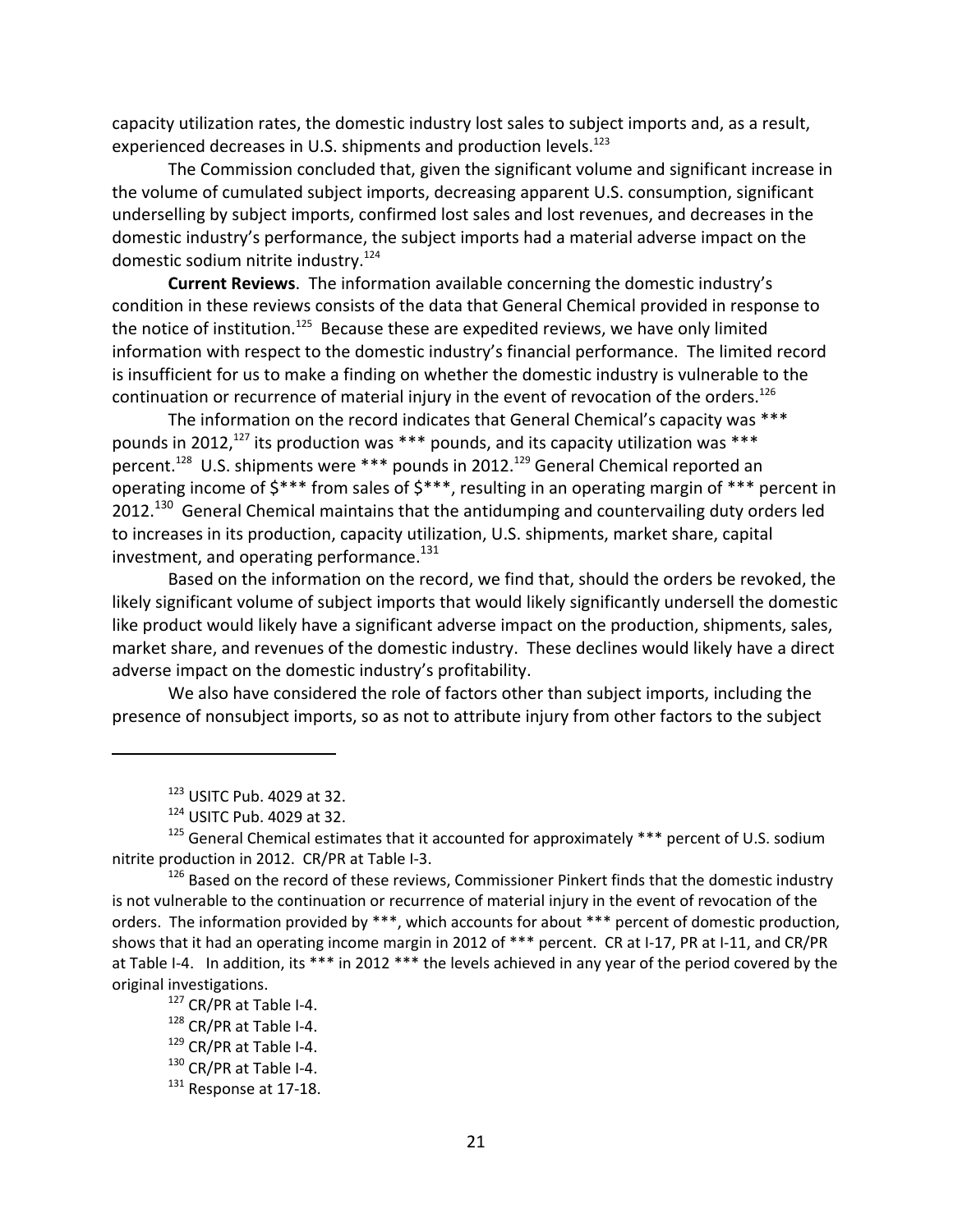capacity utilization rates, the domestic industry lost sales to subject imports and, as a result, experienced decreases in U.S. shipments and production levels.[123]

The Commission concluded that, given the significant volume and significant increase in the volume of cumulated subject imports, decreasing apparent U.S. consumption, significant underselling by subject imports, confirmed lost sales and lost revenues, and decreases in the domestic industry's performance, the subject imports had a material adverse impact on the domestic sodium nitrite industry.[124]

**Current Reviews**. The information available concerning the domestic industry's condition in these reviews consists of the data that General Chemical provided in response to the notice of institution.[125] Because these are expedited reviews, we have only limited information with respect to the domestic industry's financial performance. The limited record is insufficient for us to make a finding on whether the domestic industry is vulnerable to the continuation or recurrence of material injury in the event of revocation of the orders.[126]

The information on the record indicates that General Chemical's capacity was *** pounds in 2012,[127] its production was *** pounds, and its capacity utilization was *** percent.[128] U.S. shipments were *** pounds in 2012.[129] General Chemical reported an operating income of $*** from sales of $***, resulting in an operating margin of *** percent in 2012.[130] General Chemical maintains that the antidumping and countervailing duty orders led to increases in its production, capacity utilization, U.S. shipments, market share, capital investment, and operating performance.[131]

Based on the information on the record, we find that, should the orders be revoked, the likely significant volume of subject imports that would likely significantly undersell the domestic like product would likely have a significant adverse impact on the production, shipments, sales, market share, and revenues of the domestic industry. These declines would likely have a direct adverse impact on the domestic industry's profitability.

We also have considered the role of factors other than subject imports, including the presence of nonsubject imports, so as not to attribute injury from other factors to the subject

---

[123] USITC Pub. 4029 at 32.

[124] USITC Pub. 4029 at 32.

[125] General Chemical estimates that it accounted for approximately *** percent of U.S. sodium nitrite production in 2012. CR/PR at Table I-3.

[126] Based on the record of these reviews, Commissioner Pinkert finds that the domestic industry is not vulnerable to the continuation or recurrence of material injury in the event of revocation of the orders. The information provided by ***, which accounts for about *** percent of domestic production, shows that it had an operating income margin in 2012 of *** percent. CR at I-17, PR at I-11, and CR/PR at Table I-4. In addition, its *** in 2012 *** the levels achieved in any year of the period covered by the original investigations.

[127] CR/PR at Table I-4.

[128] CR/PR at Table I-4.

[129] CR/PR at Table I-4.

[130] CR/PR at Table I-4.

[131] Response at 17-18.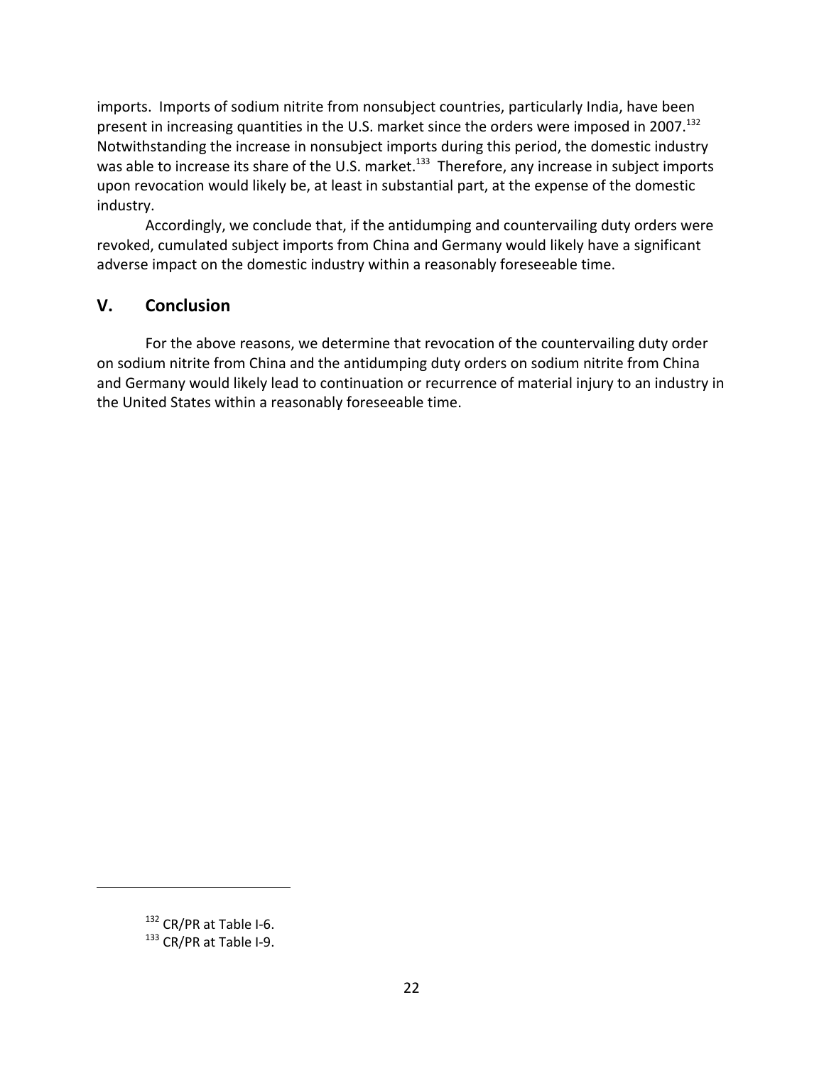imports. Imports of sodium nitrite from nonsubject countries, particularly India, have been present in increasing quantities in the U.S. market since the orders were imposed in 2007.[132] Notwithstanding the increase in nonsubject imports during this period, the domestic industry was able to increase its share of the U.S. market.[133] Therefore, any increase in subject imports upon revocation would likely be, at least in substantial part, at the expense of the domestic industry.

Accordingly, we conclude that, if the antidumping and countervailing duty orders were revoked, cumulated subject imports from China and Germany would likely have a significant adverse impact on the domestic industry within a reasonably foreseeable time.

## V. Conclusion

For the above reasons, we determine that revocation of the countervailing duty order on sodium nitrite from China and the antidumping duty orders on sodium nitrite from China and Germany would likely lead to continuation or recurrence of material injury to an industry in the United States within a reasonably foreseeable time.

---

[132] CR/PR at Table I-6.

[133] CR/PR at Table I-9.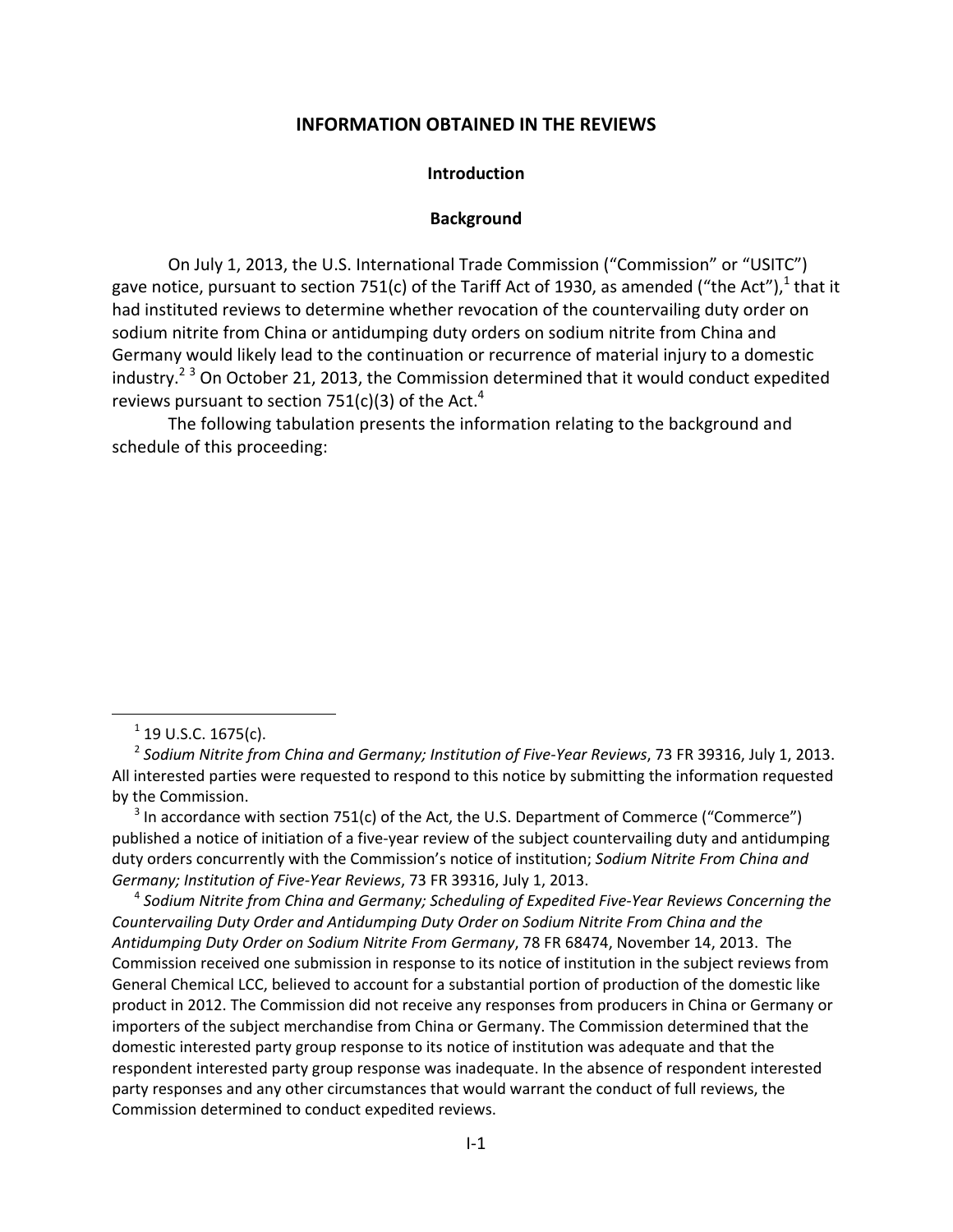# INFORMATION OBTAINED IN THE REVIEWS

## Introduction

### Background

On July 1, 2013, the U.S. International Trade Commission ("Commission" or "USITC") gave notice, pursuant to section 751(c) of the Tariff Act of 1930, as amended ("the Act"),[1] that it had instituted reviews to determine whether revocation of the countervailing duty order on sodium nitrite from China or antidumping duty orders on sodium nitrite from China and Germany would likely lead to the continuation or recurrence of material injury to a domestic industry.[2] [3] On October 21, 2013, the Commission determined that it would conduct expedited reviews pursuant to section 751(c)(3) of the Act.[4]

The following tabulation presents the information relating to the background and schedule of this proceeding:

---

[1] 19 U.S.C. 1675(c).

[2] *Sodium Nitrite from China and Germany; Institution of Five-Year Reviews*, 73 FR 39316, July 1, 2013. All interested parties were requested to respond to this notice by submitting the information requested by the Commission.

[3] In accordance with section 751(c) of the Act, the U.S. Department of Commerce ("Commerce") published a notice of initiation of a five-year review of the subject countervailing duty and antidumping duty orders concurrently with the Commission's notice of institution; *Sodium Nitrite From China and Germany; Institution of Five-Year Reviews*, 73 FR 39316, July 1, 2013.

[4] *Sodium Nitrite from China and Germany; Scheduling of Expedited Five-Year Reviews Concerning the Countervailing Duty Order and Antidumping Duty Order on Sodium Nitrite From China and the Antidumping Duty Order on Sodium Nitrite From Germany*, 78 FR 68474, November 14, 2013. The Commission received one submission in response to its notice of institution in the subject reviews from General Chemical LCC, believed to account for a substantial portion of production of the domestic like product in 2012. The Commission did not receive any responses from producers in China or Germany or importers of the subject merchandise from China or Germany. The Commission determined that the domestic interested party group response to its notice of institution was adequate and that the respondent interested party group response was inadequate. In the absence of respondent interested party responses and any other circumstances that would warrant the conduct of full reviews, the Commission determined to conduct expedited reviews.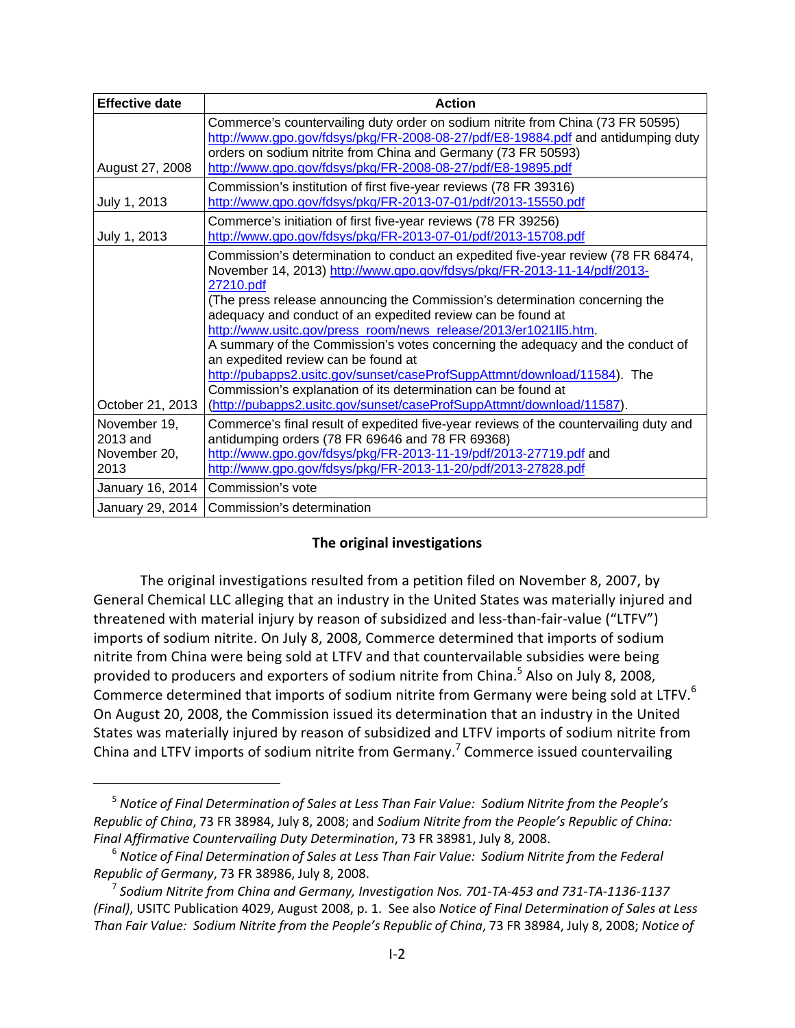| Effective date | Action |
|---|---|
| August 27, 2008 | Commerce's countervailing duty order on sodium nitrite from China (73 FR 50595) http://www.gpo.gov/fdsys/pkg/FR-2008-08-27/pdf/E8-19884.pdf and antidumping duty orders on sodium nitrite from China and Germany (73 FR 50593) http://www.gpo.gov/fdsys/pkg/FR-2008-08-27/pdf/E8-19895.pdf |
| July 1, 2013 | Commission's institution of first five-year reviews (78 FR 39316) http://www.gpo.gov/fdsys/pkg/FR-2013-07-01/pdf/2013-15550.pdf |
| July 1, 2013 | Commerce's initiation of first five-year reviews (78 FR 39256) http://www.gpo.gov/fdsys/pkg/FR-2013-07-01/pdf/2013-15708.pdf |
| October 21, 2013 | Commission's determination to conduct an expedited five-year review (78 FR 68474, November 14, 2013) http://www.gpo.gov/fdsys/pkg/FR-2013-11-14/pdf/2013-27210.pdf (The press release announcing the Commission's determination concerning the adequacy and conduct of an expedited review can be found at http://www.usitc.gov/press_room/news_release/2013/er1021ll5.htm. A summary of the Commission's votes concerning the adequacy and the conduct of an expedited review can be found at http://pubapps2.usitc.gov/sunset/caseProfSuppAttmnt/download/11584). The Commission's explanation of its determination can be found at (http://pubapps2.usitc.gov/sunset/caseProfSuppAttmnt/download/11587). |
| November 19, 2013 and November 20, 2013 | Commerce's final result of expedited five-year reviews of the countervailing duty and antidumping orders (78 FR 69646 and 78 FR 69368) http://www.gpo.gov/fdsys/pkg/FR-2013-11-19/pdf/2013-27719.pdf and http://www.gpo.gov/fdsys/pkg/FR-2013-11-20/pdf/2013-27828.pdf |
| January 16, 2014 | Commission's vote |
| January 29, 2014 | Commission's determination |

## The original investigations

The original investigations resulted from a petition filed on November 8, 2007, by General Chemical LLC alleging that an industry in the United States was materially injured and threatened with material injury by reason of subsidized and less-than-fair-value ("LTFV") imports of sodium nitrite. On July 8, 2008, Commerce determined that imports of sodium nitrite from China were being sold at LTFV and that countervailable subsidies were being provided to producers and exporters of sodium nitrite from China.[5] Also on July 8, 2008, Commerce determined that imports of sodium nitrite from Germany were being sold at LTFV.[6] On August 20, 2008, the Commission issued its determination that an industry in the United States was materially injured by reason of subsidized and LTFV imports of sodium nitrite from China and LTFV imports of sodium nitrite from Germany.[7] Commerce issued countervailing

[5] *Notice of Final Determination of Sales at Less Than Fair Value: Sodium Nitrite from the People's Republic of China*, 73 FR 38984, July 8, 2008; and *Sodium Nitrite from the People's Republic of China: Final Affirmative Countervailing Duty Determination*, 73 FR 38981, July 8, 2008.

[6] *Notice of Final Determination of Sales at Less Than Fair Value: Sodium Nitrite from the Federal Republic of Germany*, 73 FR 38986, July 8, 2008.

[7] *Sodium Nitrite from China and Germany, Investigation Nos. 701-TA-453 and 731-TA-1136-1137 (Final)*, USITC Publication 4029, August 2008, p. 1. See also *Notice of Final Determination of Sales at Less Than Fair Value: Sodium Nitrite from the People's Republic of China*, 73 FR 38984, July 8, 2008; *Notice of*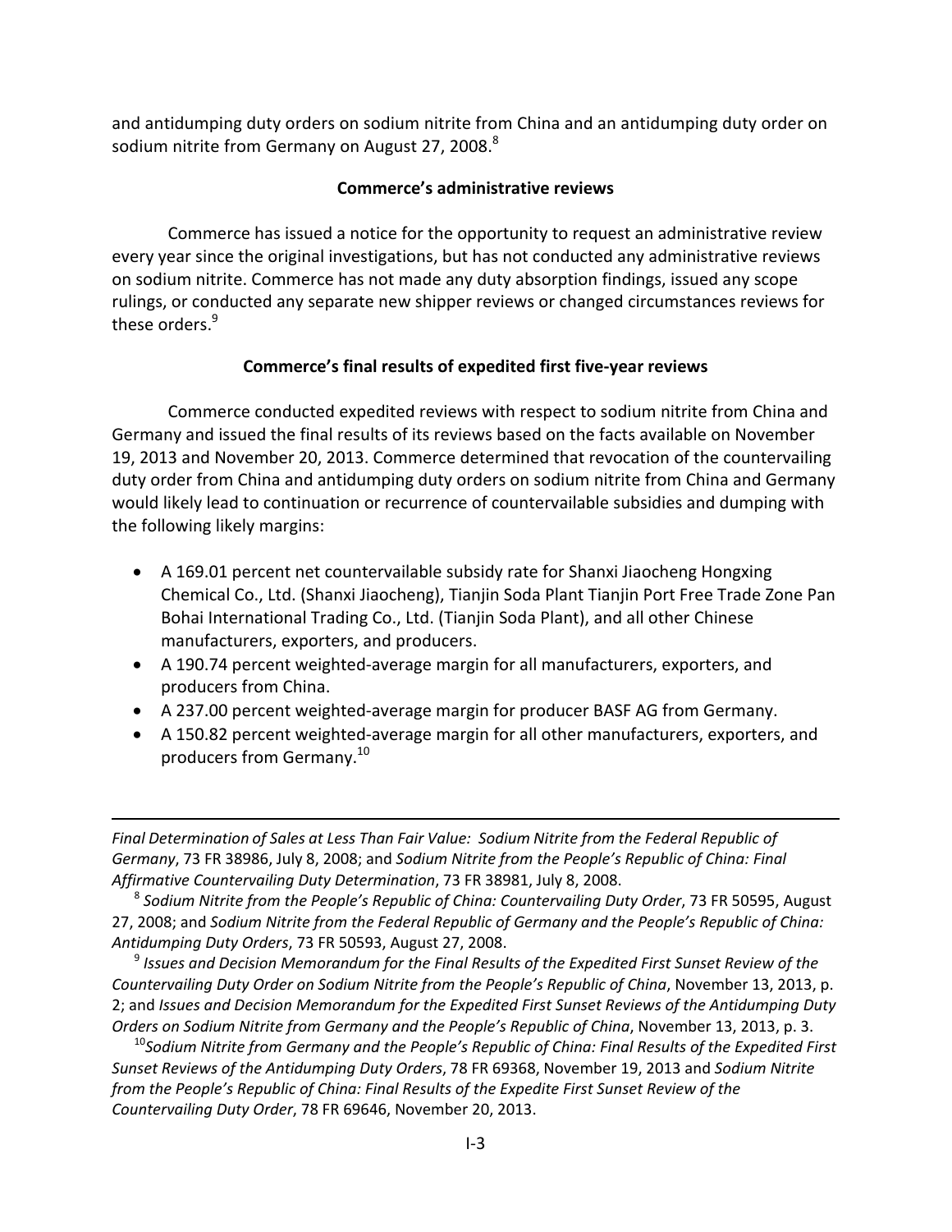and antidumping duty orders on sodium nitrite from China and an antidumping duty order on sodium nitrite from Germany on August 27, 2008.[8]

**Commerce's administrative reviews**

Commerce has issued a notice for the opportunity to request an administrative review every year since the original investigations, but has not conducted any administrative reviews on sodium nitrite. Commerce has not made any duty absorption findings, issued any scope rulings, or conducted any separate new shipper reviews or changed circumstances reviews for these orders.[9]

**Commerce's final results of expedited first five-year reviews**

Commerce conducted expedited reviews with respect to sodium nitrite from China and Germany and issued the final results of its reviews based on the facts available on November 19, 2013 and November 20, 2013. Commerce determined that revocation of the countervailing duty order from China and antidumping duty orders on sodium nitrite from China and Germany would likely lead to continuation or recurrence of countervailable subsidies and dumping with the following likely margins:

- A 169.01 percent net countervailable subsidy rate for Shanxi Jiaocheng Hongxing Chemical Co., Ltd. (Shanxi Jiaocheng), Tianjin Soda Plant Tianjin Port Free Trade Zone Pan Bohai International Trading Co., Ltd. (Tianjin Soda Plant), and all other Chinese manufacturers, exporters, and producers.
- A 190.74 percent weighted-average margin for all manufacturers, exporters, and producers from China.
- A 237.00 percent weighted-average margin for producer BASF AG from Germany.
- A 150.82 percent weighted-average margin for all other manufacturers, exporters, and producers from Germany.[10]

---

*Final Determination of Sales at Less Than Fair Value: Sodium Nitrite from the Federal Republic of Germany*, 73 FR 38986, July 8, 2008; and *Sodium Nitrite from the People's Republic of China: Final Affirmative Countervailing Duty Determination*, 73 FR 38981, July 8, 2008.

[8] *Sodium Nitrite from the People's Republic of China: Countervailing Duty Order*, 73 FR 50595, August 27, 2008; and *Sodium Nitrite from the Federal Republic of Germany and the People's Republic of China: Antidumping Duty Orders*, 73 FR 50593, August 27, 2008.

[9] *Issues and Decision Memorandum for the Final Results of the Expedited First Sunset Review of the Countervailing Duty Order on Sodium Nitrite from the People's Republic of China*, November 13, 2013, p. 2; and *Issues and Decision Memorandum for the Expedited First Sunset Reviews of the Antidumping Duty Orders on Sodium Nitrite from Germany and the People's Republic of China*, November 13, 2013, p. 3.

[10] *Sodium Nitrite from Germany and the People's Republic of China: Final Results of the Expedited First Sunset Reviews of the Antidumping Duty Orders*, 78 FR 69368, November 19, 2013 and *Sodium Nitrite from the People's Republic of China: Final Results of the Expedite First Sunset Review of the Countervailing Duty Order*, 78 FR 69646, November 20, 2013.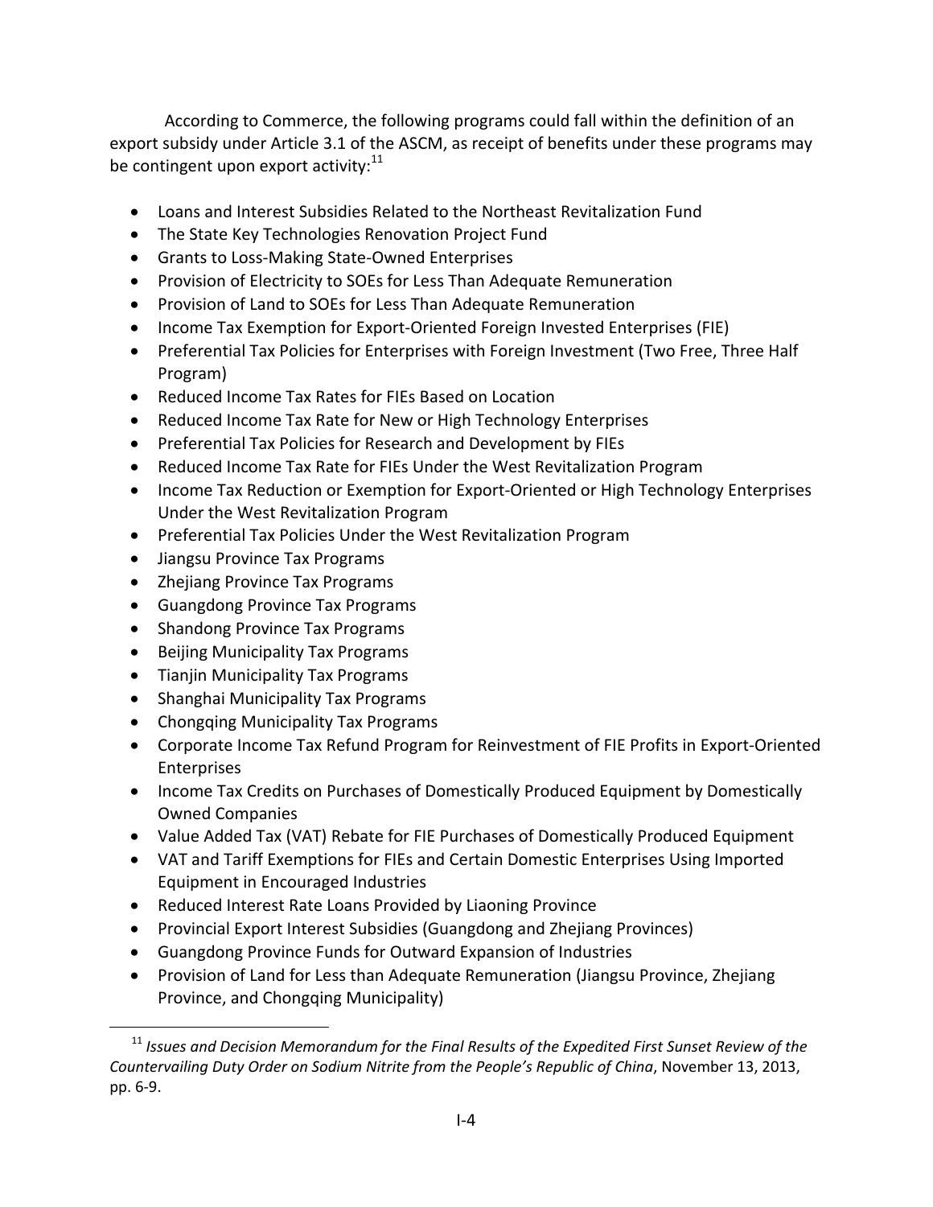According to Commerce, the following programs could fall within the definition of an export subsidy under Article 3.1 of the ASCM, as receipt of benefits under these programs may be contingent upon export activity:[11]

- Loans and Interest Subsidies Related to the Northeast Revitalization Fund
- The State Key Technologies Renovation Project Fund
- Grants to Loss-Making State-Owned Enterprises
- Provision of Electricity to SOEs for Less Than Adequate Remuneration
- Provision of Land to SOEs for Less Than Adequate Remuneration
- Income Tax Exemption for Export-Oriented Foreign Invested Enterprises (FIE)
- Preferential Tax Policies for Enterprises with Foreign Investment (Two Free, Three Half Program)
- Reduced Income Tax Rates for FIEs Based on Location
- Reduced Income Tax Rate for New or High Technology Enterprises
- Preferential Tax Policies for Research and Development by FIEs
- Reduced Income Tax Rate for FIEs Under the West Revitalization Program
- Income Tax Reduction or Exemption for Export-Oriented or High Technology Enterprises Under the West Revitalization Program
- Preferential Tax Policies Under the West Revitalization Program
- Jiangsu Province Tax Programs
- Zhejiang Province Tax Programs
- Guangdong Province Tax Programs
- Shandong Province Tax Programs
- Beijing Municipality Tax Programs
- Tianjin Municipality Tax Programs
- Shanghai Municipality Tax Programs
- Chongqing Municipality Tax Programs
- Corporate Income Tax Refund Program for Reinvestment of FIE Profits in Export-Oriented Enterprises
- Income Tax Credits on Purchases of Domestically Produced Equipment by Domestically Owned Companies
- Value Added Tax (VAT) Rebate for FIE Purchases of Domestically Produced Equipment
- VAT and Tariff Exemptions for FIEs and Certain Domestic Enterprises Using Imported Equipment in Encouraged Industries
- Reduced Interest Rate Loans Provided by Liaoning Province
- Provincial Export Interest Subsidies (Guangdong and Zhejiang Provinces)
- Guangdong Province Funds for Outward Expansion of Industries
- Provision of Land for Less than Adequate Remuneration (Jiangsu Province, Zhejiang Province, and Chongqing Municipality)

[11] *Issues and Decision Memorandum for the Final Results of the Expedited First Sunset Review of the Countervailing Duty Order on Sodium Nitrite from the People's Republic of China*, November 13, 2013, pp. 6-9.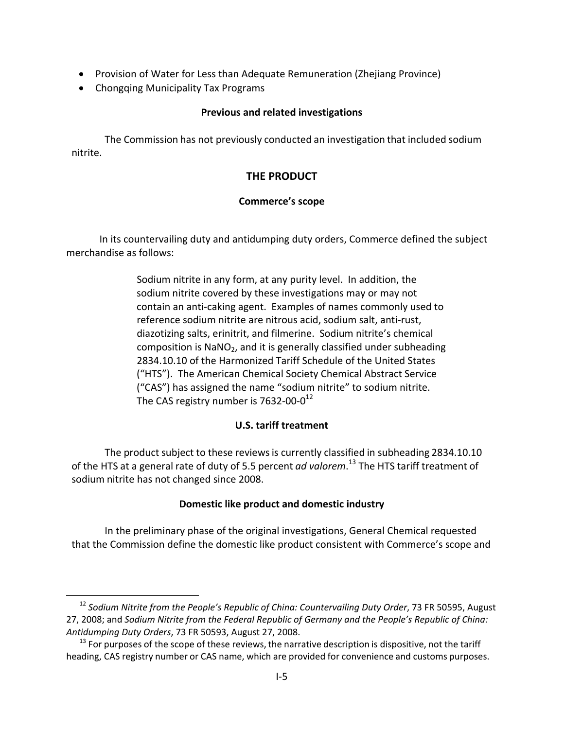- Provision of Water for Less than Adequate Remuneration (Zhejiang Province)
- Chongqing Municipality Tax Programs

### Previous and related investigations

The Commission has not previously conducted an investigation that included sodium nitrite.

## THE PRODUCT

### Commerce's scope

In its countervailing duty and antidumping duty orders, Commerce defined the subject merchandise as follows:

> Sodium nitrite in any form, at any purity level. In addition, the sodium nitrite covered by these investigations may or may not contain an anti-caking agent. Examples of names commonly used to reference sodium nitrite are nitrous acid, sodium salt, anti-rust, diazotizing salts, erinitrit, and filmerine. Sodium nitrite's chemical composition is $NaNO_2$, and it is generally classified under subheading 2834.10.10 of the Harmonized Tariff Schedule of the United States ("HTS"). The American Chemical Society Chemical Abstract Service ("CAS") has assigned the name "sodium nitrite" to sodium nitrite. The CAS registry number is 7632-00-0[12]

### U.S. tariff treatment

The product subject to these reviews is currently classified in subheading 2834.10.10 of the HTS at a general rate of duty of 5.5 percent *ad valorem*.[13] The HTS tariff treatment of sodium nitrite has not changed since 2008.

### Domestic like product and domestic industry

In the preliminary phase of the original investigations, General Chemical requested that the Commission define the domestic like product consistent with Commerce's scope and

---

[12] *Sodium Nitrite from the People's Republic of China: Countervailing Duty Order*, 73 FR 50595, August 27, 2008; and *Sodium Nitrite from the Federal Republic of Germany and the People's Republic of China: Antidumping Duty Orders*, 73 FR 50593, August 27, 2008.

[13] For purposes of the scope of these reviews, the narrative description is dispositive, not the tariff heading, CAS registry number or CAS name, which are provided for convenience and customs purposes.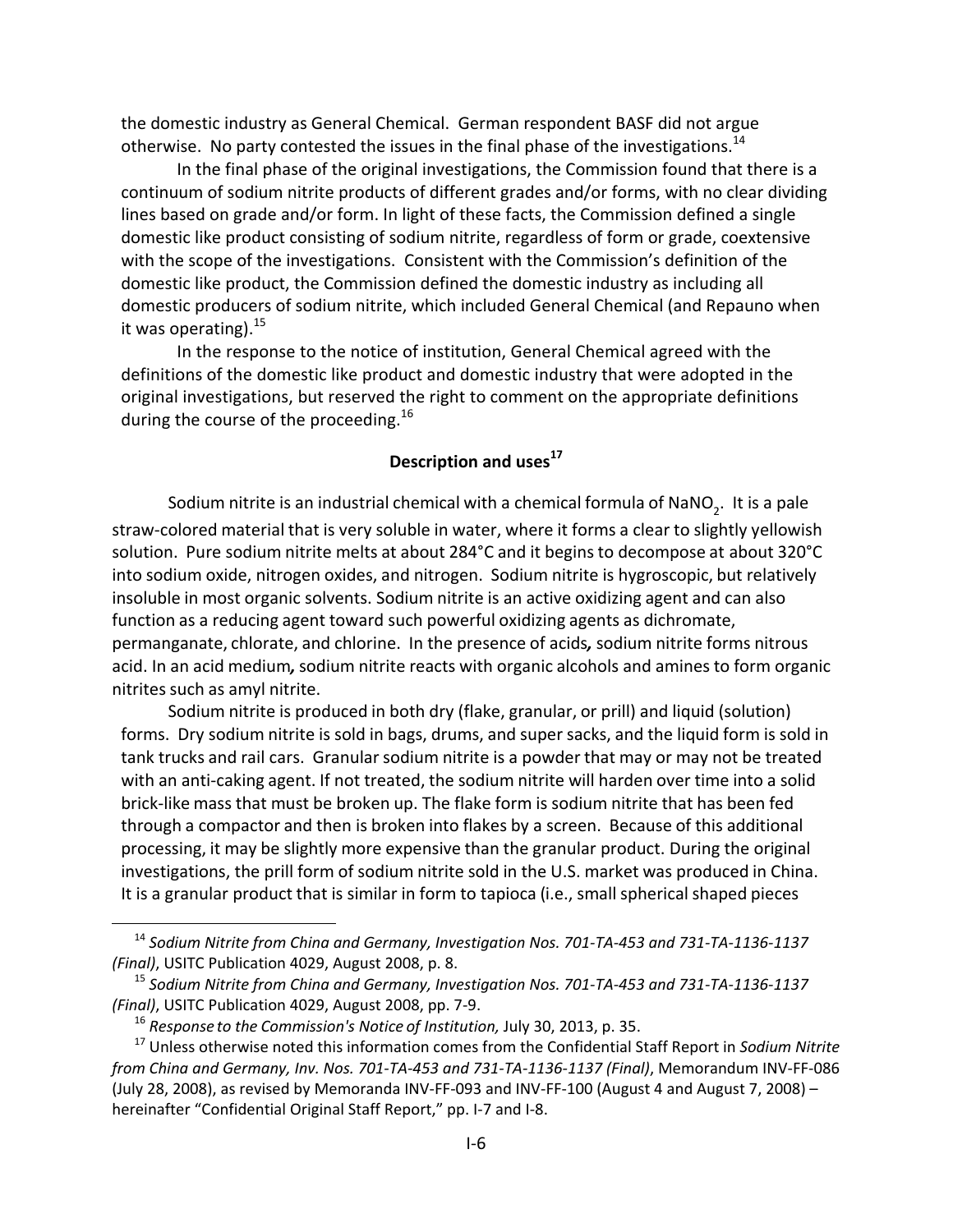the domestic industry as General Chemical. German respondent BASF did not argue otherwise. No party contested the issues in the final phase of the investigations.[14]

In the final phase of the original investigations, the Commission found that there is a continuum of sodium nitrite products of different grades and/or forms, with no clear dividing lines based on grade and/or form. In light of these facts, the Commission defined a single domestic like product consisting of sodium nitrite, regardless of form or grade, coextensive with the scope of the investigations. Consistent with the Commission's definition of the domestic like product, the Commission defined the domestic industry as including all domestic producers of sodium nitrite, which included General Chemical (and Repauno when it was operating).[15]

In the response to the notice of institution, General Chemical agreed with the definitions of the domestic like product and domestic industry that were adopted in the original investigations, but reserved the right to comment on the appropriate definitions during the course of the proceeding.[16]

## Description and uses[17]

Sodium nitrite is an industrial chemical with a chemical formula of $NaNO_2$. It is a pale straw-colored material that is very soluble in water, where it forms a clear to slightly yellowish solution. Pure sodium nitrite melts at about 284°C and it begins to decompose at about 320°C into sodium oxide, nitrogen oxides, and nitrogen. Sodium nitrite is hygroscopic, but relatively insoluble in most organic solvents. Sodium nitrite is an active oxidizing agent and can also function as a reducing agent toward such powerful oxidizing agents as dichromate, permanganate, chlorate, and chlorine. In the presence of acids*,* sodium nitrite forms nitrous acid. In an acid medium*,* sodium nitrite reacts with organic alcohols and amines to form organic nitrites such as amyl nitrite.

Sodium nitrite is produced in both dry (flake, granular, or prill) and liquid (solution) forms. Dry sodium nitrite is sold in bags, drums, and super sacks, and the liquid form is sold in tank trucks and rail cars. Granular sodium nitrite is a powder that may or may not be treated with an anti-caking agent. If not treated, the sodium nitrite will harden over time into a solid brick-like mass that must be broken up. The flake form is sodium nitrite that has been fed through a compactor and then is broken into flakes by a screen. Because of this additional processing, it may be slightly more expensive than the granular product. During the original investigations, the prill form of sodium nitrite sold in the U.S. market was produced in China. It is a granular product that is similar in form to tapioca (i.e., small spherical shaped pieces

---

[14] *Sodium Nitrite from China and Germany, Investigation Nos. 701-TA-453 and 731-TA-1136-1137 (Final)*, USITC Publication 4029, August 2008, p. 8.

[15] *Sodium Nitrite from China and Germany, Investigation Nos. 701-TA-453 and 731-TA-1136-1137 (Final)*, USITC Publication 4029, August 2008, pp. 7-9.

[16] *Response to the Commission's Notice of Institution,* July 30, 2013, p. 35.

[17] Unless otherwise noted this information comes from the Confidential Staff Report in *Sodium Nitrite from China and Germany, Inv. Nos. 701-TA-453 and 731-TA-1136-1137 (Final)*, Memorandum INV-FF-086 (July 28, 2008), as revised by Memoranda INV-FF-093 and INV-FF-100 (August 4 and August 7, 2008) – hereinafter "Confidential Original Staff Report," pp. I-7 and I-8.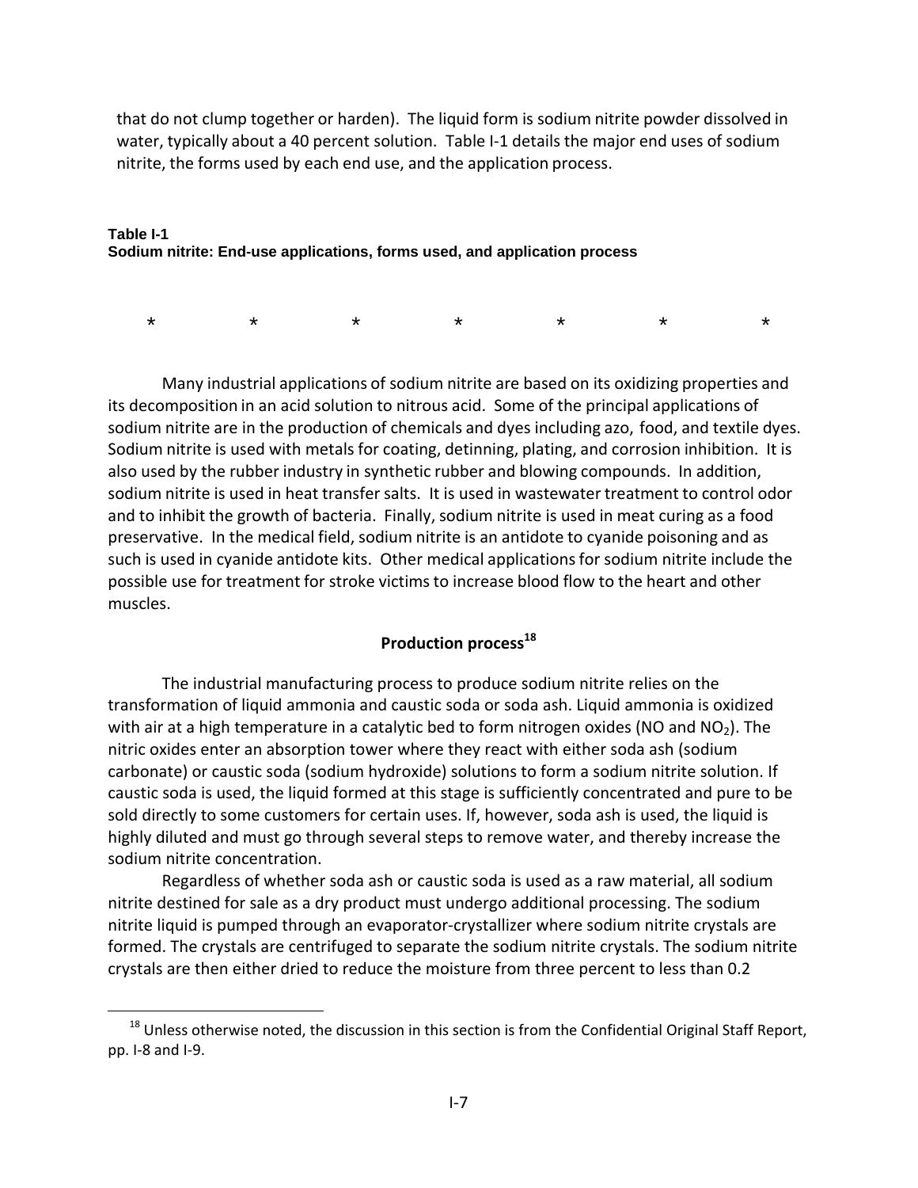that do not clump together or harden). The liquid form is sodium nitrite powder dissolved in water, typically about a 40 percent solution. Table I-1 details the major end uses of sodium nitrite, the forms used by each end use, and the application process.

**Table I-1**
**Sodium nitrite: End-use applications, forms used, and application process**

\* \* \* \* \* \* \*

Many industrial applications of sodium nitrite are based on its oxidizing properties and its decomposition in an acid solution to nitrous acid. Some of the principal applications of sodium nitrite are in the production of chemicals and dyes including azo, food, and textile dyes. Sodium nitrite is used with metals for coating, detinning, plating, and corrosion inhibition. It is also used by the rubber industry in synthetic rubber and blowing compounds. In addition, sodium nitrite is used in heat transfer salts. It is used in wastewater treatment to control odor and to inhibit the growth of bacteria. Finally, sodium nitrite is used in meat curing as a food preservative. In the medical field, sodium nitrite is an antidote to cyanide poisoning and as such is used in cyanide antidote kits. Other medical applications for sodium nitrite include the possible use for treatment for stroke victims to increase blood flow to the heart and other muscles.

## Production process[18]

The industrial manufacturing process to produce sodium nitrite relies on the transformation of liquid ammonia and caustic soda or soda ash. Liquid ammonia is oxidized with air at a high temperature in a catalytic bed to form nitrogen oxides (NO and $NO_2$). The nitric oxides enter an absorption tower where they react with either soda ash (sodium carbonate) or caustic soda (sodium hydroxide) solutions to form a sodium nitrite solution. If caustic soda is used, the liquid formed at this stage is sufficiently concentrated and pure to be sold directly to some customers for certain uses. If, however, soda ash is used, the liquid is highly diluted and must go through several steps to remove water, and thereby increase the sodium nitrite concentration.

Regardless of whether soda ash or caustic soda is used as a raw material, all sodium nitrite destined for sale as a dry product must undergo additional processing. The sodium nitrite liquid is pumped through an evaporator-crystallizer where sodium nitrite crystals are formed. The crystals are centrifuged to separate the sodium nitrite crystals. The sodium nitrite crystals are then either dried to reduce the moisture from three percent to less than 0.2

---

[18] Unless otherwise noted, the discussion in this section is from the Confidential Original Staff Report, pp. I-8 and I-9.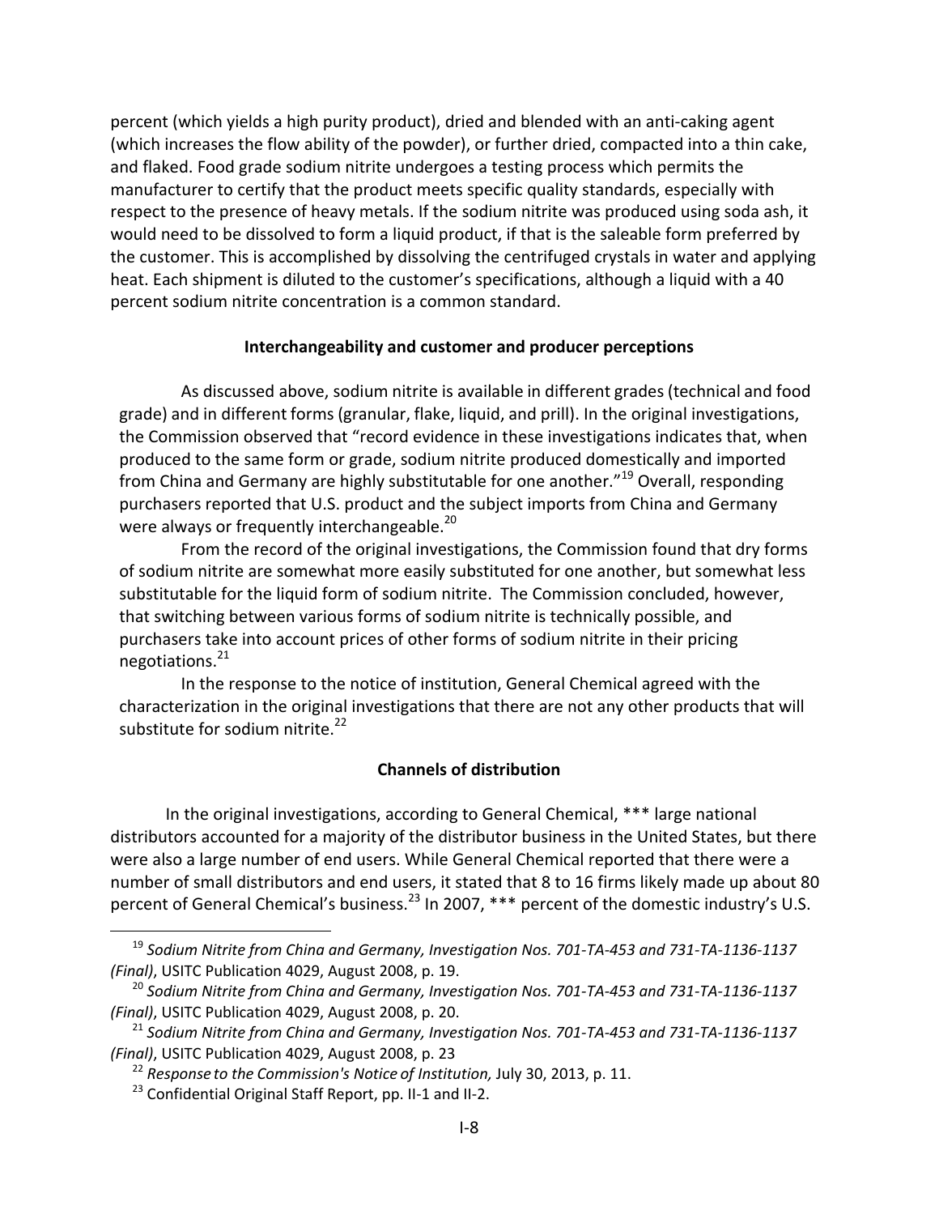percent (which yields a high purity product), dried and blended with an anti-caking agent (which increases the flow ability of the powder), or further dried, compacted into a thin cake, and flaked. Food grade sodium nitrite undergoes a testing process which permits the manufacturer to certify that the product meets specific quality standards, especially with respect to the presence of heavy metals. If the sodium nitrite was produced using soda ash, it would need to be dissolved to form a liquid product, if that is the saleable form preferred by the customer. This is accomplished by dissolving the centrifuged crystals in water and applying heat. Each shipment is diluted to the customer's specifications, although a liquid with a 40 percent sodium nitrite concentration is a common standard.

**Interchangeability and customer and producer perceptions**

As discussed above, sodium nitrite is available in different grades (technical and food grade) and in different forms (granular, flake, liquid, and prill). In the original investigations, the Commission observed that "record evidence in these investigations indicates that, when produced to the same form or grade, sodium nitrite produced domestically and imported from China and Germany are highly substitutable for one another."[19] Overall, responding purchasers reported that U.S. product and the subject imports from China and Germany were always or frequently interchangeable.[20]

From the record of the original investigations, the Commission found that dry forms of sodium nitrite are somewhat more easily substituted for one another, but somewhat less substitutable for the liquid form of sodium nitrite. The Commission concluded, however, that switching between various forms of sodium nitrite is technically possible, and purchasers take into account prices of other forms of sodium nitrite in their pricing negotiations.[21]

In the response to the notice of institution, General Chemical agreed with the characterization in the original investigations that there are not any other products that will substitute for sodium nitrite.[22]

**Channels of distribution**

In the original investigations, according to General Chemical, *** large national distributors accounted for a majority of the distributor business in the United States, but there were also a large number of end users. While General Chemical reported that there were a number of small distributors and end users, it stated that 8 to 16 firms likely made up about 80 percent of General Chemical's business.[23] In 2007, *** percent of the domestic industry's U.S.

---

[19] *Sodium Nitrite from China and Germany, Investigation Nos. 701-TA-453 and 731-TA-1136-1137 (Final)*, USITC Publication 4029, August 2008, p. 19.

[20] *Sodium Nitrite from China and Germany, Investigation Nos. 701-TA-453 and 731-TA-1136-1137 (Final)*, USITC Publication 4029, August 2008, p. 20.

[21] *Sodium Nitrite from China and Germany, Investigation Nos. 701-TA-453 and 731-TA-1136-1137 (Final)*, USITC Publication 4029, August 2008, p. 23

[22] *Response to the Commission's Notice of Institution,* July 30, 2013, p. 11.

[23] Confidential Original Staff Report, pp. II-1 and II-2.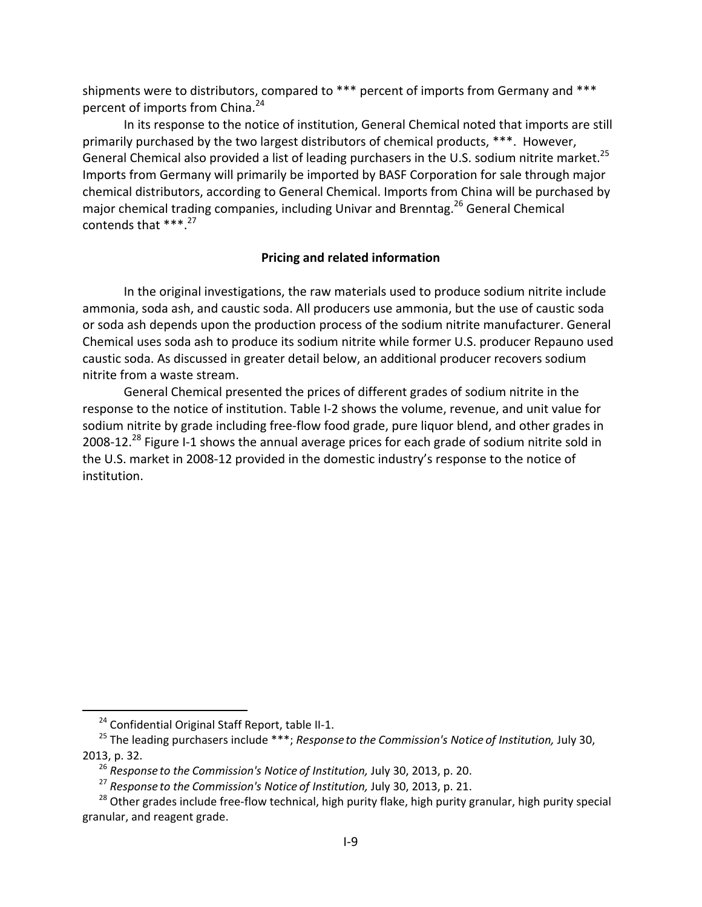shipments were to distributors, compared to *** percent of imports from Germany and *** percent of imports from China.[24]

In its response to the notice of institution, General Chemical noted that imports are still primarily purchased by the two largest distributors of chemical products, ***. However, General Chemical also provided a list of leading purchasers in the U.S. sodium nitrite market.[25] Imports from Germany will primarily be imported by BASF Corporation for sale through major chemical distributors, according to General Chemical. Imports from China will be purchased by major chemical trading companies, including Univar and Brenntag.[26] General Chemical contends that ***.[27]

### Pricing and related information

In the original investigations, the raw materials used to produce sodium nitrite include ammonia, soda ash, and caustic soda. All producers use ammonia, but the use of caustic soda or soda ash depends upon the production process of the sodium nitrite manufacturer. General Chemical uses soda ash to produce its sodium nitrite while former U.S. producer Repauno used caustic soda. As discussed in greater detail below, an additional producer recovers sodium nitrite from a waste stream.

General Chemical presented the prices of different grades of sodium nitrite in the response to the notice of institution. Table I-2 shows the volume, revenue, and unit value for sodium nitrite by grade including free-flow food grade, pure liquor blend, and other grades in 2008-12.[28] Figure I-1 shows the annual average prices for each grade of sodium nitrite sold in the U.S. market in 2008-12 provided in the domestic industry's response to the notice of institution.

---

[24] Confidential Original Staff Report, table II-1.

[25] The leading purchasers include ***; *Response to the Commission's Notice of Institution,* July 30, 2013, p. 32.

[26] *Response to the Commission's Notice of Institution,* July 30, 2013, p. 20.

[27] *Response to the Commission's Notice of Institution,* July 30, 2013, p. 21.

[28] Other grades include free-flow technical, high purity flake, high purity granular, high purity special granular, and reagent grade.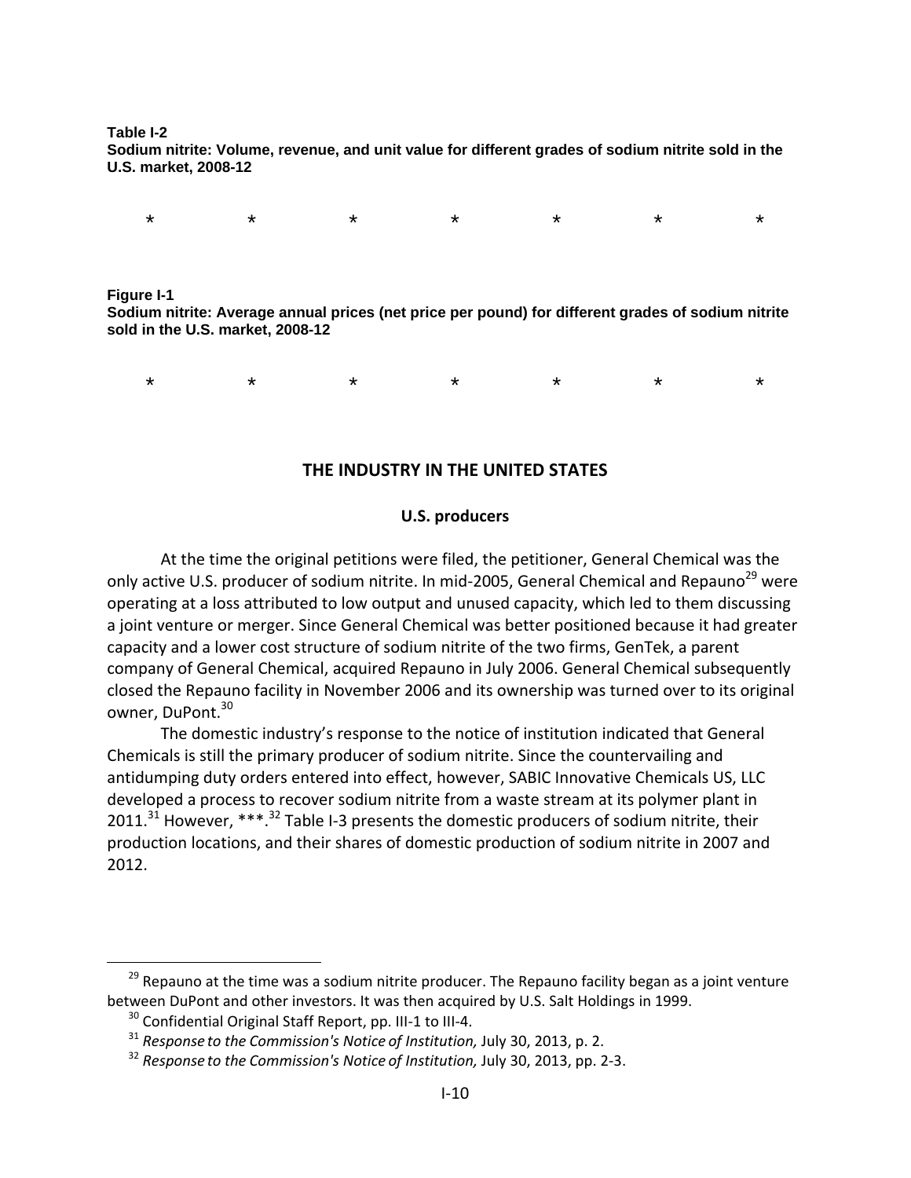**Table I-2**
**Sodium nitrite: Volume, revenue, and unit value for different grades of sodium nitrite sold in the U.S. market, 2008-12**

* * * * * * *

**Figure I-1**
**Sodium nitrite: Average annual prices (net price per pound) for different grades of sodium nitrite sold in the U.S. market, 2008-12**

* * * * * * *

## THE INDUSTRY IN THE UNITED STATES

### U.S. producers

At the time the original petitions were filed, the petitioner, General Chemical was the only active U.S. producer of sodium nitrite. In mid-2005, General Chemical and Repauno[29] were operating at a loss attributed to low output and unused capacity, which led to them discussing a joint venture or merger. Since General Chemical was better positioned because it had greater capacity and a lower cost structure of sodium nitrite of the two firms, GenTek, a parent company of General Chemical, acquired Repauno in July 2006. General Chemical subsequently closed the Repauno facility in November 2006 and its ownership was turned over to its original owner, DuPont.[30]

The domestic industry's response to the notice of institution indicated that General Chemicals is still the primary producer of sodium nitrite. Since the countervailing and antidumping duty orders entered into effect, however, SABIC Innovative Chemicals US, LLC developed a process to recover sodium nitrite from a waste stream at its polymer plant in 2011.[31] However, ***.[32] Table I-3 presents the domestic producers of sodium nitrite, their production locations, and their shares of domestic production of sodium nitrite in 2007 and 2012.

---

[29] Repauno at the time was a sodium nitrite producer. The Repauno facility began as a joint venture between DuPont and other investors. It was then acquired by U.S. Salt Holdings in 1999.

[30] Confidential Original Staff Report, pp. III-1 to III-4.

[31] *Response to the Commission's Notice of Institution,* July 30, 2013, p. 2.

[32] *Response to the Commission's Notice of Institution,* July 30, 2013, pp. 2-3.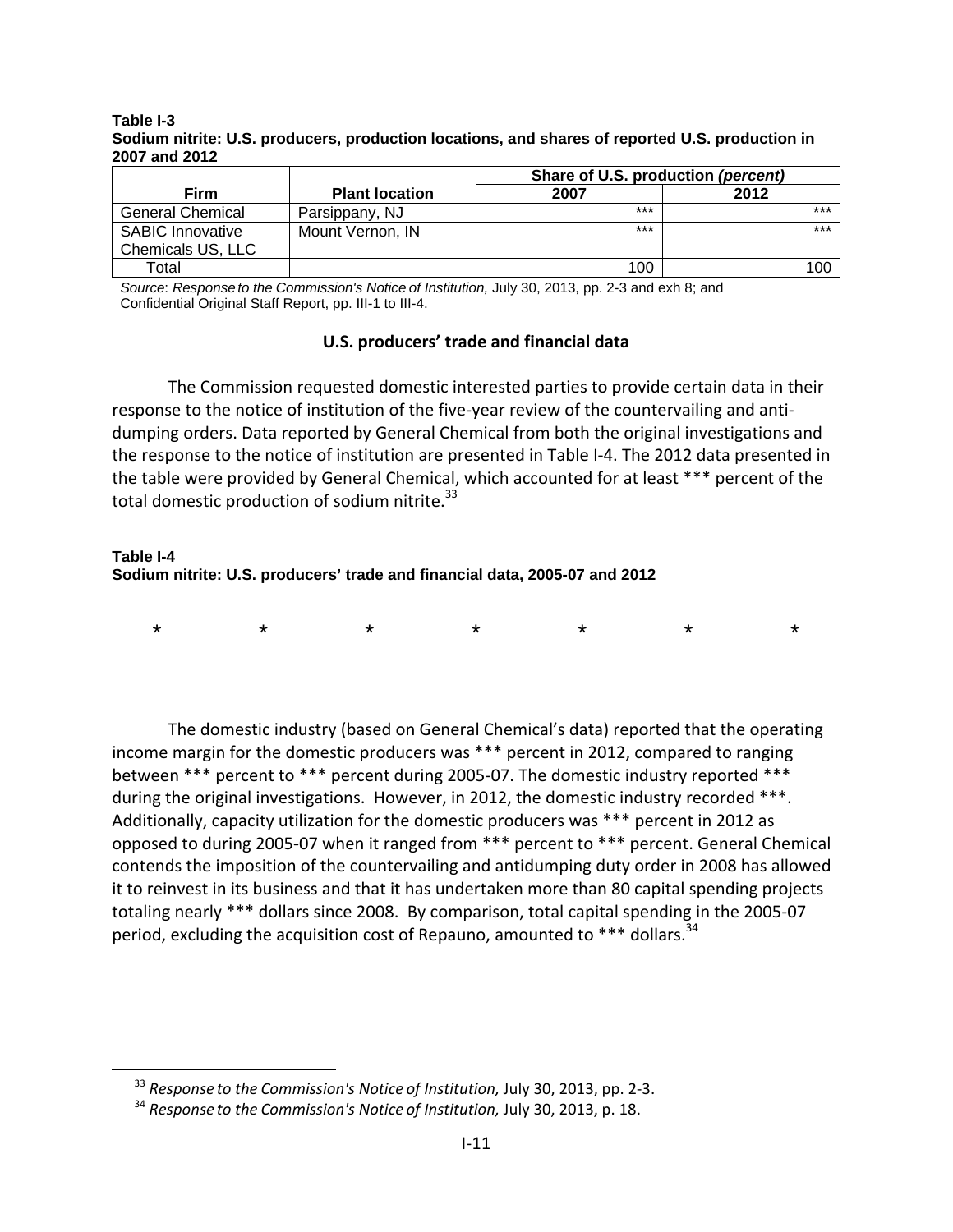**Table I-3**
**Sodium nitrite: U.S. producers, production locations, and shares of reported U.S. production in 2007 and 2012**

| Firm | Plant location | Share of U.S. production *(percent)* | |
|---|---|---|---|
| | | 2007 | 2012 |
| General Chemical | Parsippany, NJ | *** | *** |
| SABIC Innovative Chemicals US, LLC | Mount Vernon, IN | *** | *** |
| Total | | 100 | 100 |

*Source*: *Response to the Commission's Notice of Institution,* July 30, 2013, pp. 2-3 and exh 8; and Confidential Original Staff Report, pp. III-1 to III-4.

## U.S. producers' trade and financial data

The Commission requested domestic interested parties to provide certain data in their response to the notice of institution of the five-year review of the countervailing and anti-dumping orders. Data reported by General Chemical from both the original investigations and the response to the notice of institution are presented in Table I-4. The 2012 data presented in the table were provided by General Chemical, which accounted for at least *** percent of the total domestic production of sodium nitrite.[33]

**Table I-4**
**Sodium nitrite: U.S. producers' trade and financial data, 2005-07 and 2012**

\*   \*   \*   \*   \*   \*   \*

The domestic industry (based on General Chemical's data) reported that the operating income margin for the domestic producers was *** percent in 2012, compared to ranging between *** percent to *** percent during 2005-07. The domestic industry reported *** during the original investigations. However, in 2012, the domestic industry recorded ***. Additionally, capacity utilization for the domestic producers was *** percent in 2012 as opposed to during 2005-07 when it ranged from *** percent to *** percent. General Chemical contends the imposition of the countervailing and antidumping duty order in 2008 has allowed it to reinvest in its business and that it has undertaken more than 80 capital spending projects totaling nearly *** dollars since 2008. By comparison, total capital spending in the 2005-07 period, excluding the acquisition cost of Repauno, amounted to *** dollars.[34]

[33] *Response to the Commission's Notice of Institution,* July 30, 2013, pp. 2-3.
[34] *Response to the Commission's Notice of Institution,* July 30, 2013, p. 18.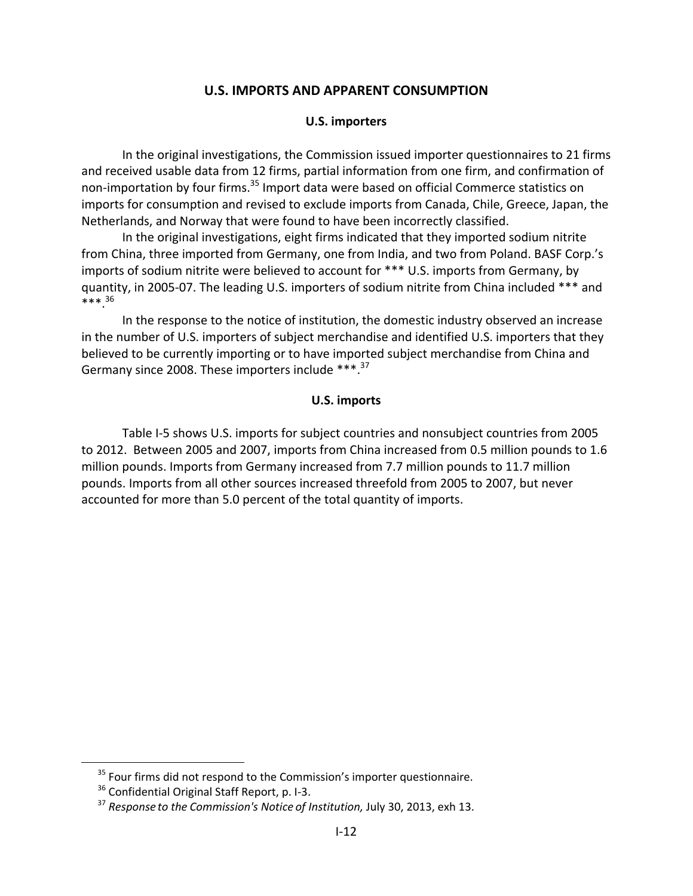## U.S. IMPORTS AND APPARENT CONSUMPTION

### U.S. importers

In the original investigations, the Commission issued importer questionnaires to 21 firms and received usable data from 12 firms, partial information from one firm, and confirmation of non-importation by four firms.[35] Import data were based on official Commerce statistics on imports for consumption and revised to exclude imports from Canada, Chile, Greece, Japan, the Netherlands, and Norway that were found to have been incorrectly classified.

In the original investigations, eight firms indicated that they imported sodium nitrite from China, three imported from Germany, one from India, and two from Poland. BASF Corp.'s imports of sodium nitrite were believed to account for *** U.S. imports from Germany, by quantity, in 2005-07. The leading U.S. importers of sodium nitrite from China included *** and ***.[36]

In the response to the notice of institution, the domestic industry observed an increase in the number of U.S. importers of subject merchandise and identified U.S. importers that they believed to be currently importing or to have imported subject merchandise from China and Germany since 2008. These importers include ***.[37]

### U.S. imports

Table I-5 shows U.S. imports for subject countries and nonsubject countries from 2005 to 2012. Between 2005 and 2007, imports from China increased from 0.5 million pounds to 1.6 million pounds. Imports from Germany increased from 7.7 million pounds to 11.7 million pounds. Imports from all other sources increased threefold from 2005 to 2007, but never accounted for more than 5.0 percent of the total quantity of imports.

---

[35] Four firms did not respond to the Commission's importer questionnaire.

[36] Confidential Original Staff Report, p. I-3.

[37] *Response to the Commission's Notice of Institution,* July 30, 2013, exh 13.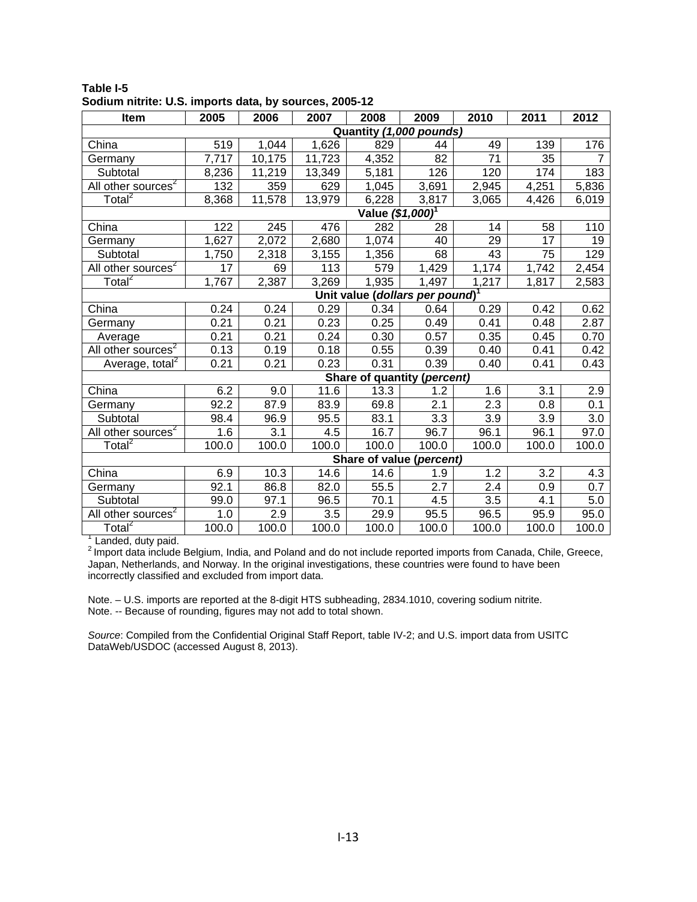**Table I-5**
**Sodium nitrite: U.S. imports data, by sources, 2005-12**

| Item | 2005 | 2006 | 2007 | 2008 | 2009 | 2010 | 2011 | 2012 |
|---|---|---|---|---|---|---|---|---|
| | Quantity *(1,000 pounds)* | | | | | | | |
| China | 519 | 1,044 | 1,626 | 829 | 44 | 49 | 139 | 176 |
| Germany | 7,717 | 10,175 | 11,723 | 4,352 | 82 | 71 | 35 | 7 |
| Subtotal | 8,236 | 11,219 | 13,349 | 5,181 | 126 | 120 | 174 | 183 |
| All other sources[2] | 132 | 359 | 629 | 1,045 | 3,691 | 2,945 | 4,251 | 5,836 |
| Total[2] | 8,368 | 11,578 | 13,979 | 6,228 | 3,817 | 3,065 | 4,426 | 6,019 |
| | Value *($1,000)*[1] | | | | | | | |
| China | 122 | 245 | 476 | 282 | 28 | 14 | 58 | 110 |
| Germany | 1,627 | 2,072 | 2,680 | 1,074 | 40 | 29 | 17 | 19 |
| Subtotal | 1,750 | 2,318 | 3,155 | 1,356 | 68 | 43 | 75 | 129 |
| All other sources[2] | 17 | 69 | 113 | 579 | 1,429 | 1,174 | 1,742 | 2,454 |
| Total[2] | 1,767 | 2,387 | 3,269 | 1,935 | 1,497 | 1,217 | 1,817 | 2,583 |
| | Unit value (*dollars per pound*)[1] | | | | | | | |
| China | 0.24 | 0.24 | 0.29 | 0.34 | 0.64 | 0.29 | 0.42 | 0.62 |
| Germany | 0.21 | 0.21 | 0.23 | 0.25 | 0.49 | 0.41 | 0.48 | 2.87 |
| Average | 0.21 | 0.21 | 0.24 | 0.30 | 0.57 | 0.35 | 0.45 | 0.70 |
| All other sources[2] | 0.13 | 0.19 | 0.18 | 0.55 | 0.39 | 0.40 | 0.41 | 0.42 |
| Average, total[2] | 0.21 | 0.21 | 0.23 | 0.31 | 0.39 | 0.40 | 0.41 | 0.43 |
| | Share of quantity (*percent*) | | | | | | | |
| China | 6.2 | 9.0 | 11.6 | 13.3 | 1.2 | 1.6 | 3.1 | 2.9 |
| Germany | 92.2 | 87.9 | 83.9 | 69.8 | 2.1 | 2.3 | 0.8 | 0.1 |
| Subtotal | 98.4 | 96.9 | 95.5 | 83.1 | 3.3 | 3.9 | 3.9 | 3.0 |
| All other sources[2] | 1.6 | 3.1 | 4.5 | 16.7 | 96.7 | 96.1 | 96.1 | 97.0 |
| Total[2] | 100.0 | 100.0 | 100.0 | 100.0 | 100.0 | 100.0 | 100.0 | 100.0 |
| | Share of value (*percent*) | | | | | | | |
| China | 6.9 | 10.3 | 14.6 | 14.6 | 1.9 | 1.2 | 3.2 | 4.3 |
| Germany | 92.1 | 86.8 | 82.0 | 55.5 | 2.7 | 2.4 | 0.9 | 0.7 |
| Subtotal | 99.0 | 97.1 | 96.5 | 70.1 | 4.5 | 3.5 | 4.1 | 5.0 |
| All other sources[2] | 1.0 | 2.9 | 3.5 | 29.9 | 95.5 | 96.5 | 95.9 | 95.0 |
| Total[2] | 100.0 | 100.0 | 100.0 | 100.0 | 100.0 | 100.0 | 100.0 | 100.0 |

[1] Landed, duty paid.
[2] Import data include Belgium, India, and Poland and do not include reported imports from Canada, Chile, Greece, Japan, Netherlands, and Norway. In the original investigations, these countries were found to have been incorrectly classified and excluded from import data.

Note. – U.S. imports are reported at the 8-digit HTS subheading, 2834.1010, covering sodium nitrite.
Note. -- Because of rounding, figures may not add to total shown.

*Source*: Compiled from the Confidential Original Staff Report, table IV-2; and U.S. import data from USITC DataWeb/USDOC (accessed August 8, 2013).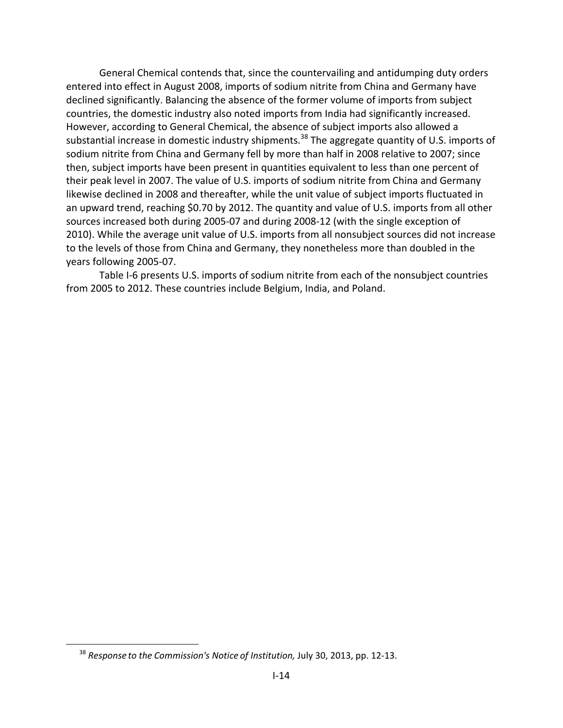General Chemical contends that, since the countervailing and antidumping duty orders entered into effect in August 2008, imports of sodium nitrite from China and Germany have declined significantly. Balancing the absence of the former volume of imports from subject countries, the domestic industry also noted imports from India had significantly increased. However, according to General Chemical, the absence of subject imports also allowed a substantial increase in domestic industry shipments.[38] The aggregate quantity of U.S. imports of sodium nitrite from China and Germany fell by more than half in 2008 relative to 2007; since then, subject imports have been present in quantities equivalent to less than one percent of their peak level in 2007. The value of U.S. imports of sodium nitrite from China and Germany likewise declined in 2008 and thereafter, while the unit value of subject imports fluctuated in an upward trend, reaching $0.70 by 2012. The quantity and value of U.S. imports from all other sources increased both during 2005-07 and during 2008-12 (with the single exception of 2010). While the average unit value of U.S. imports from all nonsubject sources did not increase to the levels of those from China and Germany, they nonetheless more than doubled in the years following 2005-07.

Table I-6 presents U.S. imports of sodium nitrite from each of the nonsubject countries from 2005 to 2012. These countries include Belgium, India, and Poland.

[38] *Response to the Commission's Notice of Institution,* July 30, 2013, pp. 12-13.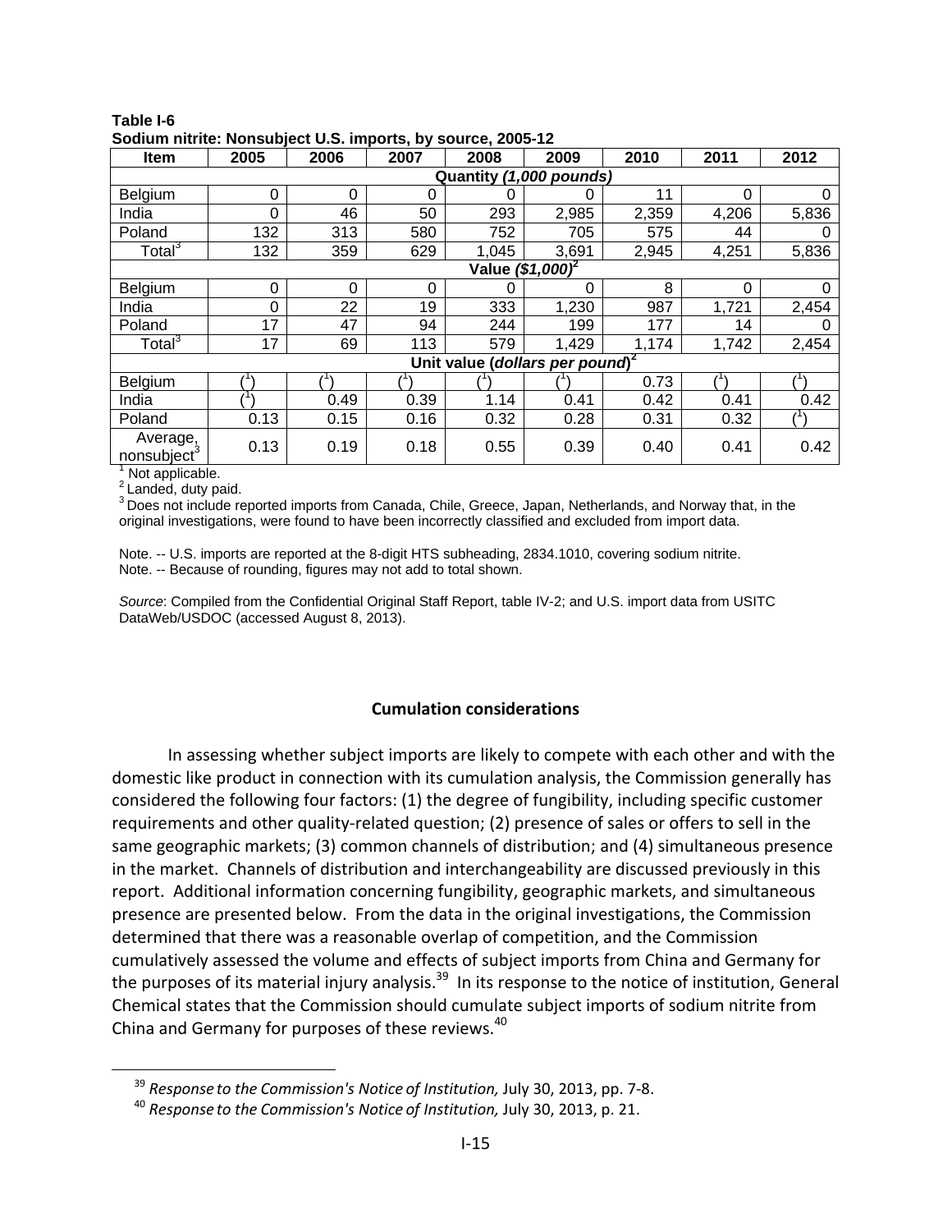**Table I-6**
**Sodium nitrite: Nonsubject U.S. imports, by source, 2005-12**

| Item | 2005 | 2006 | 2007 | 2008 | 2009 | 2010 | 2011 | 2012 |
|---|---|---|---|---|---|---|---|---|
| | | | | Quantity *(1,000 pounds)* | | | | |
| Belgium | 0 | 0 | 0 | 0 | 0 | 11 | 0 | 0 |
| India | 0 | 46 | 50 | 293 | 2,985 | 2,359 | 4,206 | 5,836 |
| Poland | 132 | 313 | 580 | 752 | 705 | 575 | 44 | 0 |
| Total[3] | 132 | 359 | 629 | 1,045 | 3,691 | 2,945 | 4,251 | 5,836 |
| | | | | Value *($1,000)*[2] | | | | |
| Belgium | 0 | 0 | 0 | 0 | 0 | 8 | 0 | 0 |
| India | 0 | 22 | 19 | 333 | 1,230 | 987 | 1,721 | 2,454 |
| Poland | 17 | 47 | 94 | 244 | 199 | 177 | 14 | 0 |
| Total[3] | 17 | 69 | 113 | 579 | 1,429 | 1,174 | 1,742 | 2,454 |
| | | | | Unit value (*dollars per pound*)[2] | | | | |
| Belgium | ([1]) | ([1]) | ([1]) | ([1]) | ([1]) | 0.73 | ([1]) | ([1]) |
| India | ([1]) | 0.49 | 0.39 | 1.14 | 0.41 | 0.42 | 0.41 | 0.42 |
| Poland | 0.13 | 0.15 | 0.16 | 0.32 | 0.28 | 0.31 | 0.32 | ([1]) |
| Average, nonsubject[3] | 0.13 | 0.19 | 0.18 | 0.55 | 0.39 | 0.40 | 0.41 | 0.42 |

[1] Not applicable.
[2] Landed, duty paid.
[3] Does not include reported imports from Canada, Chile, Greece, Japan, Netherlands, and Norway that, in the original investigations, were found to have been incorrectly classified and excluded from import data.

Note. -- U.S. imports are reported at the 8-digit HTS subheading, 2834.1010, covering sodium nitrite.
Note. -- Because of rounding, figures may not add to total shown.

*Source*: Compiled from the Confidential Original Staff Report, table IV-2; and U.S. import data from USITC DataWeb/USDOC (accessed August 8, 2013).

## Cumulation considerations

In assessing whether subject imports are likely to compete with each other and with the domestic like product in connection with its cumulation analysis, the Commission generally has considered the following four factors: (1) the degree of fungibility, including specific customer requirements and other quality-related question; (2) presence of sales or offers to sell in the same geographic markets; (3) common channels of distribution; and (4) simultaneous presence in the market. Channels of distribution and interchangeability are discussed previously in this report. Additional information concerning fungibility, geographic markets, and simultaneous presence are presented below. From the data in the original investigations, the Commission determined that there was a reasonable overlap of competition, and the Commission cumulatively assessed the volume and effects of subject imports from China and Germany for the purposes of its material injury analysis.[39] In its response to the notice of institution, General Chemical states that the Commission should cumulate subject imports of sodium nitrite from China and Germany for purposes of these reviews.[40]

[39] *Response to the Commission's Notice of Institution,* July 30, 2013, pp. 7-8.
[40] *Response to the Commission's Notice of Institution,* July 30, 2013, p. 21.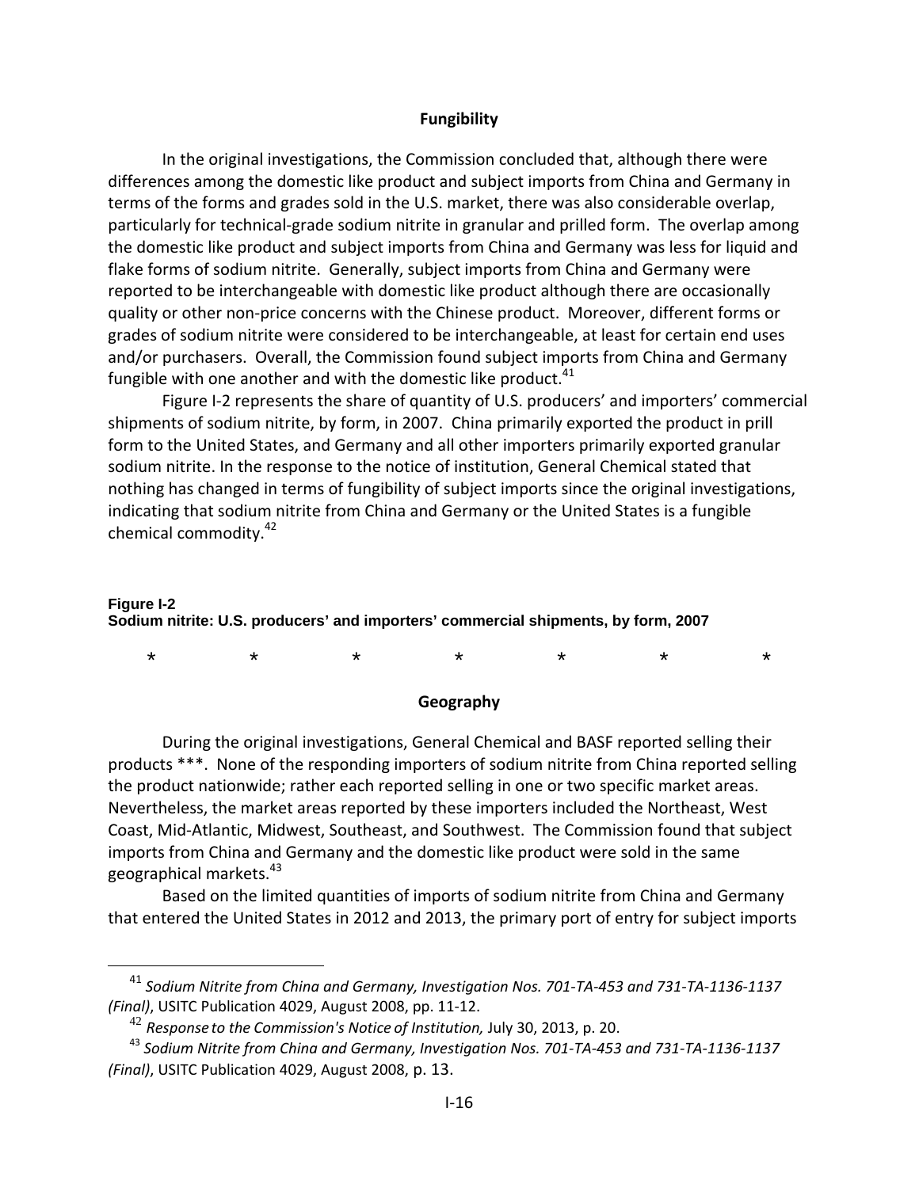### Fungibility

In the original investigations, the Commission concluded that, although there were differences among the domestic like product and subject imports from China and Germany in terms of the forms and grades sold in the U.S. market, there was also considerable overlap, particularly for technical-grade sodium nitrite in granular and prilled form. The overlap among the domestic like product and subject imports from China and Germany was less for liquid and flake forms of sodium nitrite. Generally, subject imports from China and Germany were reported to be interchangeable with domestic like product although there are occasionally quality or other non-price concerns with the Chinese product. Moreover, different forms or grades of sodium nitrite were considered to be interchangeable, at least for certain end uses and/or purchasers. Overall, the Commission found subject imports from China and Germany fungible with one another and with the domestic like product.[41]

Figure I-2 represents the share of quantity of U.S. producers' and importers' commercial shipments of sodium nitrite, by form, in 2007. China primarily exported the product in prill form to the United States, and Germany and all other importers primarily exported granular sodium nitrite. In the response to the notice of institution, General Chemical stated that nothing has changed in terms of fungibility of subject imports since the original investigations, indicating that sodium nitrite from China and Germany or the United States is a fungible chemical commodity.[42]

**Figure I-2**
**Sodium nitrite: U.S. producers' and importers' commercial shipments, by form, 2007**

\* \* \* \* \* \* \*

### Geography

During the original investigations, General Chemical and BASF reported selling their products ***. None of the responding importers of sodium nitrite from China reported selling the product nationwide; rather each reported selling in one or two specific market areas. Nevertheless, the market areas reported by these importers included the Northeast, West Coast, Mid-Atlantic, Midwest, Southeast, and Southwest. The Commission found that subject imports from China and Germany and the domestic like product were sold in the same geographical markets.[43]

Based on the limited quantities of imports of sodium nitrite from China and Germany that entered the United States in 2012 and 2013, the primary port of entry for subject imports

---

[41] *Sodium Nitrite from China and Germany, Investigation Nos. 701-TA-453 and 731-TA-1136-1137 (Final)*, USITC Publication 4029, August 2008, pp. 11-12.

[42] *Response to the Commission's Notice of Institution,* July 30, 2013, p. 20.

[43] *Sodium Nitrite from China and Germany, Investigation Nos. 701-TA-453 and 731-TA-1136-1137 (Final)*, USITC Publication 4029, August 2008, p. 13.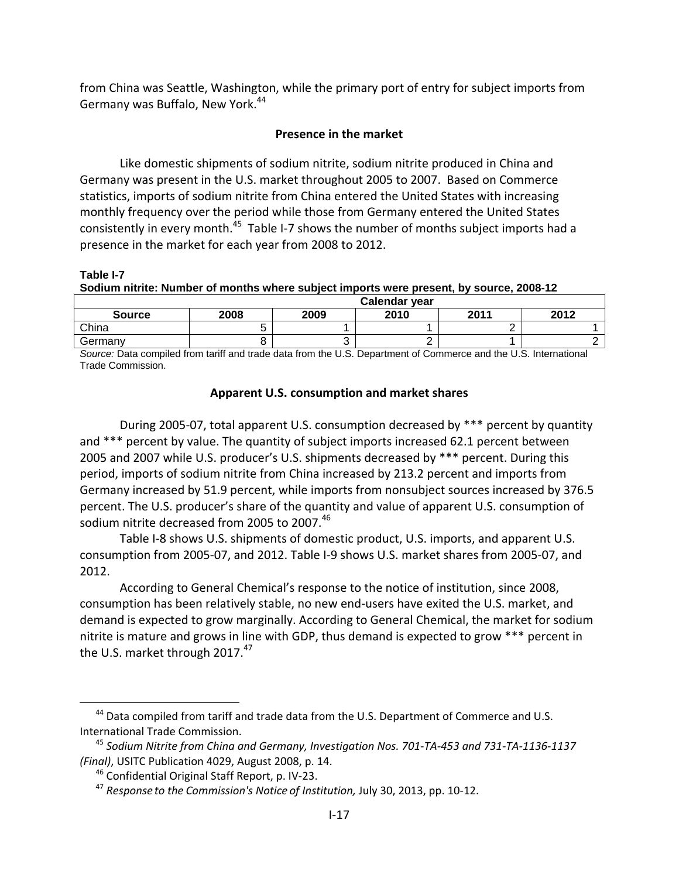from China was Seattle, Washington, while the primary port of entry for subject imports from Germany was Buffalo, New York.[44]

### Presence in the market

Like domestic shipments of sodium nitrite, sodium nitrite produced in China and Germany was present in the U.S. market throughout 2005 to 2007. Based on Commerce statistics, imports of sodium nitrite from China entered the United States with increasing monthly frequency over the period while those from Germany entered the United States consistently in every month.[45] Table I-7 shows the number of months subject imports had a presence in the market for each year from 2008 to 2012.

**Table I-7**
**Sodium nitrite: Number of months where subject imports were present, by source, 2008-12**

| Source | Calendar year | | | | |
|---|---|---|---|---|---|
| | 2008 | 2009 | 2010 | 2011 | 2012 |
| China | 5 | 1 | 1 | 2 | 1 |
| Germany | 8 | 3 | 2 | 1 | 2 |

*Source:* Data compiled from tariff and trade data from the U.S. Department of Commerce and the U.S. International Trade Commission.

### Apparent U.S. consumption and market shares

During 2005-07, total apparent U.S. consumption decreased by *** percent by quantity and *** percent by value. The quantity of subject imports increased 62.1 percent between 2005 and 2007 while U.S. producer's U.S. shipments decreased by *** percent. During this period, imports of sodium nitrite from China increased by 213.2 percent and imports from Germany increased by 51.9 percent, while imports from nonsubject sources increased by 376.5 percent. The U.S. producer's share of the quantity and value of apparent U.S. consumption of sodium nitrite decreased from 2005 to 2007.[46]

Table I-8 shows U.S. shipments of domestic product, U.S. imports, and apparent U.S. consumption from 2005-07, and 2012. Table I-9 shows U.S. market shares from 2005-07, and 2012.

According to General Chemical's response to the notice of institution, since 2008, consumption has been relatively stable, no new end-users have exited the U.S. market, and demand is expected to grow marginally. According to General Chemical, the market for sodium nitrite is mature and grows in line with GDP, thus demand is expected to grow *** percent in the U.S. market through 2017.[47]

---

[44] Data compiled from tariff and trade data from the U.S. Department of Commerce and U.S. International Trade Commission.

[45] *Sodium Nitrite from China and Germany, Investigation Nos. 701-TA-453 and 731-TA-1136-1137 (Final)*, USITC Publication 4029, August 2008, p. 14.

[46] Confidential Original Staff Report, p. IV-23.

[47] *Response to the Commission's Notice of Institution,* July 30, 2013, pp. 10-12.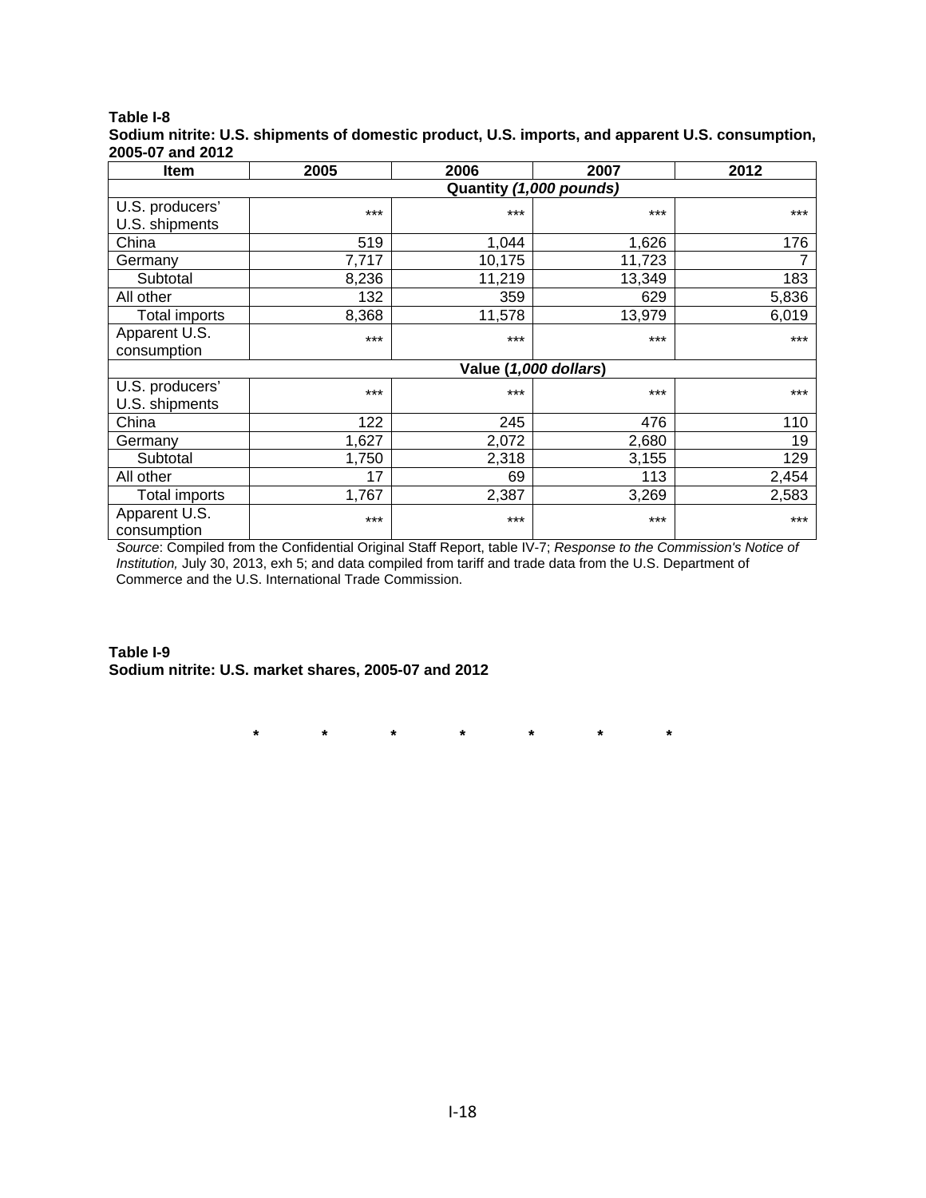**Table I-8**
**Sodium nitrite: U.S. shipments of domestic product, U.S. imports, and apparent U.S. consumption, 2005-07 and 2012**

| Item | 2005 | 2006 | 2007 | 2012 |
|---|---|---|---|---|
| | Quantity *(1,000 pounds)* | | | |
| U.S. producers' U.S. shipments | *** | *** | *** | *** |
| China | 519 | 1,044 | 1,626 | 176 |
| Germany | 7,717 | 10,175 | 11,723 | 7 |
| Subtotal | 8,236 | 11,219 | 13,349 | 183 |
| All other | 132 | 359 | 629 | 5,836 |
| Total imports | 8,368 | 11,578 | 13,979 | 6,019 |
| Apparent U.S. consumption | *** | *** | *** | *** |
| | Value (*1,000 dollars*) | | | |
| U.S. producers' U.S. shipments | *** | *** | *** | *** |
| China | 122 | 245 | 476 | 110 |
| Germany | 1,627 | 2,072 | 2,680 | 19 |
| Subtotal | 1,750 | 2,318 | 3,155 | 129 |
| All other | 17 | 69 | 113 | 2,454 |
| Total imports | 1,767 | 2,387 | 3,269 | 2,583 |
| Apparent U.S. consumption | *** | *** | *** | *** |

*Source*: Compiled from the Confidential Original Staff Report, table IV-7; *Response to the Commission's Notice of Institution,* July 30, 2013, exh 5; and data compiled from tariff and trade data from the U.S. Department of Commerce and the U.S. International Trade Commission.

**Table I-9**
**Sodium nitrite: U.S. market shares, 2005-07 and 2012**

\* \* \* \* \* \* \*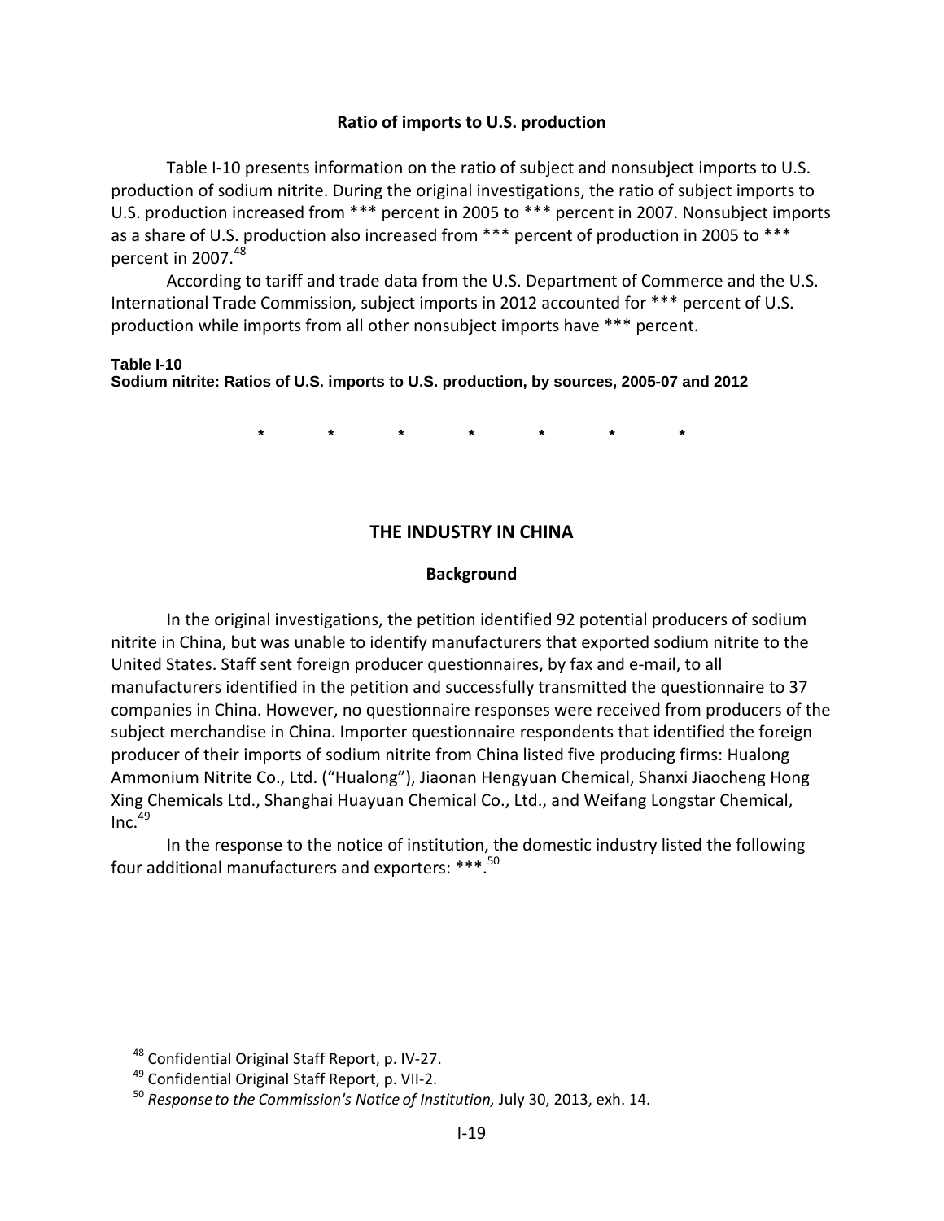### Ratio of imports to U.S. production

Table I-10 presents information on the ratio of subject and nonsubject imports to U.S. production of sodium nitrite. During the original investigations, the ratio of subject imports to U.S. production increased from *** percent in 2005 to *** percent in 2007. Nonsubject imports as a share of U.S. production also increased from *** percent of production in 2005 to *** percent in 2007.[48]

According to tariff and trade data from the U.S. Department of Commerce and the U.S. International Trade Commission, subject imports in 2012 accounted for *** percent of U.S. production while imports from all other nonsubject imports have *** percent.

**Table I-10**
**Sodium nitrite: Ratios of U.S. imports to U.S. production, by sources, 2005-07 and 2012**

\*   \*   \*   \*   \*   \*   \*

## THE INDUSTRY IN CHINA

### Background

In the original investigations, the petition identified 92 potential producers of sodium nitrite in China, but was unable to identify manufacturers that exported sodium nitrite to the United States. Staff sent foreign producer questionnaires, by fax and e-mail, to all manufacturers identified in the petition and successfully transmitted the questionnaire to 37 companies in China. However, no questionnaire responses were received from producers of the subject merchandise in China. Importer questionnaire respondents that identified the foreign producer of their imports of sodium nitrite from China listed five producing firms: Hualong Ammonium Nitrite Co., Ltd. ("Hualong"), Jiaonan Hengyuan Chemical, Shanxi Jiaocheng Hong Xing Chemicals Ltd., Shanghai Huayuan Chemical Co., Ltd., and Weifang Longstar Chemical, Inc.[49]

In the response to the notice of institution, the domestic industry listed the following four additional manufacturers and exporters: ***.[50]

---

[48] Confidential Original Staff Report, p. IV-27.

[49] Confidential Original Staff Report, p. VII-2.

[50] *Response to the Commission's Notice of Institution,* July 30, 2013, exh. 14.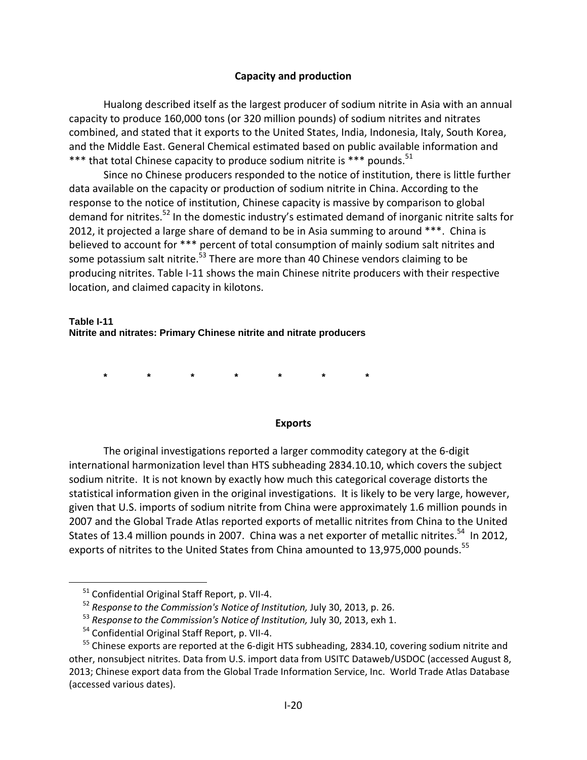### Capacity and production

Hualong described itself as the largest producer of sodium nitrite in Asia with an annual capacity to produce 160,000 tons (or 320 million pounds) of sodium nitrites and nitrates combined, and stated that it exports to the United States, India, Indonesia, Italy, South Korea, and the Middle East. General Chemical estimated based on public available information and *** that total Chinese capacity to produce sodium nitrite is *** pounds.[51]

Since no Chinese producers responded to the notice of institution, there is little further data available on the capacity or production of sodium nitrite in China. According to the response to the notice of institution, Chinese capacity is massive by comparison to global demand for nitrites.[52] In the domestic industry's estimated demand of inorganic nitrite salts for 2012, it projected a large share of demand to be in Asia summing to around ***. China is believed to account for *** percent of total consumption of mainly sodium salt nitrites and some potassium salt nitrite.[53] There are more than 40 Chinese vendors claiming to be producing nitrites. Table I-11 shows the main Chinese nitrite producers with their respective location, and claimed capacity in kilotons.

**Table I-11**
**Nitrite and nitrates: Primary Chinese nitrite and nitrate producers**

\*            \*            \*            \*            \*            \*            \*

### Exports

The original investigations reported a larger commodity category at the 6-digit international harmonization level than HTS subheading 2834.10.10, which covers the subject sodium nitrite. It is not known by exactly how much this categorical coverage distorts the statistical information given in the original investigations. It is likely to be very large, however, given that U.S. imports of sodium nitrite from China were approximately 1.6 million pounds in 2007 and the Global Trade Atlas reported exports of metallic nitrites from China to the United States of 13.4 million pounds in 2007. China was a net exporter of metallic nitrites.[54] In 2012, exports of nitrites to the United States from China amounted to 13,975,000 pounds.[55]

---

[51] Confidential Original Staff Report, p. VII-4.

[52] *Response to the Commission's Notice of Institution,* July 30, 2013, p. 26.

[53] *Response to the Commission's Notice of Institution,* July 30, 2013, exh 1.

[54] Confidential Original Staff Report, p. VII-4.

[55] Chinese exports are reported at the 6-digit HTS subheading, 2834.10, covering sodium nitrite and other, nonsubject nitrites. Data from U.S. import data from USITC Dataweb/USDOC (accessed August 8, 2013; Chinese export data from the Global Trade Information Service, Inc. World Trade Atlas Database (accessed various dates).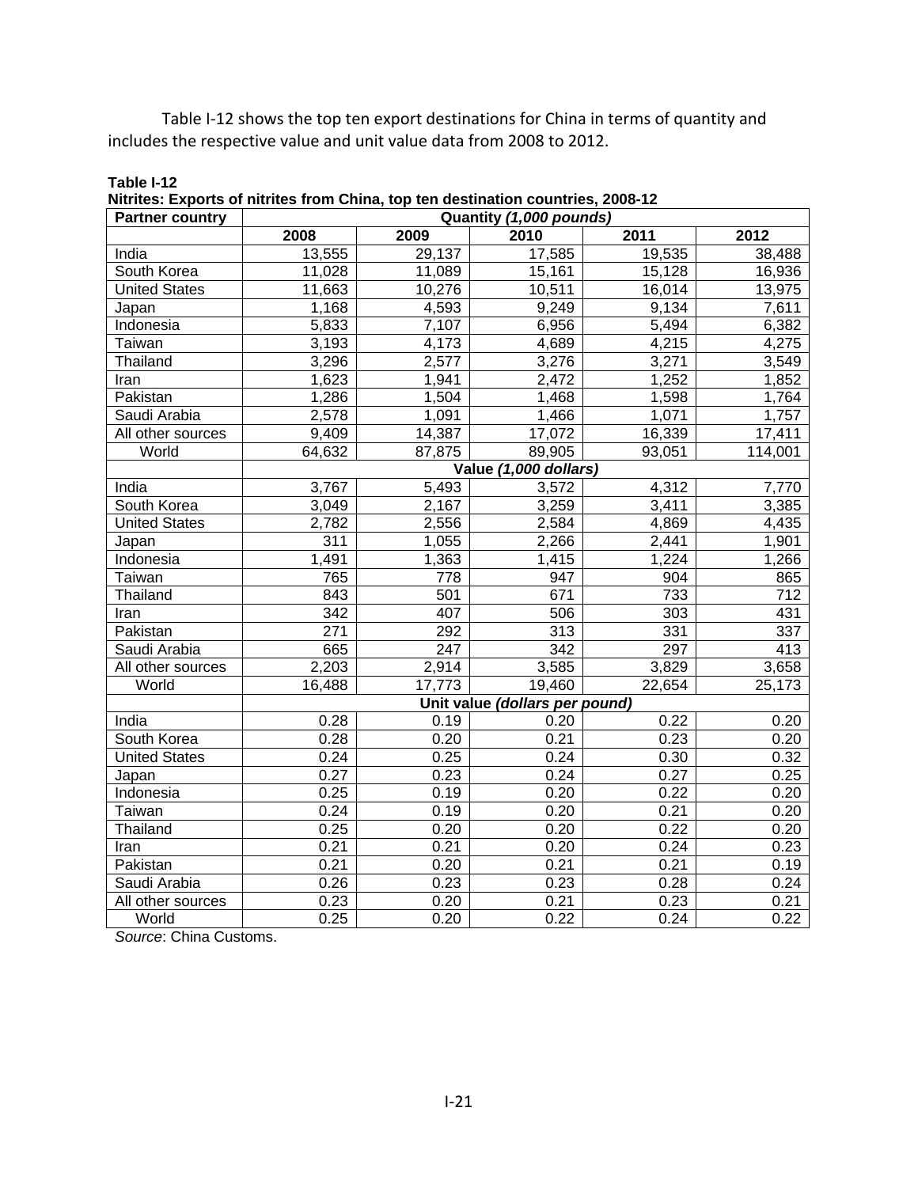Table I-12 shows the top ten export destinations for China in terms of quantity and includes the respective value and unit value data from 2008 to 2012.

**Table I-12**
**Nitrites: Exports of nitrites from China, top ten destination countries, 2008-12**

| Partner country | Quantity *(1,000 pounds)* | | | | |
|---|---|---|---|---|---|
| | 2008 | 2009 | 2010 | 2011 | 2012 |
| India | 13,555 | 29,137 | 17,585 | 19,535 | 38,488 |
| South Korea | 11,028 | 11,089 | 15,161 | 15,128 | 16,936 |
| United States | 11,663 | 10,276 | 10,511 | 16,014 | 13,975 |
| Japan | 1,168 | 4,593 | 9,249 | 9,134 | 7,611 |
| Indonesia | 5,833 | 7,107 | 6,956 | 5,494 | 6,382 |
| Taiwan | 3,193 | 4,173 | 4,689 | 4,215 | 4,275 |
| Thailand | 3,296 | 2,577 | 3,276 | 3,271 | 3,549 |
| Iran | 1,623 | 1,941 | 2,472 | 1,252 | 1,852 |
| Pakistan | 1,286 | 1,504 | 1,468 | 1,598 | 1,764 |
| Saudi Arabia | 2,578 | 1,091 | 1,466 | 1,071 | 1,757 |
| All other sources | 9,409 | 14,387 | 17,072 | 16,339 | 17,411 |
| World | 64,632 | 87,875 | 89,905 | 93,051 | 114,001 |
| | Value *(1,000 dollars)* | | | | |
| India | 3,767 | 5,493 | 3,572 | 4,312 | 7,770 |
| South Korea | 3,049 | 2,167 | 3,259 | 3,411 | 3,385 |
| United States | 2,782 | 2,556 | 2,584 | 4,869 | 4,435 |
| Japan | 311 | 1,055 | 2,266 | 2,441 | 1,901 |
| Indonesia | 1,491 | 1,363 | 1,415 | 1,224 | 1,266 |
| Taiwan | 765 | 778 | 947 | 904 | 865 |
| Thailand | 843 | 501 | 671 | 733 | 712 |
| Iran | 342 | 407 | 506 | 303 | 431 |
| Pakistan | 271 | 292 | 313 | 331 | 337 |
| Saudi Arabia | 665 | 247 | 342 | 297 | 413 |
| All other sources | 2,203 | 2,914 | 3,585 | 3,829 | 3,658 |
| World | 16,488 | 17,773 | 19,460 | 22,654 | 25,173 |
| | Unit value *(dollars per pound)* | | | | |
| India | 0.28 | 0.19 | 0.20 | 0.22 | 0.20 |
| South Korea | 0.28 | 0.20 | 0.21 | 0.23 | 0.20 |
| United States | 0.24 | 0.25 | 0.24 | 0.30 | 0.32 |
| Japan | 0.27 | 0.23 | 0.24 | 0.27 | 0.25 |
| Indonesia | 0.25 | 0.19 | 0.20 | 0.22 | 0.20 |
| Taiwan | 0.24 | 0.19 | 0.20 | 0.21 | 0.20 |
| Thailand | 0.25 | 0.20 | 0.20 | 0.22 | 0.20 |
| Iran | 0.21 | 0.21 | 0.20 | 0.24 | 0.23 |
| Pakistan | 0.21 | 0.20 | 0.21 | 0.21 | 0.19 |
| Saudi Arabia | 0.26 | 0.23 | 0.23 | 0.28 | 0.24 |
| All other sources | 0.23 | 0.20 | 0.21 | 0.23 | 0.21 |
| World | 0.25 | 0.20 | 0.22 | 0.24 | 0.22 |

*Source*: China Customs.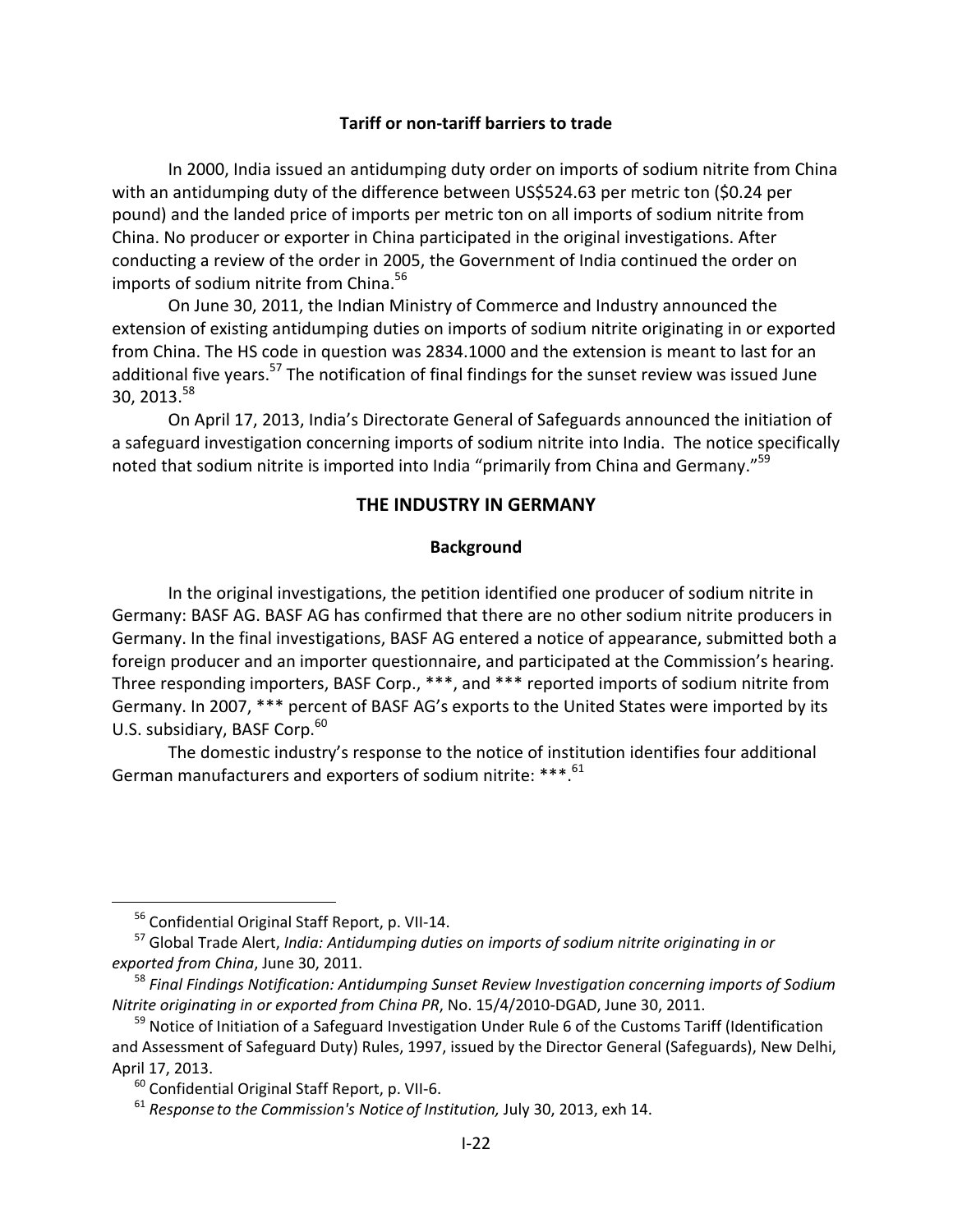**Tariff or non-tariff barriers to trade**

In 2000, India issued an antidumping duty order on imports of sodium nitrite from China with an antidumping duty of the difference between US$524.63 per metric ton ($0.24 per pound) and the landed price of imports per metric ton on all imports of sodium nitrite from China. No producer or exporter in China participated in the original investigations. After conducting a review of the order in 2005, the Government of India continued the order on imports of sodium nitrite from China.[56]

On June 30, 2011, the Indian Ministry of Commerce and Industry announced the extension of existing antidumping duties on imports of sodium nitrite originating in or exported from China. The HS code in question was 2834.1000 and the extension is meant to last for an additional five years.[57] The notification of final findings for the sunset review was issued June 30, 2013.[58]

On April 17, 2013, India's Directorate General of Safeguards announced the initiation of a safeguard investigation concerning imports of sodium nitrite into India. The notice specifically noted that sodium nitrite is imported into India "primarily from China and Germany."[59]

## THE INDUSTRY IN GERMANY

### Background

In the original investigations, the petition identified one producer of sodium nitrite in Germany: BASF AG. BASF AG has confirmed that there are no other sodium nitrite producers in Germany. In the final investigations, BASF AG entered a notice of appearance, submitted both a foreign producer and an importer questionnaire, and participated at the Commission's hearing. Three responding importers, BASF Corp., ***, and *** reported imports of sodium nitrite from Germany. In 2007, *** percent of BASF AG's exports to the United States were imported by its U.S. subsidiary, BASF Corp.[60]

The domestic industry's response to the notice of institution identifies four additional German manufacturers and exporters of sodium nitrite: ***.[61]

---

[56] Confidential Original Staff Report, p. VII-14.

[57] Global Trade Alert, *India: Antidumping duties on imports of sodium nitrite originating in or exported from China*, June 30, 2011.

[58] *Final Findings Notification: Antidumping Sunset Review Investigation concerning imports of Sodium Nitrite originating in or exported from China PR*, No. 15/4/2010-DGAD, June 30, 2011.

[59] Notice of Initiation of a Safeguard Investigation Under Rule 6 of the Customs Tariff (Identification and Assessment of Safeguard Duty) Rules, 1997, issued by the Director General (Safeguards), New Delhi, April 17, 2013.

[60] Confidential Original Staff Report, p. VII-6.

[61] *Response to the Commission's Notice of Institution,* July 30, 2013, exh 14.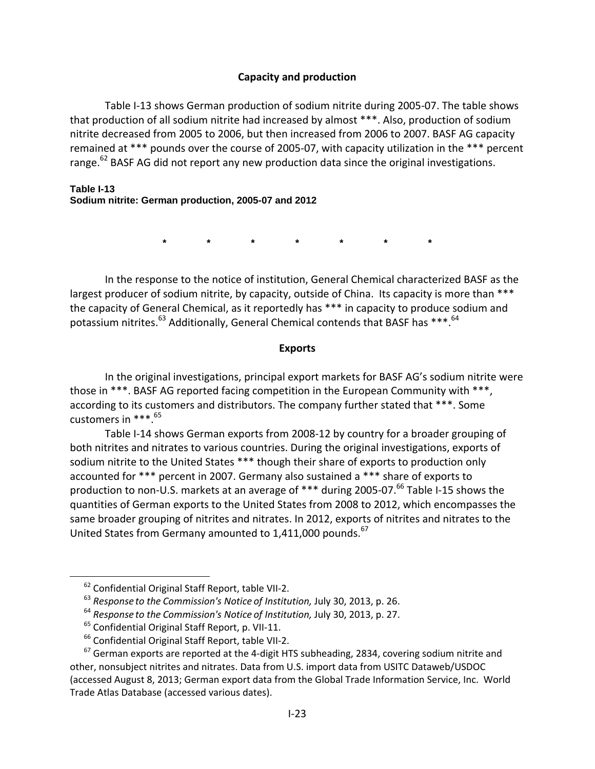## Capacity and production

Table I-13 shows German production of sodium nitrite during 2005-07. The table shows that production of all sodium nitrite had increased by almost ***. Also, production of sodium nitrite decreased from 2005 to 2006, but then increased from 2006 to 2007. BASF AG capacity remained at *** pounds over the course of 2005-07, with capacity utilization in the *** percent range.[62] BASF AG did not report any new production data since the original investigations.

**Table I-13**
**Sodium nitrite: German production, 2005-07 and 2012**

\*       \*       \*       \*       \*       \*       \*

In the response to the notice of institution, General Chemical characterized BASF as the largest producer of sodium nitrite, by capacity, outside of China. Its capacity is more than *** the capacity of General Chemical, as it reportedly has *** in capacity to produce sodium and potassium nitrites.[63] Additionally, General Chemical contends that BASF has ***.[64]

## Exports

In the original investigations, principal export markets for BASF AG's sodium nitrite were those in ***. BASF AG reported facing competition in the European Community with ***, according to its customers and distributors. The company further stated that ***. Some customers in ***.[65]

Table I-14 shows German exports from 2008-12 by country for a broader grouping of both nitrites and nitrates to various countries. During the original investigations, exports of sodium nitrite to the United States *** though their share of exports to production only accounted for *** percent in 2007. Germany also sustained a *** share of exports to production to non-U.S. markets at an average of *** during 2005-07.[66] Table I-15 shows the quantities of German exports to the United States from 2008 to 2012, which encompasses the same broader grouping of nitrites and nitrates. In 2012, exports of nitrites and nitrates to the United States from Germany amounted to 1,411,000 pounds.[67]

---

[62] Confidential Original Staff Report, table VII-2.

[63] *Response to the Commission's Notice of Institution,* July 30, 2013, p. 26.

[64] *Response to the Commission's Notice of Institution,* July 30, 2013, p. 27.

[65] Confidential Original Staff Report, p. VII-11.

[66] Confidential Original Staff Report, table VII-2.

[67] German exports are reported at the 4-digit HTS subheading, 2834, covering sodium nitrite and other, nonsubject nitrites and nitrates. Data from U.S. import data from USITC Dataweb/USDOC (accessed August 8, 2013; German export data from the Global Trade Information Service, Inc. World Trade Atlas Database (accessed various dates).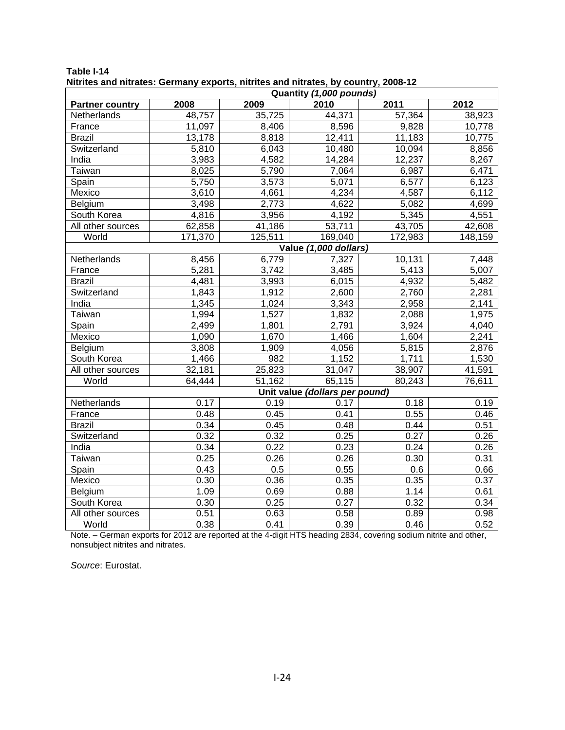**Table I-14**
**Nitrites and nitrates: Germany exports, nitrites and nitrates, by country, 2008-12**

| Partner country | 2008 | 2009 | 2010 | 2011 | 2012 |
|---|---|---|---|---|---|
| | | | **Quantity *(1,000 pounds)*** | | |
| Netherlands | 48,757 | 35,725 | 44,371 | 57,364 | 38,923 |
| France | 11,097 | 8,406 | 8,596 | 9,828 | 10,778 |
| Brazil | 13,178 | 8,818 | 12,411 | 11,183 | 10,775 |
| Switzerland | 5,810 | 6,043 | 10,480 | 10,094 | 8,856 |
| India | 3,983 | 4,582 | 14,284 | 12,237 | 8,267 |
| Taiwan | 8,025 | 5,790 | 7,064 | 6,987 | 6,471 |
| Spain | 5,750 | 3,573 | 5,071 | 6,577 | 6,123 |
| Mexico | 3,610 | 4,661 | 4,234 | 4,587 | 6,112 |
| Belgium | 3,498 | 2,773 | 4,622 | 5,082 | 4,699 |
| South Korea | 4,816 | 3,956 | 4,192 | 5,345 | 4,551 |
| All other sources | 62,858 | 41,186 | 53,711 | 43,705 | 42,608 |
| World | 171,370 | 125,511 | 169,040 | 172,983 | 148,159 |
| | | | **Value *(1,000 dollars)*** | | |
| Netherlands | 8,456 | 6,779 | 7,327 | 10,131 | 7,448 |
| France | 5,281 | 3,742 | 3,485 | 5,413 | 5,007 |
| Brazil | 4,481 | 3,993 | 6,015 | 4,932 | 5,482 |
| Switzerland | 1,843 | 1,912 | 2,600 | 2,760 | 2,281 |
| India | 1,345 | 1,024 | 3,343 | 2,958 | 2,141 |
| Taiwan | 1,994 | 1,527 | 1,832 | 2,088 | 1,975 |
| Spain | 2,499 | 1,801 | 2,791 | 3,924 | 4,040 |
| Mexico | 1,090 | 1,670 | 1,466 | 1,604 | 2,241 |
| Belgium | 3,808 | 1,909 | 4,056 | 5,815 | 2,876 |
| South Korea | 1,466 | 982 | 1,152 | 1,711 | 1,530 |
| All other sources | 32,181 | 25,823 | 31,047 | 38,907 | 41,591 |
| World | 64,444 | 51,162 | 65,115 | 80,243 | 76,611 |
| | | | **Unit value *(dollars per pound)*** | | |
| Netherlands | 0.17 | 0.19 | 0.17 | 0.18 | 0.19 |
| France | 0.48 | 0.45 | 0.41 | 0.55 | 0.46 |
| Brazil | 0.34 | 0.45 | 0.48 | 0.44 | 0.51 |
| Switzerland | 0.32 | 0.32 | 0.25 | 0.27 | 0.26 |
| India | 0.34 | 0.22 | 0.23 | 0.24 | 0.26 |
| Taiwan | 0.25 | 0.26 | 0.26 | 0.30 | 0.31 |
| Spain | 0.43 | 0.5 | 0.55 | 0.6 | 0.66 |
| Mexico | 0.30 | 0.36 | 0.35 | 0.35 | 0.37 |
| Belgium | 1.09 | 0.69 | 0.88 | 1.14 | 0.61 |
| South Korea | 0.30 | 0.25 | 0.27 | 0.32 | 0.34 |
| All other sources | 0.51 | 0.63 | 0.58 | 0.89 | 0.98 |
| World | 0.38 | 0.41 | 0.39 | 0.46 | 0.52 |

Note. – German exports for 2012 are reported at the 4-digit HTS heading 2834, covering sodium nitrite and other, nonsubject nitrites and nitrates.

*Source*: Eurostat.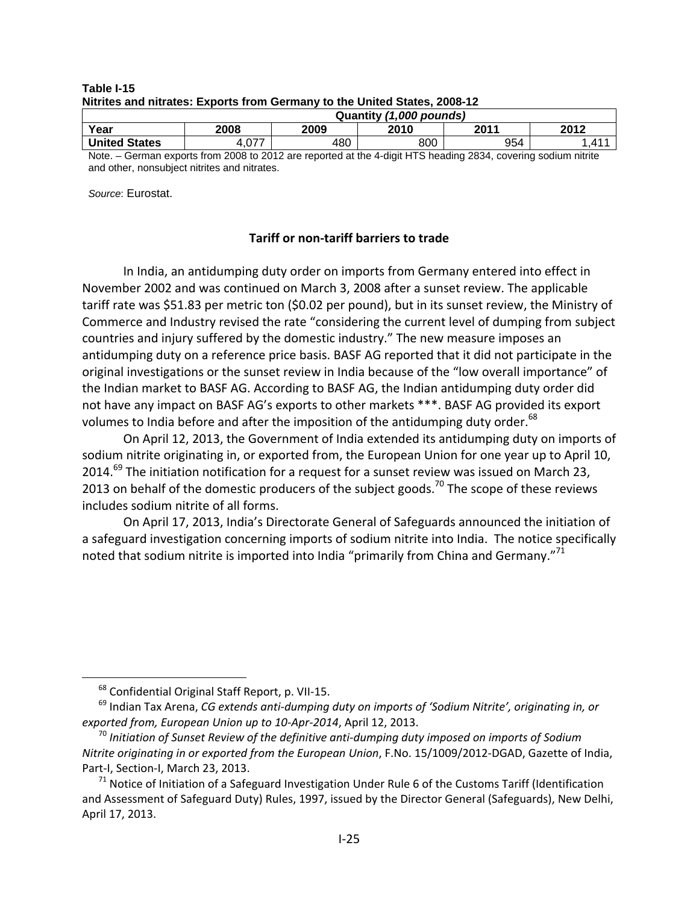**Table I-15**
**Nitrites and nitrates: Exports from Germany to the United States, 2008-12**

| | Quantity *(1,000 pounds)* | | | | |
|---|---|---|---|---|---|
| Year | 2008 | 2009 | 2010 | 2011 | 2012 |
| United States | 4,077 | 480 | 800 | 954 | 1,411 |

Note. – German exports from 2008 to 2012 are reported at the 4-digit HTS heading 2834, covering sodium nitrite and other, nonsubject nitrites and nitrates.

*Source*: Eurostat.

### Tariff or non-tariff barriers to trade

In India, an antidumping duty order on imports from Germany entered into effect in November 2002 and was continued on March 3, 2008 after a sunset review. The applicable tariff rate was $51.83 per metric ton ($0.02 per pound), but in its sunset review, the Ministry of Commerce and Industry revised the rate "considering the current level of dumping from subject countries and injury suffered by the domestic industry." The new measure imposes an antidumping duty on a reference price basis. BASF AG reported that it did not participate in the original investigations or the sunset review in India because of the "low overall importance" of the Indian market to BASF AG. According to BASF AG, the Indian antidumping duty order did not have any impact on BASF AG's exports to other markets ***. BASF AG provided its export volumes to India before and after the imposition of the antidumping duty order.[68]

On April 12, 2013, the Government of India extended its antidumping duty on imports of sodium nitrite originating in, or exported from, the European Union for one year up to April 10, 2014.[69] The initiation notification for a request for a sunset review was issued on March 23, 2013 on behalf of the domestic producers of the subject goods.[70] The scope of these reviews includes sodium nitrite of all forms.

On April 17, 2013, India's Directorate General of Safeguards announced the initiation of a safeguard investigation concerning imports of sodium nitrite into India. The notice specifically noted that sodium nitrite is imported into India "primarily from China and Germany."[71]

---

[68] Confidential Original Staff Report, p. VII-15.

[69] Indian Tax Arena, *CG extends anti-dumping duty on imports of 'Sodium Nitrite', originating in, or exported from, European Union up to 10-Apr-2014*, April 12, 2013.

[70] *Initiation of Sunset Review of the definitive anti-dumping duty imposed on imports of Sodium Nitrite originating in or exported from the European Union*, F.No. 15/1009/2012-DGAD, Gazette of India, Part-I, Section-I, March 23, 2013.

[71] Notice of Initiation of a Safeguard Investigation Under Rule 6 of the Customs Tariff (Identification and Assessment of Safeguard Duty) Rules, 1997, issued by the Director General (Safeguards), New Delhi, April 17, 2013.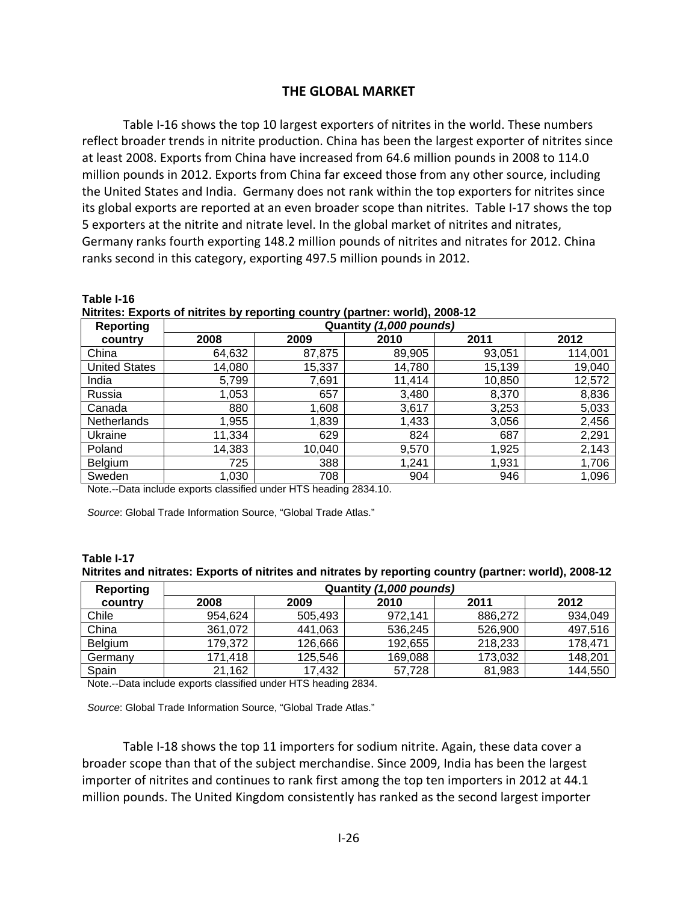## THE GLOBAL MARKET

Table I-16 shows the top 10 largest exporters of nitrites in the world. These numbers reflect broader trends in nitrite production. China has been the largest exporter of nitrites since at least 2008. Exports from China have increased from 64.6 million pounds in 2008 to 114.0 million pounds in 2012. Exports from China far exceed those from any other source, including the United States and India. Germany does not rank within the top exporters for nitrites since its global exports are reported at an even broader scope than nitrites. Table I-17 shows the top 5 exporters at the nitrite and nitrate level. In the global market of nitrites and nitrates, Germany ranks fourth exporting 148.2 million pounds of nitrites and nitrates for 2012. China ranks second in this category, exporting 497.5 million pounds in 2012.

**Table I-16**
**Nitrites: Exports of nitrites by reporting country (partner: world), 2008-12**

| Reporting country | Quantity *(1,000 pounds)* | | | | |
|---|---|---|---|---|---|
| | 2008 | 2009 | 2010 | 2011 | 2012 |
| China | 64,632 | 87,875 | 89,905 | 93,051 | 114,001 |
| United States | 14,080 | 15,337 | 14,780 | 15,139 | 19,040 |
| India | 5,799 | 7,691 | 11,414 | 10,850 | 12,572 |
| Russia | 1,053 | 657 | 3,480 | 8,370 | 8,836 |
| Canada | 880 | 1,608 | 3,617 | 3,253 | 5,033 |
| Netherlands | 1,955 | 1,839 | 1,433 | 3,056 | 2,456 |
| Ukraine | 11,334 | 629 | 824 | 687 | 2,291 |
| Poland | 14,383 | 10,040 | 9,570 | 1,925 | 2,143 |
| Belgium | 725 | 388 | 1,241 | 1,931 | 1,706 |
| Sweden | 1,030 | 708 | 904 | 946 | 1,096 |

Note.--Data include exports classified under HTS heading 2834.10.

*Source*: Global Trade Information Source, "Global Trade Atlas."

**Table I-17**
**Nitrites and nitrates: Exports of nitrites and nitrates by reporting country (partner: world), 2008-12**

| Reporting country | Quantity *(1,000 pounds)* | | | | |
|---|---|---|---|---|---|
| | 2008 | 2009 | 2010 | 2011 | 2012 |
| Chile | 954,624 | 505,493 | 972,141 | 886,272 | 934,049 |
| China | 361,072 | 441,063 | 536,245 | 526,900 | 497,516 |
| Belgium | 179,372 | 126,666 | 192,655 | 218,233 | 178,471 |
| Germany | 171,418 | 125,546 | 169,088 | 173,032 | 148,201 |
| Spain | 21,162 | 17,432 | 57,728 | 81,983 | 144,550 |

Note.--Data include exports classified under HTS heading 2834.

*Source*: Global Trade Information Source, "Global Trade Atlas."

Table I-18 shows the top 11 importers for sodium nitrite. Again, these data cover a broader scope than that of the subject merchandise. Since 2009, India has been the largest importer of nitrites and continues to rank first among the top ten importers in 2012 at 44.1 million pounds. The United Kingdom consistently has ranked as the second largest importer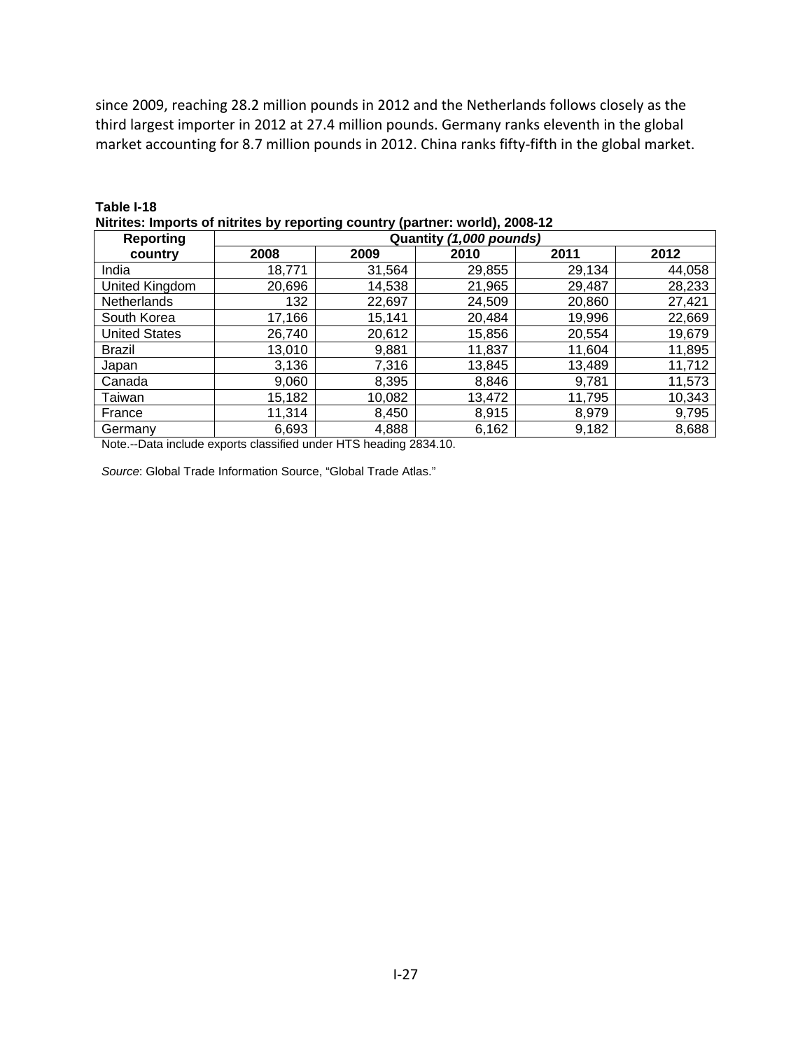since 2009, reaching 28.2 million pounds in 2012 and the Netherlands follows closely as the third largest importer in 2012 at 27.4 million pounds. Germany ranks eleventh in the global market accounting for 8.7 million pounds in 2012. China ranks fifty-fifth in the global market.

**Table I-18**
**Nitrites: Imports of nitrites by reporting country (partner: world), 2008-12**

| Reporting country | Quantity *(1,000 pounds)* | | | | |
|---|---|---|---|---|---|
| | 2008 | 2009 | 2010 | 2011 | 2012 |
| India | 18,771 | 31,564 | 29,855 | 29,134 | 44,058 |
| United Kingdom | 20,696 | 14,538 | 21,965 | 29,487 | 28,233 |
| Netherlands | 132 | 22,697 | 24,509 | 20,860 | 27,421 |
| South Korea | 17,166 | 15,141 | 20,484 | 19,996 | 22,669 |
| United States | 26,740 | 20,612 | 15,856 | 20,554 | 19,679 |
| Brazil | 13,010 | 9,881 | 11,837 | 11,604 | 11,895 |
| Japan | 3,136 | 7,316 | 13,845 | 13,489 | 11,712 |
| Canada | 9,060 | 8,395 | 8,846 | 9,781 | 11,573 |
| Taiwan | 15,182 | 10,082 | 13,472 | 11,795 | 10,343 |
| France | 11,314 | 8,450 | 8,915 | 8,979 | 9,795 |
| Germany | 6,693 | 4,888 | 6,162 | 9,182 | 8,688 |

Note.--Data include exports classified under HTS heading 2834.10.

*Source*: Global Trade Information Source, "Global Trade Atlas."